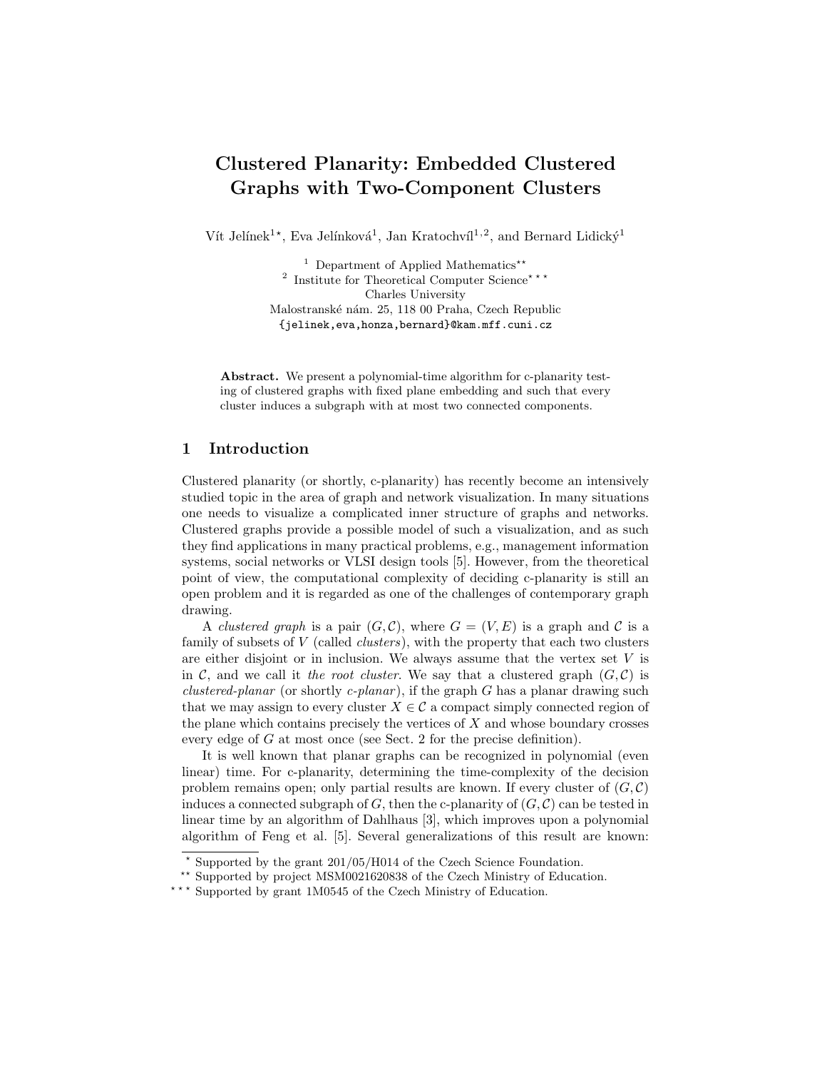# Clustered Planarity: Embedded Clustered Graphs with Two-Component Clusters

Vít Jelínek[1,⋆], Eva Jelínková[1], Jan Kratochvíl[1,2], and Bernard Lidický[1]

[1] Department of Applied Mathematics[⋆⋆]
[2] Institute for Theoretical Computer Science[⋆⋆⋆]
Charles University
Malostranské nám. 25, 118 00 Praha, Czech Republic
{jelinek,eva,honza,bernard}@kam.mff.cuni.cz

**Abstract.** We present a polynomial-time algorithm for c-planarity testing of clustered graphs with fixed plane embedding and such that every cluster induces a subgraph with at most two connected components.

## 1 Introduction

Clustered planarity (or shortly, c-planarity) has recently become an intensively studied topic in the area of graph and network visualization. In many situations one needs to visualize a complicated inner structure of graphs and networks. Clustered graphs provide a possible model of such a visualization, and as such they find applications in many practical problems, e.g., management information systems, social networks or VLSI design tools [5]. However, from the theoretical point of view, the computational complexity of deciding c-planarity is still an open problem and it is regarded as one of the challenges of contemporary graph drawing.

A *clustered graph* is a pair $(G, \mathcal{C})$, where $G = (V, E)$ is a graph and $\mathcal{C}$ is a family of subsets of $V$ (called *clusters*), with the property that each two clusters are either disjoint or in inclusion. We always assume that the vertex set $V$ is in $\mathcal{C}$, and we call it *the root cluster*. We say that a clustered graph $(G, \mathcal{C})$ is *clustered-planar* (or shortly *c-planar*), if the graph $G$ has a planar drawing such that we may assign to every cluster $X \in \mathcal{C}$ a compact simply connected region of the plane which contains precisely the vertices of $X$ and whose boundary crosses every edge of $G$ at most once (see Sect. 2 for the precise definition).

It is well known that planar graphs can be recognized in polynomial (even linear) time. For c-planarity, determining the time-complexity of the decision problem remains open; only partial results are known. If every cluster of $(G, \mathcal{C})$ induces a connected subgraph of $G$, then the c-planarity of $(G, \mathcal{C})$ can be tested in linear time by an algorithm of Dahlhaus [3], which improves upon a polynomial algorithm of Feng et al. [5]. Several generalizations of this result are known:

[⋆] Supported by the grant 201/05/H014 of the Czech Science Foundation.
[⋆⋆] Supported by project MSM0021620838 of the Czech Ministry of Education.
[⋆⋆⋆] Supported by grant 1M0545 of the Czech Ministry of Education.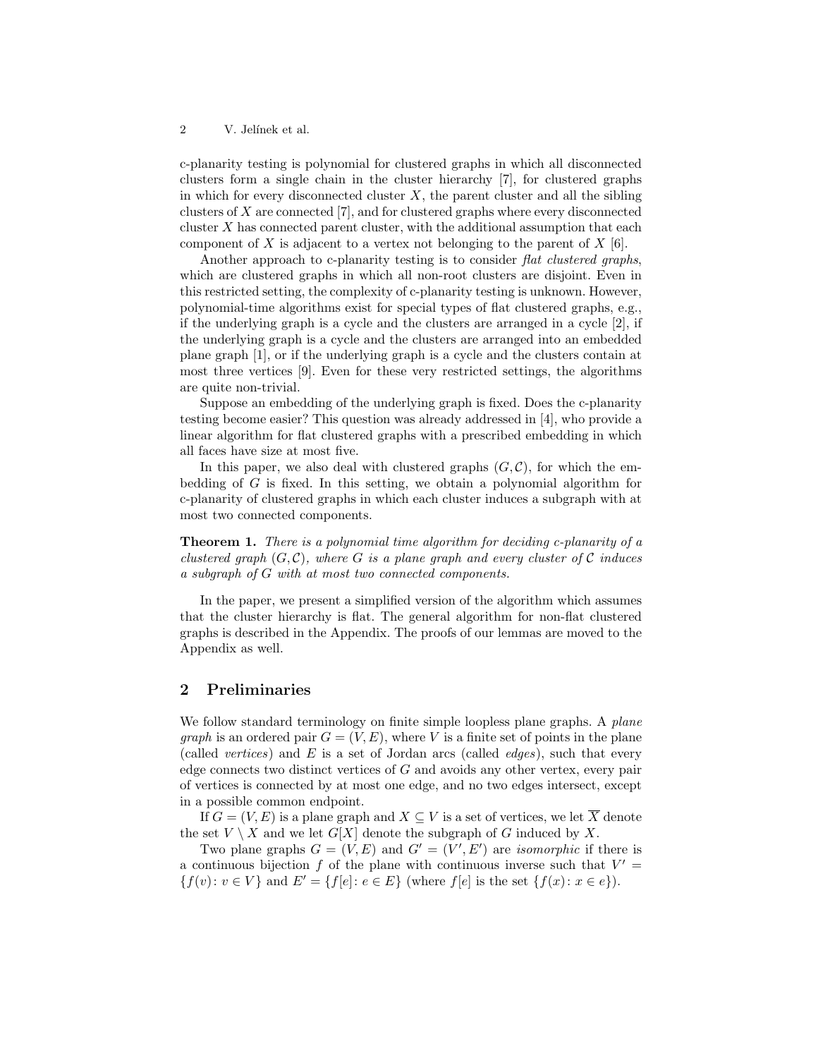c-planarity testing is polynomial for clustered graphs in which all disconnected clusters form a single chain in the cluster hierarchy [7], for clustered graphs in which for every disconnected cluster $X$, the parent cluster and all the sibling clusters of $X$ are connected [7], and for clustered graphs where every disconnected cluster $X$ has connected parent cluster, with the additional assumption that each component of $X$ is adjacent to a vertex not belonging to the parent of $X$ [6].

Another approach to c-planarity testing is to consider *flat clustered graphs*, which are clustered graphs in which all non-root clusters are disjoint. Even in this restricted setting, the complexity of c-planarity testing is unknown. However, polynomial-time algorithms exist for special types of flat clustered graphs, e.g., if the underlying graph is a cycle and the clusters are arranged in a cycle [2], if the underlying graph is a cycle and the clusters are arranged into an embedded plane graph [1], or if the underlying graph is a cycle and the clusters contain at most three vertices [9]. Even for these very restricted settings, the algorithms are quite non-trivial.

Suppose an embedding of the underlying graph is fixed. Does the c-planarity testing become easier? This question was already addressed in [4], who provide a linear algorithm for flat clustered graphs with a prescribed embedding in which all faces have size at most five.

In this paper, we also deal with clustered graphs $(G, \mathcal{C})$, for which the embedding of $G$ is fixed. In this setting, we obtain a polynomial algorithm for c-planarity of clustered graphs in which each cluster induces a subgraph with at most two connected components.

**Theorem 1.** *There is a polynomial time algorithm for deciding c-planarity of a clustered graph $(G, \mathcal{C})$, where $G$ is a plane graph and every cluster of $\mathcal{C}$ induces a subgraph of $G$ with at most two connected components.*

In the paper, we present a simplified version of the algorithm which assumes that the cluster hierarchy is flat. The general algorithm for non-flat clustered graphs is described in the Appendix. The proofs of our lemmas are moved to the Appendix as well.

## 2 Preliminaries

We follow standard terminology on finite simple loopless plane graphs. A *plane graph* is an ordered pair $G = (V, E)$, where $V$ is a finite set of points in the plane (called *vertices*) and $E$ is a set of Jordan arcs (called *edges*), such that every edge connects two distinct vertices of $G$ and avoids any other vertex, every pair of vertices is connected by at most one edge, and no two edges intersect, except in a possible common endpoint.

If $G = (V, E)$ is a plane graph and $X \subseteq V$ is a set of vertices, we let $\overline{X}$ denote the set $V \setminus X$ and we let $G[X]$ denote the subgraph of $G$ induced by $X$.

Two plane graphs $G = (V, E)$ and $G' = (V', E')$ are *isomorphic* if there is a continuous bijection $f$ of the plane with continuous inverse such that $V' = \{f(v) \colon v \in V\}$ and $E' = \{f[e] \colon e \in E\}$ (where $f[e]$ is the set $\{f(x) \colon x \in e\}$).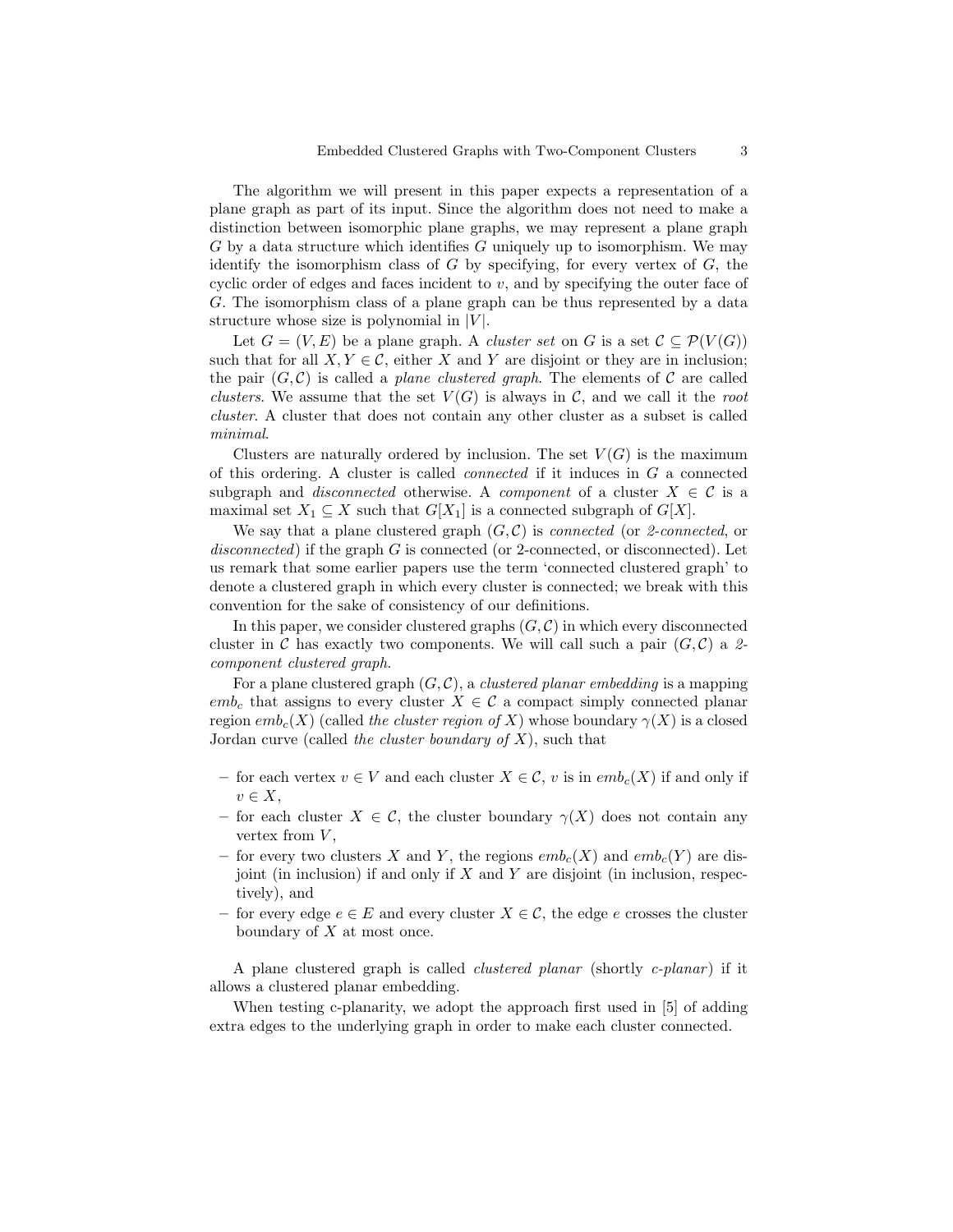The algorithm we will present in this paper expects a representation of a plane graph as part of its input. Since the algorithm does not need to make a distinction between isomorphic plane graphs, we may represent a plane graph $G$ by a data structure which identifies $G$ uniquely up to isomorphism. We may identify the isomorphism class of $G$ by specifying, for every vertex of $G$, the cyclic order of edges and faces incident to $v$, and by specifying the outer face of $G$. The isomorphism class of a plane graph can be thus represented by a data structure whose size is polynomial in $|V|$.

Let $G = (V, E)$ be a plane graph. A *cluster set* on $G$ is a set $\mathcal{C} \subseteq \mathcal{P}(V(G))$ such that for all $X, Y \in \mathcal{C}$, either $X$ and $Y$ are disjoint or they are in inclusion; the pair $(G, \mathcal{C})$ is called a *plane clustered graph*. The elements of $\mathcal{C}$ are called *clusters*. We assume that the set $V(G)$ is always in $\mathcal{C}$, and we call it the *root cluster*. A cluster that does not contain any other cluster as a subset is called *minimal*.

Clusters are naturally ordered by inclusion. The set $V(G)$ is the maximum of this ordering. A cluster is called *connected* if it induces in $G$ a connected subgraph and *disconnected* otherwise. A *component* of a cluster $X \in \mathcal{C}$ is a maximal set $X_1 \subseteq X$ such that $G[X_1]$ is a connected subgraph of $G[X]$.

We say that a plane clustered graph $(G, \mathcal{C})$ is *connected* (or *2-connected*, or *disconnected*) if the graph $G$ is connected (or 2-connected, or disconnected). Let us remark that some earlier papers use the term 'connected clustered graph' to denote a clustered graph in which every cluster is connected; we break with this convention for the sake of consistency of our definitions.

In this paper, we consider clustered graphs $(G, \mathcal{C})$ in which every disconnected cluster in $\mathcal{C}$ has exactly two components. We will call such a pair $(G, \mathcal{C})$ a *2-component clustered graph*.

For a plane clustered graph $(G, \mathcal{C})$, a *clustered planar embedding* is a mapping $emb_c$ that assigns to every cluster $X \in \mathcal{C}$ a compact simply connected planar region $emb_c(X)$ (called *the cluster region of* $X$) whose boundary $\gamma(X)$ is a closed Jordan curve (called *the cluster boundary of* $X$), such that

- for each vertex $v \in V$ and each cluster $X \in \mathcal{C}$, $v$ is in $emb_c(X)$ if and only if $v \in X$,
- for each cluster $X \in \mathcal{C}$, the cluster boundary $\gamma(X)$ does not contain any vertex from $V$,
- for every two clusters $X$ and $Y$, the regions $emb_c(X)$ and $emb_c(Y)$ are disjoint (in inclusion) if and only if $X$ and $Y$ are disjoint (in inclusion, respectively), and
- for every edge $e \in E$ and every cluster $X \in \mathcal{C}$, the edge $e$ crosses the cluster boundary of $X$ at most once.

A plane clustered graph is called *clustered planar* (shortly *c-planar*) if it allows a clustered planar embedding.

When testing c-planarity, we adopt the approach first used in [5] of adding extra edges to the underlying graph in order to make each cluster connected.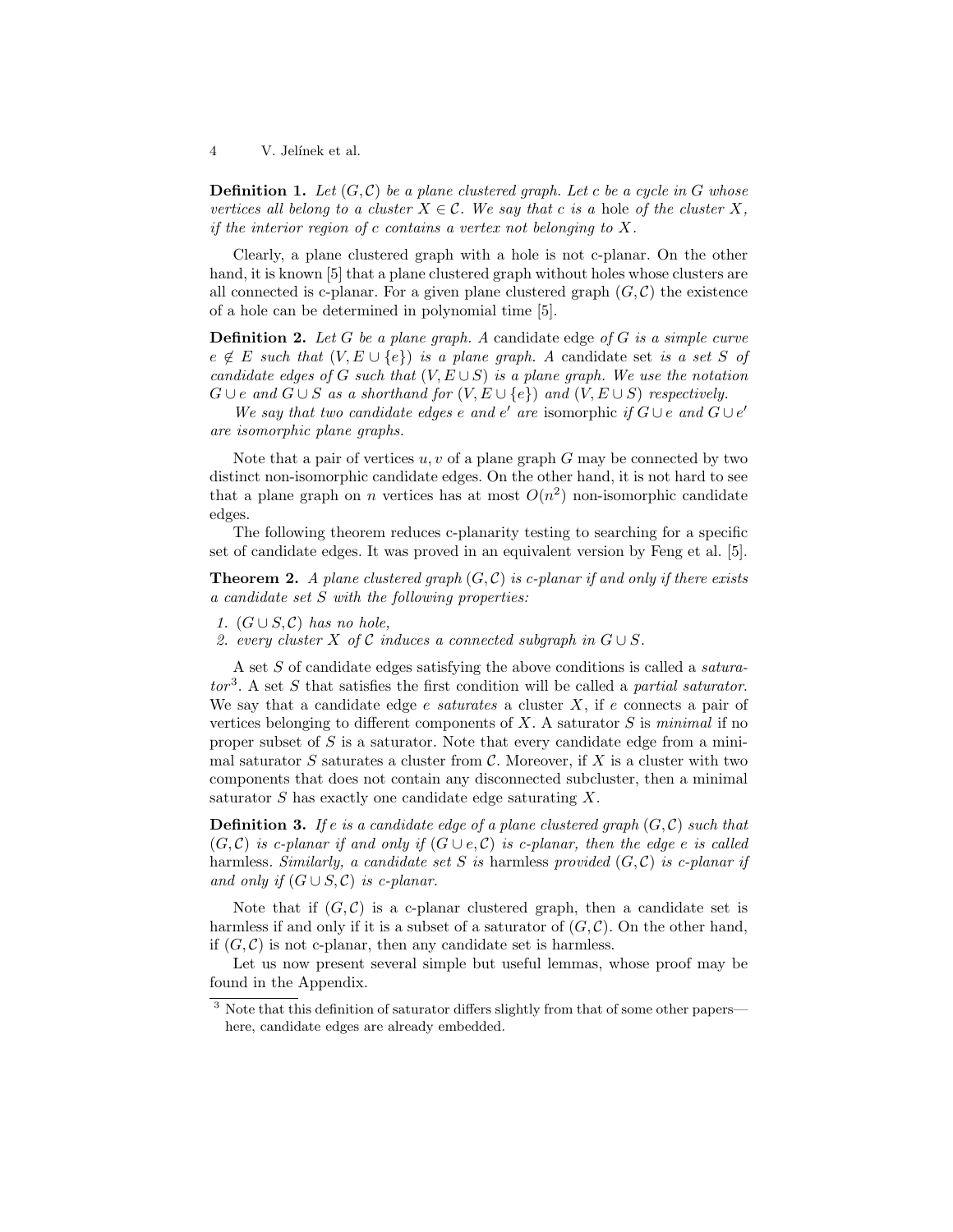**Definition 1.** *Let $(G, \mathcal{C})$ be a plane clustered graph. Let $c$ be a cycle in $G$ whose vertices all belong to a cluster $X \in \mathcal{C}$. We say that $c$ is a* hole *of the cluster $X$, if the interior region of $c$ contains a vertex not belonging to $X$.*

Clearly, a plane clustered graph with a hole is not c-planar. On the other hand, it is known [5] that a plane clustered graph without holes whose clusters are all connected is c-planar. For a given plane clustered graph $(G, \mathcal{C})$ the existence of a hole can be determined in polynomial time [5].

**Definition 2.** *Let $G$ be a plane graph. A* candidate edge *of $G$ is a simple curve $e \notin E$ such that $(V, E \cup \{e\})$ is a plane graph. A* candidate set *is a set $S$ of candidate edges of $G$ such that $(V, E \cup S)$ is a plane graph. We use the notation $G \cup e$ and $G \cup S$ as a shorthand for $(V, E \cup \{e\})$ and $(V, E \cup S)$ respectively.*

*We say that two candidate edges $e$ and $e'$ are* isomorphic *if $G \cup e$ and $G \cup e'$ are isomorphic plane graphs.*

Note that a pair of vertices $u, v$ of a plane graph $G$ may be connected by two distinct non-isomorphic candidate edges. On the other hand, it is not hard to see that a plane graph on $n$ vertices has at most $O(n^2)$ non-isomorphic candidate edges.

The following theorem reduces c-planarity testing to searching for a specific set of candidate edges. It was proved in an equivalent version by Feng et al. [5].

**Theorem 2.** *A plane clustered graph $(G, \mathcal{C})$ is c-planar if and only if there exists a candidate set $S$ with the following properties:*

1. *$(G \cup S, \mathcal{C})$ has no hole,*
2. *every cluster $X$ of $\mathcal{C}$ induces a connected subgraph in $G \cup S$.*

A set $S$ of candidate edges satisfying the above conditions is called a *saturator*[3]. A set $S$ that satisfies the first condition will be called a *partial saturator*. We say that a candidate edge $e$ *saturates* a cluster $X$, if $e$ connects a pair of vertices belonging to different components of $X$. A saturator $S$ is *minimal* if no proper subset of $S$ is a saturator. Note that every candidate edge from a minimal saturator $S$ saturates a cluster from $\mathcal{C}$. Moreover, if $X$ is a cluster with two components that does not contain any disconnected subcluster, then a minimal saturator $S$ has exactly one candidate edge saturating $X$.

**Definition 3.** *If $e$ is a candidate edge of a plane clustered graph $(G, \mathcal{C})$ such that $(G, \mathcal{C})$ is c-planar if and only if $(G \cup e, \mathcal{C})$ is c-planar, then the edge $e$ is called* harmless*. Similarly, a candidate set $S$ is* harmless *provided $(G, \mathcal{C})$ is c-planar if and only if $(G \cup S, \mathcal{C})$ is c-planar.*

Note that if $(G, \mathcal{C})$ is a c-planar clustered graph, then a candidate set is harmless if and only if it is a subset of a saturator of $(G, \mathcal{C})$. On the other hand, if $(G, \mathcal{C})$ is not c-planar, then any candidate set is harmless.

Let us now present several simple but useful lemmas, whose proof may be found in the Appendix.

[3] Note that this definition of saturator differs slightly from that of some other papers—here, candidate edges are already embedded.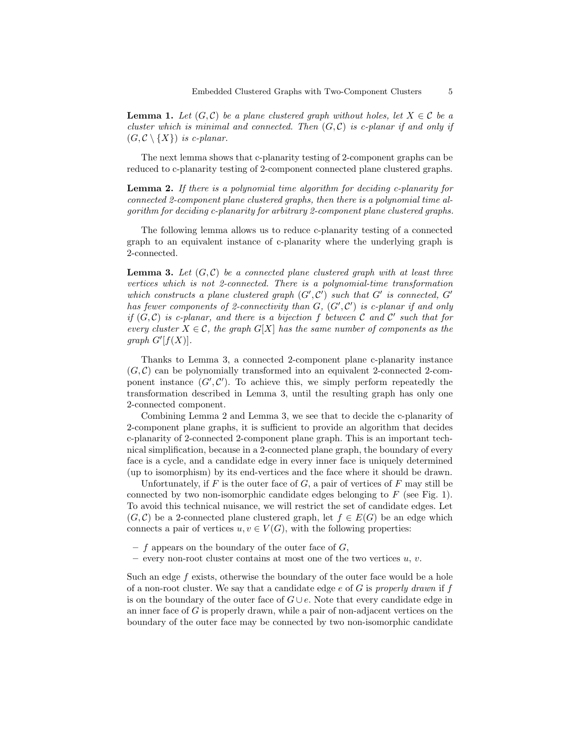**Lemma 1.** *Let $(G, \mathcal{C})$ be a plane clustered graph without holes, let $X \in \mathcal{C}$ be a cluster which is minimal and connected. Then $(G, \mathcal{C})$ is c-planar if and only if $(G, \mathcal{C} \setminus \{X\})$ is c-planar.*

The next lemma shows that c-planarity testing of 2-component graphs can be reduced to c-planarity testing of 2-component connected plane clustered graphs.

**Lemma 2.** *If there is a polynomial time algorithm for deciding c-planarity for connected 2-component plane clustered graphs, then there is a polynomial time algorithm for deciding c-planarity for arbitrary 2-component plane clustered graphs.*

The following lemma allows us to reduce c-planarity testing of a connected graph to an equivalent instance of c-planarity where the underlying graph is 2-connected.

**Lemma 3.** *Let $(G, \mathcal{C})$ be a connected plane clustered graph with at least three vertices which is not 2-connected. There is a polynomial-time transformation which constructs a plane clustered graph $(G', \mathcal{C}')$ such that $G'$ is connected, $G'$ has fewer components of 2-connectivity than $G$, $(G', \mathcal{C}')$ is c-planar if and only if $(G, \mathcal{C})$ is c-planar, and there is a bijection $f$ between $\mathcal{C}$ and $\mathcal{C}'$ such that for every cluster $X \in \mathcal{C}$, the graph $G[X]$ has the same number of components as the graph $G'[f(X)]$.*

Thanks to Lemma 3, a connected 2-component plane c-planarity instance $(G, \mathcal{C})$ can be polynomially transformed into an equivalent 2-connected 2-component instance $(G', \mathcal{C}')$. To achieve this, we simply perform repeatedly the transformation described in Lemma 3, until the resulting graph has only one 2-connected component.

Combining Lemma 2 and Lemma 3, we see that to decide the c-planarity of 2-component plane graphs, it is sufficient to provide an algorithm that decides c-planarity of 2-connected 2-component plane graph. This is an important technical simplification, because in a 2-connected plane graph, the boundary of every face is a cycle, and a candidate edge in every inner face is uniquely determined (up to isomorphism) by its end-vertices and the face where it should be drawn.

Unfortunately, if $F$ is the outer face of $G$, a pair of vertices of $F$ may still be connected by two non-isomorphic candidate edges belonging to $F$ (see Fig. 1). To avoid this technical nuisance, we will restrict the set of candidate edges. Let $(G, \mathcal{C})$ be a 2-connected plane clustered graph, let $f \in E(G)$ be an edge which connects a pair of vertices $u, v \in V(G)$, with the following properties:

- $f$ appears on the boundary of the outer face of $G$,
- every non-root cluster contains at most one of the two vertices $u$, $v$.

Such an edge $f$ exists, otherwise the boundary of the outer face would be a hole of a non-root cluster. We say that a candidate edge $e$ of $G$ is *properly drawn* if $f$ is on the boundary of the outer face of $G \cup e$. Note that every candidate edge in an inner face of $G$ is properly drawn, while a pair of non-adjacent vertices on the boundary of the outer face may be connected by two non-isomorphic candidate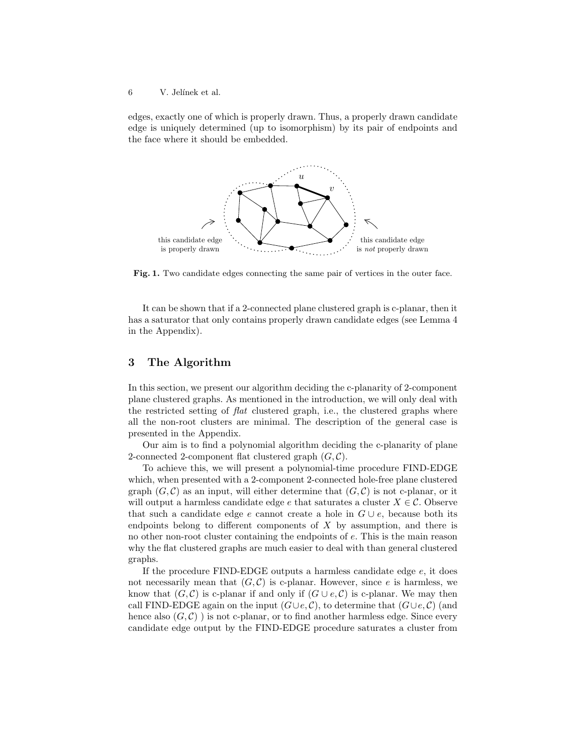edges, exactly one of which is properly drawn. Thus, a properly drawn candidate edge is uniquely determined (up to isomorphism) by its pair of endpoints and the face where it should be embedded.

**Fig. 1.** Two candidate edges connecting the same pair of vertices in the outer face.

It can be shown that if a 2-connected plane clustered graph is c-planar, then it has a saturator that only contains properly drawn candidate edges (see Lemma 4 in the Appendix).

## 3 The Algorithm

In this section, we present our algorithm deciding the c-planarity of 2-component plane clustered graphs. As mentioned in the introduction, we will only deal with the restricted setting of *flat* clustered graph, i.e., the clustered graphs where all the non-root clusters are minimal. The description of the general case is presented in the Appendix.

Our aim is to find a polynomial algorithm deciding the c-planarity of plane 2-connected 2-component flat clustered graph $(G, \mathcal{C})$.

To achieve this, we will present a polynomial-time procedure FIND-EDGE which, when presented with a 2-component 2-connected hole-free plane clustered graph $(G, \mathcal{C})$ as an input, will either determine that $(G, \mathcal{C})$ is not c-planar, or it will output a harmless candidate edge $e$ that saturates a cluster $X \in \mathcal{C}$. Observe that such a candidate edge $e$ cannot create a hole in $G \cup e$, because both its endpoints belong to different components of $X$ by assumption, and there is no other non-root cluster containing the endpoints of $e$. This is the main reason why the flat clustered graphs are much easier to deal with than general clustered graphs.

If the procedure FIND-EDGE outputs a harmless candidate edge $e$, it does not necessarily mean that $(G, \mathcal{C})$ is c-planar. However, since $e$ is harmless, we know that $(G, \mathcal{C})$ is c-planar if and only if $(G \cup e, \mathcal{C})$ is c-planar. We may then call FIND-EDGE again on the input $(G \cup e, \mathcal{C})$, to determine that $(G \cup e, \mathcal{C})$ (and hence also $(G, \mathcal{C})$ ) is not c-planar, or to find another harmless edge. Since every candidate edge output by the FIND-EDGE procedure saturates a cluster from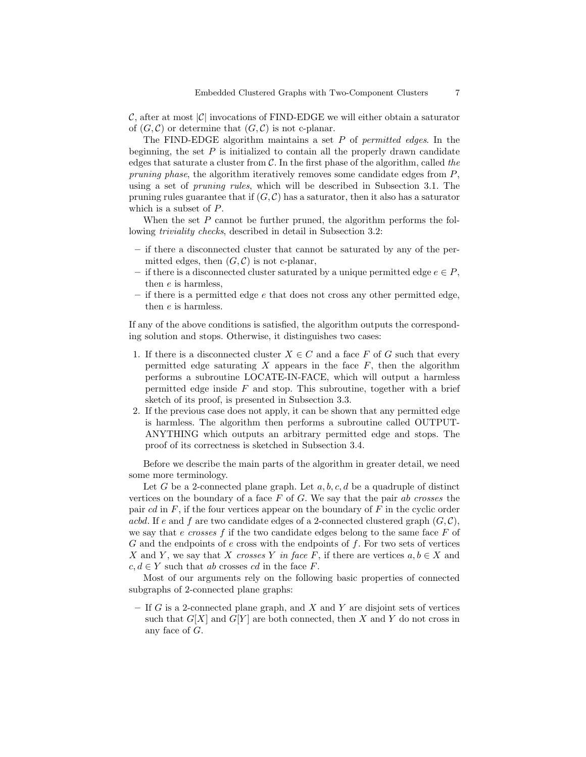$\mathcal{C}$, after at most $|\mathcal{C}|$ invocations of FIND-EDGE we will either obtain a saturator of $(G, \mathcal{C})$ or determine that $(G, \mathcal{C})$ is not c-planar.

The FIND-EDGE algorithm maintains a set $P$ of *permitted edges*. In the beginning, the set $P$ is initialized to contain all the properly drawn candidate edges that saturate a cluster from $\mathcal{C}$. In the first phase of the algorithm, called *the pruning phase*, the algorithm iteratively removes some candidate edges from $P$, using a set of *pruning rules*, which will be described in Subsection 3.1. The pruning rules guarantee that if $(G, \mathcal{C})$ has a saturator, then it also has a saturator which is a subset of $P$.

When the set $P$ cannot be further pruned, the algorithm performs the following *triviality checks*, described in detail in Subsection 3.2:

– if there a disconnected cluster that cannot be saturated by any of the permitted edges, then $(G, \mathcal{C})$ is not c-planar,
– if there is a disconnected cluster saturated by a unique permitted edge $e \in P$, then $e$ is harmless,
– if there is a permitted edge $e$ that does not cross any other permitted edge, then $e$ is harmless.

If any of the above conditions is satisfied, the algorithm outputs the corresponding solution and stops. Otherwise, it distinguishes two cases:

1. If there is a disconnected cluster $X \in C$ and a face $F$ of $G$ such that every permitted edge saturating $X$ appears in the face $F$, then the algorithm performs a subroutine LOCATE-IN-FACE, which will output a harmless permitted edge inside $F$ and stop. This subroutine, together with a brief sketch of its proof, is presented in Subsection 3.3.
2. If the previous case does not apply, it can be shown that any permitted edge is harmless. The algorithm then performs a subroutine called OUTPUT-ANYTHING which outputs an arbitrary permitted edge and stops. The proof of its correctness is sketched in Subsection 3.4.

Before we describe the main parts of the algorithm in greater detail, we need some more terminology.

Let $G$ be a 2-connected plane graph. Let $a, b, c, d$ be a quadruple of distinct vertices on the boundary of a face $F$ of $G$. We say that the pair $ab$ *crosses* the pair $cd$ in $F$, if the four vertices appear on the boundary of $F$ in the cyclic order $acbd$. If $e$ and $f$ are two candidate edges of a 2-connected clustered graph $(G, \mathcal{C})$, we say that $e$ *crosses* $f$ if the two candidate edges belong to the same face $F$ of $G$ and the endpoints of $e$ cross with the endpoints of $f$. For two sets of vertices $X$ and $Y$, we say that $X$ *crosses* $Y$ *in face* $F$, if there are vertices $a, b \in X$ and $c, d \in Y$ such that $ab$ crosses $cd$ in the face $F$.

Most of our arguments rely on the following basic properties of connected subgraphs of 2-connected plane graphs:

– If $G$ is a 2-connected plane graph, and $X$ and $Y$ are disjoint sets of vertices such that $G[X]$ and $G[Y]$ are both connected, then $X$ and $Y$ do not cross in any face of $G$.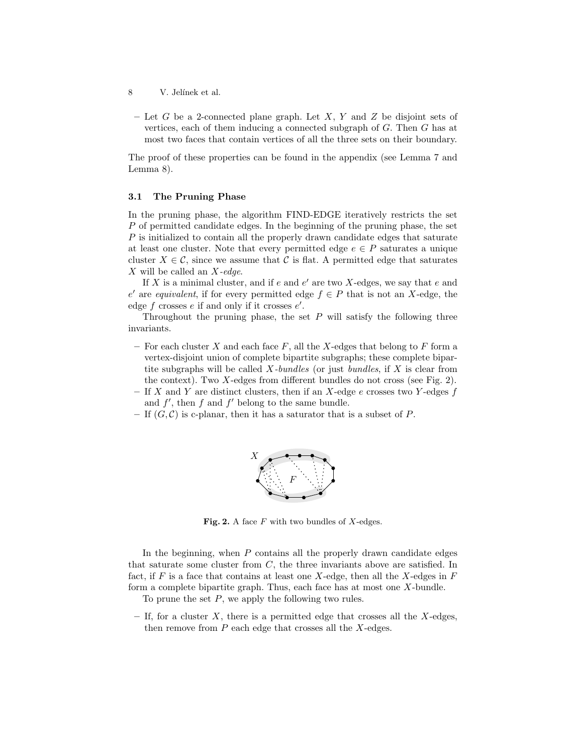– Let $G$ be a 2-connected plane graph. Let $X$, $Y$ and $Z$ be disjoint sets of vertices, each of them inducing a connected subgraph of $G$. Then $G$ has at most two faces that contain vertices of all the three sets on their boundary.

The proof of these properties can be found in the appendix (see Lemma 7 and Lemma 8).

### 3.1 The Pruning Phase

In the pruning phase, the algorithm FIND-EDGE iteratively restricts the set $P$ of permitted candidate edges. In the beginning of the pruning phase, the set $P$ is initialized to contain all the properly drawn candidate edges that saturate at least one cluster. Note that every permitted edge $e \in P$ saturates a unique cluster $X \in \mathcal{C}$, since we assume that $\mathcal{C}$ is flat. A permitted edge that saturates $X$ will be called an *$X$-edge*.

If $X$ is a minimal cluster, and if $e$ and $e'$ are two $X$-edges, we say that $e$ and $e'$ are *equivalent*, if for every permitted edge $f \in P$ that is not an $X$-edge, the edge $f$ crosses $e$ if and only if it crosses $e'$.

Throughout the pruning phase, the set $P$ will satisfy the following three invariants.

– For each cluster $X$ and each face $F$, all the $X$-edges that belong to $F$ form a vertex-disjoint union of complete bipartite subgraphs; these complete bipartite subgraphs will be called *$X$-bundles* (or just *bundles*, if $X$ is clear from the context). Two $X$-edges from different bundles do not cross (see Fig. 2).
– If $X$ and $Y$ are distinct clusters, then if an $X$-edge $e$ crosses two $Y$-edges $f$ and $f'$, then $f$ and $f'$ belong to the same bundle.
– If $(G, \mathcal{C})$ is c-planar, then it has a saturator that is a subset of $P$.

**Fig. 2.** A face $F$ with two bundles of $X$-edges.

In the beginning, when $P$ contains all the properly drawn candidate edges that saturate some cluster from $C$, the three invariants above are satisfied. In fact, if $F$ is a face that contains at least one $X$-edge, then all the $X$-edges in $F$ form a complete bipartite graph. Thus, each face has at most one $X$-bundle.

To prune the set $P$, we apply the following two rules.

– If, for a cluster $X$, there is a permitted edge that crosses all the $X$-edges, then remove from $P$ each edge that crosses all the $X$-edges.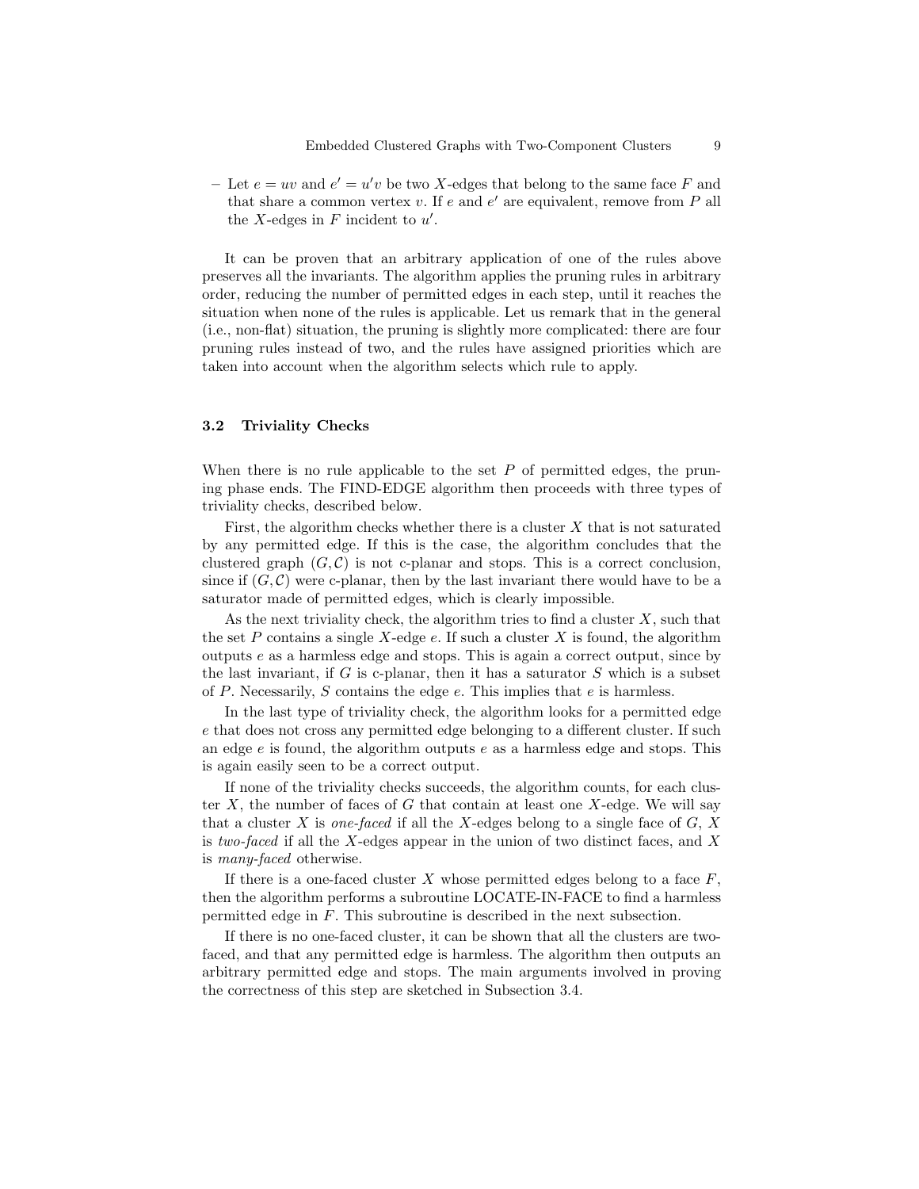- Let $e = uv$ and $e' = u'v$ be two $X$-edges that belong to the same face $F$ and that share a common vertex $v$. If $e$ and $e'$ are equivalent, remove from $P$ all the $X$-edges in $F$ incident to $u'$.

It can be proven that an arbitrary application of one of the rules above preserves all the invariants. The algorithm applies the pruning rules in arbitrary order, reducing the number of permitted edges in each step, until it reaches the situation when none of the rules is applicable. Let us remark that in the general (i.e., non-flat) situation, the pruning is slightly more complicated: there are four pruning rules instead of two, and the rules have assigned priorities which are taken into account when the algorithm selects which rule to apply.

### 3.2 Triviality Checks

When there is no rule applicable to the set $P$ of permitted edges, the pruning phase ends. The FIND-EDGE algorithm then proceeds with three types of triviality checks, described below.

First, the algorithm checks whether there is a cluster $X$ that is not saturated by any permitted edge. If this is the case, the algorithm concludes that the clustered graph $(G, \mathcal{C})$ is not c-planar and stops. This is a correct conclusion, since if $(G, \mathcal{C})$ were c-planar, then by the last invariant there would have to be a saturator made of permitted edges, which is clearly impossible.

As the next triviality check, the algorithm tries to find a cluster $X$, such that the set $P$ contains a single $X$-edge $e$. If such a cluster $X$ is found, the algorithm outputs $e$ as a harmless edge and stops. This is again a correct output, since by the last invariant, if $G$ is c-planar, then it has a saturator $S$ which is a subset of $P$. Necessarily, $S$ contains the edge $e$. This implies that $e$ is harmless.

In the last type of triviality check, the algorithm looks for a permitted edge $e$ that does not cross any permitted edge belonging to a different cluster. If such an edge $e$ is found, the algorithm outputs $e$ as a harmless edge and stops. This is again easily seen to be a correct output.

If none of the triviality checks succeeds, the algorithm counts, for each cluster $X$, the number of faces of $G$ that contain at least one $X$-edge. We will say that a cluster $X$ is *one-faced* if all the $X$-edges belong to a single face of $G$, $X$ is *two-faced* if all the $X$-edges appear in the union of two distinct faces, and $X$ is *many-faced* otherwise.

If there is a one-faced cluster $X$ whose permitted edges belong to a face $F$, then the algorithm performs a subroutine LOCATE-IN-FACE to find a harmless permitted edge in $F$. This subroutine is described in the next subsection.

If there is no one-faced cluster, it can be shown that all the clusters are two-faced, and that any permitted edge is harmless. The algorithm then outputs an arbitrary permitted edge and stops. The main arguments involved in proving the correctness of this step are sketched in Subsection 3.4.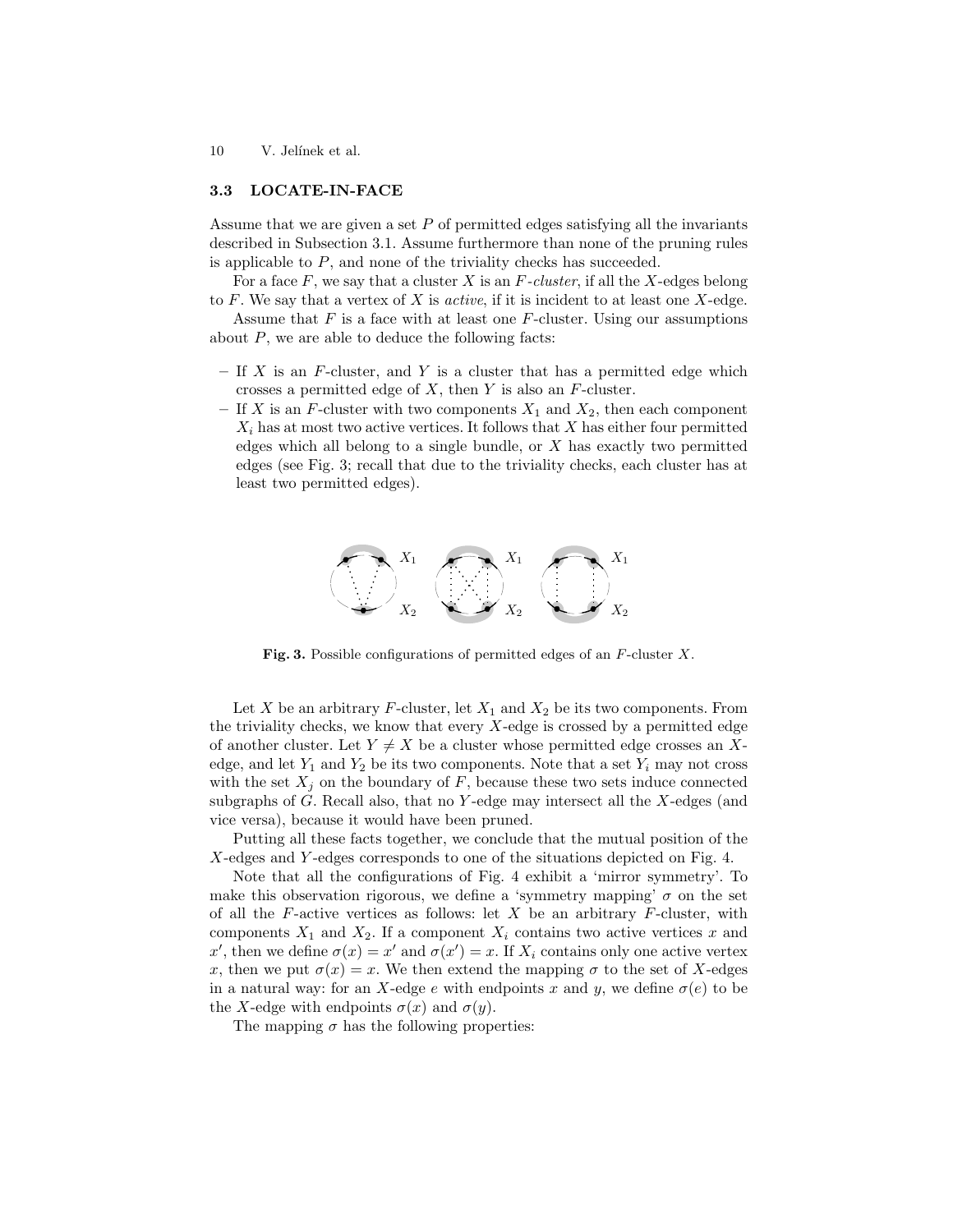### 3.3 LOCATE-IN-FACE

Assume that we are given a set $P$ of permitted edges satisfying all the invariants described in Subsection 3.1. Assume furthermore than none of the pruning rules is applicable to $P$, and none of the triviality checks has succeeded.

For a face $F$, we say that a cluster $X$ is an *$F$-cluster*, if all the $X$-edges belong to $F$. We say that a vertex of $X$ is *active*, if it is incident to at least one $X$-edge.

Assume that $F$ is a face with at least one $F$-cluster. Using our assumptions about $P$, we are able to deduce the following facts:

- If $X$ is an $F$-cluster, and $Y$ is a cluster that has a permitted edge which crosses a permitted edge of $X$, then $Y$ is also an $F$-cluster.
- If $X$ is an $F$-cluster with two components $X_1$ and $X_2$, then each component $X_i$ has at most two active vertices. It follows that $X$ has either four permitted edges which all belong to a single bundle, or $X$ has exactly two permitted edges (see Fig. 3; recall that due to the triviality checks, each cluster has at least two permitted edges).

**Fig. 3.** Possible configurations of permitted edges of an $F$-cluster $X$.

Let $X$ be an arbitrary $F$-cluster, let $X_1$ and $X_2$ be its two components. From the triviality checks, we know that every $X$-edge is crossed by a permitted edge of another cluster. Let $Y \neq X$ be a cluster whose permitted edge crosses an $X$-edge, and let $Y_1$ and $Y_2$ be its two components. Note that a set $Y_i$ may not cross with the set $X_j$ on the boundary of $F$, because these two sets induce connected subgraphs of $G$. Recall also, that no $Y$-edge may intersect all the $X$-edges (and vice versa), because it would have been pruned.

Putting all these facts together, we conclude that the mutual position of the $X$-edges and $Y$-edges corresponds to one of the situations depicted on Fig. 4.

Note that all the configurations of Fig. 4 exhibit a 'mirror symmetry'. To make this observation rigorous, we define a 'symmetry mapping' $\sigma$ on the set of all the $F$-active vertices as follows: let $X$ be an arbitrary $F$-cluster, with components $X_1$ and $X_2$. If a component $X_i$ contains two active vertices $x$ and $x'$, then we define $\sigma(x) = x'$ and $\sigma(x') = x$. If $X_i$ contains only one active vertex $x$, then we put $\sigma(x) = x$. We then extend the mapping $\sigma$ to the set of $X$-edges in a natural way: for an $X$-edge $e$ with endpoints $x$ and $y$, we define $\sigma(e)$ to be the $X$-edge with endpoints $\sigma(x)$ and $\sigma(y)$.

The mapping $\sigma$ has the following properties: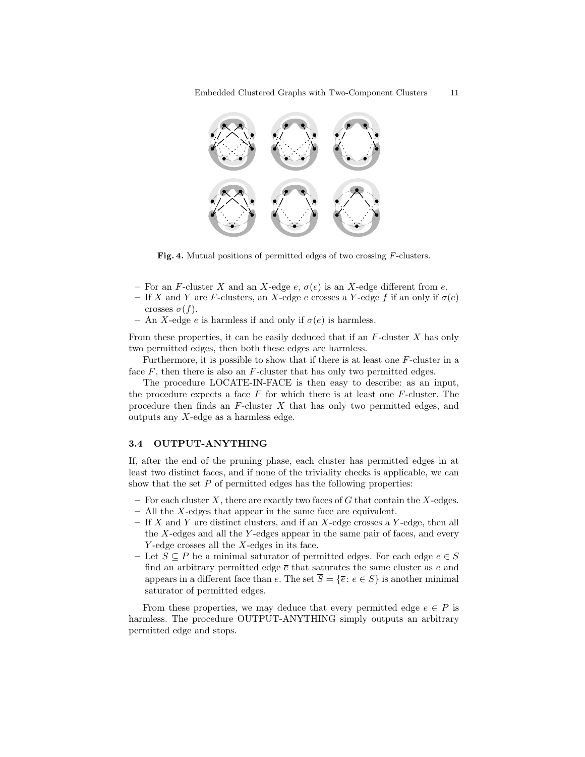**Fig. 4.** Mutual positions of permitted edges of two crossing $F$-clusters.

- For an $F$-cluster $X$ and an $X$-edge $e$, $\sigma(e)$ is an $X$-edge different from $e$.
- If $X$ and $Y$ are $F$-clusters, an $X$-edge $e$ crosses a $Y$-edge $f$ if an only if $\sigma(e)$ crosses $\sigma(f)$.
- An $X$-edge $e$ is harmless if and only if $\sigma(e)$ is harmless.

From these properties, it can be easily deduced that if an $F$-cluster $X$ has only two permitted edges, then both these edges are harmless.

Furthermore, it is possible to show that if there is at least one $F$-cluster in a face $F$, then there is also an $F$-cluster that has only two permitted edges.

The procedure LOCATE-IN-FACE is then easy to describe: as an input, the procedure expects a face $F$ for which there is at least one $F$-cluster. The procedure then finds an $F$-cluster $X$ that has only two permitted edges, and outputs any $X$-edge as a harmless edge.

### 3.4 OUTPUT-ANYTHING

If, after the end of the pruning phase, each cluster has permitted edges in at least two distinct faces, and if none of the triviality checks is applicable, we can show that the set $P$ of permitted edges has the following properties:

- For each cluster $X$, there are exactly two faces of $G$ that contain the $X$-edges.
- All the $X$-edges that appear in the same face are equivalent.
- If $X$ and $Y$ are distinct clusters, and if an $X$-edge crosses a $Y$-edge, then all the $X$-edges and all the $Y$-edges appear in the same pair of faces, and every $Y$-edge crosses all the $X$-edges in its face.
- Let $S \subseteq P$ be a minimal saturator of permitted edges. For each edge $e \in S$ find an arbitrary permitted edge $\overline{e}$ that saturates the same cluster as $e$ and appears in a different face than $e$. The set $\overline{S} = \{\overline{e} \colon e \in S\}$ is another minimal saturator of permitted edges.

From these properties, we may deduce that every permitted edge $e \in P$ is harmless. The procedure OUTPUT-ANYTHING simply outputs an arbitrary permitted edge and stops.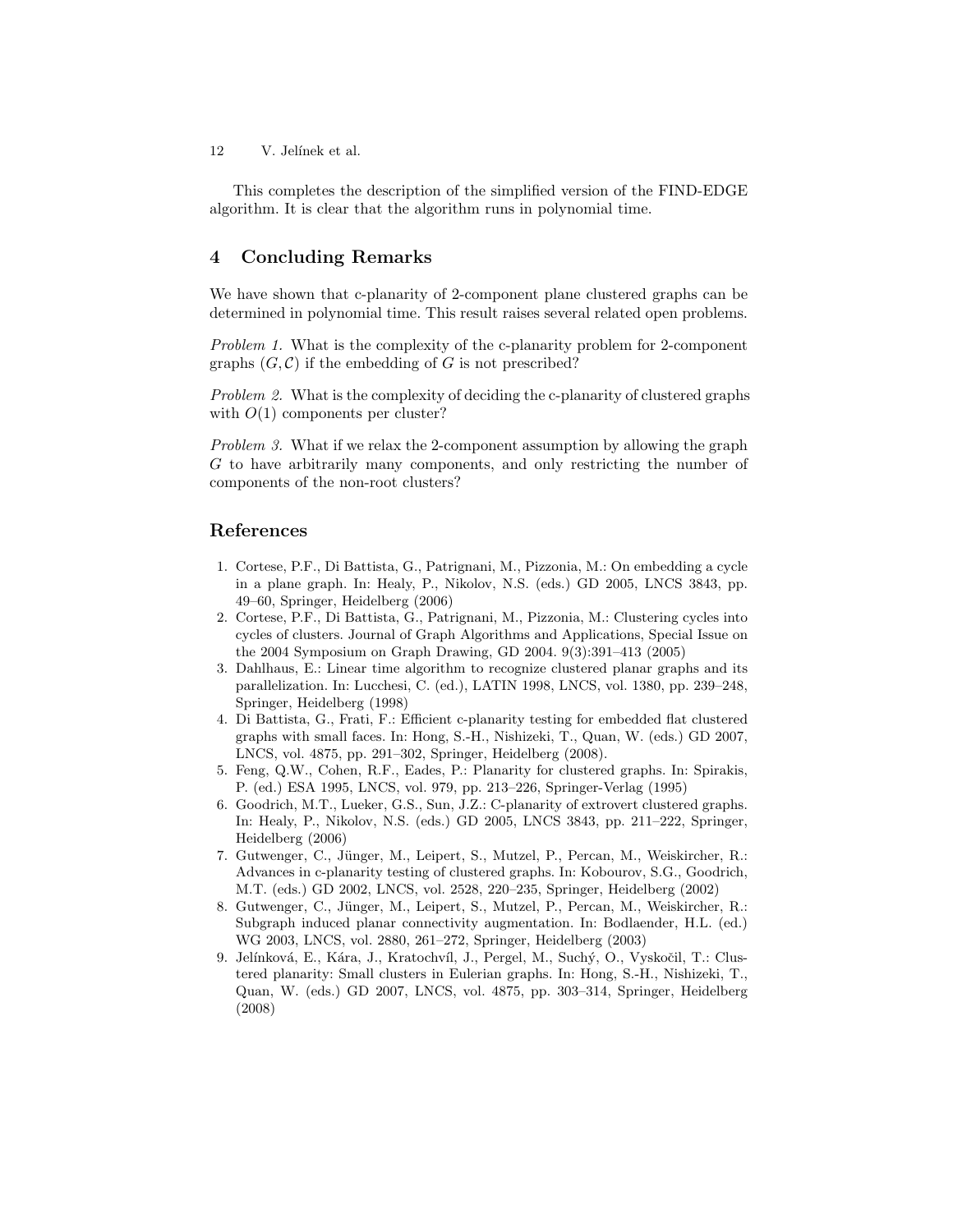This completes the description of the simplified version of the FIND-EDGE algorithm. It is clear that the algorithm runs in polynomial time.

## 4 Concluding Remarks

We have shown that c-planarity of 2-component plane clustered graphs can be determined in polynomial time. This result raises several related open problems.

*Problem 1.* What is the complexity of the c-planarity problem for 2-component graphs $(G, \mathcal{C})$ if the embedding of $G$ is not prescribed?

*Problem 2.* What is the complexity of deciding the c-planarity of clustered graphs with $O(1)$ components per cluster?

*Problem 3.* What if we relax the 2-component assumption by allowing the graph $G$ to have arbitrarily many components, and only restricting the number of components of the non-root clusters?

## References

1. Cortese, P.F., Di Battista, G., Patrignani, M., Pizzonia, M.: On embedding a cycle in a plane graph. In: Healy, P., Nikolov, N.S. (eds.) GD 2005, LNCS 3843, pp. 49–60, Springer, Heidelberg (2006)
2. Cortese, P.F., Di Battista, G., Patrignani, M., Pizzonia, M.: Clustering cycles into cycles of clusters. Journal of Graph Algorithms and Applications, Special Issue on the 2004 Symposium on Graph Drawing, GD 2004. 9(3):391–413 (2005)
3. Dahlhaus, E.: Linear time algorithm to recognize clustered planar graphs and its parallelization. In: Lucchesi, C. (ed.), LATIN 1998, LNCS, vol. 1380, pp. 239–248, Springer, Heidelberg (1998)
4. Di Battista, G., Frati, F.: Efficient c-planarity testing for embedded flat clustered graphs with small faces. In: Hong, S.-H., Nishizeki, T., Quan, W. (eds.) GD 2007, LNCS, vol. 4875, pp. 291–302, Springer, Heidelberg (2008).
5. Feng, Q.W., Cohen, R.F., Eades, P.: Planarity for clustered graphs. In: Spirakis, P. (ed.) ESA 1995, LNCS, vol. 979, pp. 213–226, Springer-Verlag (1995)
6. Goodrich, M.T., Lueker, G.S., Sun, J.Z.: C-planarity of extrovert clustered graphs. In: Healy, P., Nikolov, N.S. (eds.) GD 2005, LNCS 3843, pp. 211–222, Springer, Heidelberg (2006)
7. Gutwenger, C., Jünger, M., Leipert, S., Mutzel, P., Percan, M., Weiskircher, R.: Advances in c-planarity testing of clustered graphs. In: Kobourov, S.G., Goodrich, M.T. (eds.) GD 2002, LNCS, vol. 2528, 220–235, Springer, Heidelberg (2002)
8. Gutwenger, C., Jünger, M., Leipert, S., Mutzel, P., Percan, M., Weiskircher, R.: Subgraph induced planar connectivity augmentation. In: Bodlaender, H.L. (ed.) WG 2003, LNCS, vol. 2880, 261–272, Springer, Heidelberg (2003)
9. Jelínková, E., Kára, J., Kratochvíl, J., Pergel, M., Suchý, O., Vyskočil, T.: Clustered planarity: Small clusters in Eulerian graphs. In: Hong, S.-H., Nishizeki, T., Quan, W. (eds.) GD 2007, LNCS, vol. 4875, pp. 303–314, Springer, Heidelberg (2008)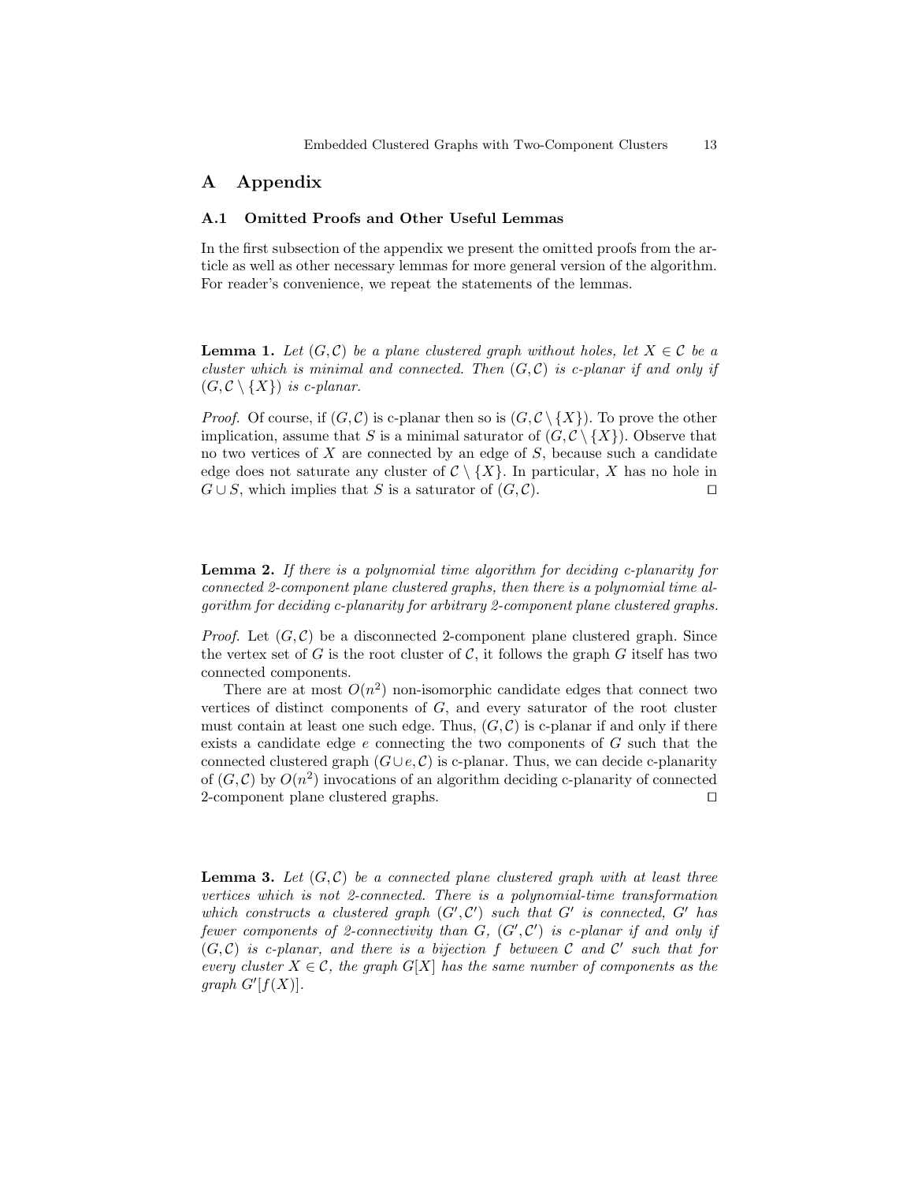# A Appendix

## A.1 Omitted Proofs and Other Useful Lemmas

In the first subsection of the appendix we present the omitted proofs from the article as well as other necessary lemmas for more general version of the algorithm. For reader's convenience, we repeat the statements of the lemmas.

**Lemma 1.** *Let $(G, \mathcal{C})$ be a plane clustered graph without holes, let $X \in \mathcal{C}$ be a cluster which is minimal and connected. Then $(G, \mathcal{C})$ is c-planar if and only if $(G, \mathcal{C} \setminus \{X\})$ is c-planar.*

*Proof.* Of course, if $(G, \mathcal{C})$ is c-planar then so is $(G, \mathcal{C} \setminus \{X\})$. To prove the other implication, assume that $S$ is a minimal saturator of $(G, \mathcal{C} \setminus \{X\})$. Observe that no two vertices of $X$ are connected by an edge of $S$, because such a candidate edge does not saturate any cluster of $\mathcal{C} \setminus \{X\}$. In particular, $X$ has no hole in $G \cup S$, which implies that $S$ is a saturator of $(G, \mathcal{C})$. ◻

**Lemma 2.** *If there is a polynomial time algorithm for deciding c-planarity for connected 2-component plane clustered graphs, then there is a polynomial time algorithm for deciding c-planarity for arbitrary 2-component plane clustered graphs.*

*Proof.* Let $(G, \mathcal{C})$ be a disconnected 2-component plane clustered graph. Since the vertex set of $G$ is the root cluster of $\mathcal{C}$, it follows the graph $G$ itself has two connected components.

There are at most $O(n^2)$ non-isomorphic candidate edges that connect two vertices of distinct components of $G$, and every saturator of the root cluster must contain at least one such edge. Thus, $(G, \mathcal{C})$ is c-planar if and only if there exists a candidate edge $e$ connecting the two components of $G$ such that the connected clustered graph $(G \cup e, \mathcal{C})$ is c-planar. Thus, we can decide c-planarity of $(G, \mathcal{C})$ by $O(n^2)$ invocations of an algorithm deciding c-planarity of connected 2-component plane clustered graphs. ◻

**Lemma 3.** *Let $(G, \mathcal{C})$ be a connected plane clustered graph with at least three vertices which is not 2-connected. There is a polynomial-time transformation which constructs a clustered graph $(G', \mathcal{C}')$ such that $G'$ is connected, $G'$ has fewer components of 2-connectivity than $G$, $(G', \mathcal{C}')$ is c-planar if and only if $(G, \mathcal{C})$ is c-planar, and there is a bijection $f$ between $\mathcal{C}$ and $\mathcal{C}'$ such that for every cluster $X \in \mathcal{C}$, the graph $G[X]$ has the same number of components as the graph $G'[f(X)]$.*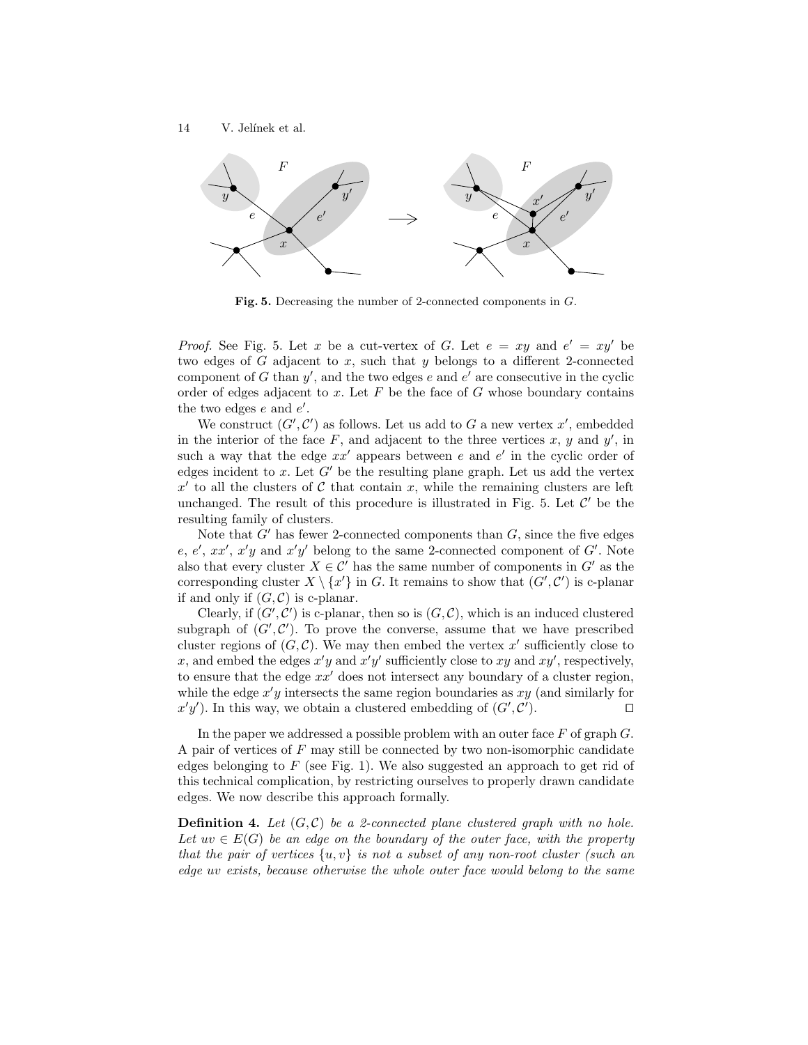**Fig. 5.** Decreasing the number of 2-connected components in $G$.

*Proof.* See Fig. 5. Let $x$ be a cut-vertex of $G$. Let $e = xy$ and $e' = xy'$ be two edges of $G$ adjacent to $x$, such that $y$ belongs to a different 2-connected component of $G$ than $y'$, and the two edges $e$ and $e'$ are consecutive in the cyclic order of edges adjacent to $x$. Let $F$ be the face of $G$ whose boundary contains the two edges $e$ and $e'$.

We construct $(G', \mathcal{C}')$ as follows. Let us add to $G$ a new vertex $x'$, embedded in the interior of the face $F$, and adjacent to the three vertices $x$, $y$ and $y'$, in such a way that the edge $xx'$ appears between $e$ and $e'$ in the cyclic order of edges incident to $x$. Let $G'$ be the resulting plane graph. Let us add the vertex $x'$ to all the clusters of $\mathcal{C}$ that contain $x$, while the remaining clusters are left unchanged. The result of this procedure is illustrated in Fig. 5. Let $\mathcal{C}'$ be the resulting family of clusters.

Note that $G'$ has fewer 2-connected components than $G$, since the five edges $e$, $e'$, $xx'$, $x'y$ and $x'y'$ belong to the same 2-connected component of $G'$. Note also that every cluster $X \in \mathcal{C}'$ has the same number of components in $G'$ as the corresponding cluster $X \setminus \{x'\}$ in $G$. It remains to show that $(G', \mathcal{C}')$ is c-planar if and only if $(G, \mathcal{C})$ is c-planar.

Clearly, if $(G', \mathcal{C}')$ is c-planar, then so is $(G, \mathcal{C})$, which is an induced clustered subgraph of $(G', \mathcal{C}')$. To prove the converse, assume that we have prescribed cluster regions of $(G, \mathcal{C})$. We may then embed the vertex $x'$ sufficiently close to $x$, and embed the edges $x'y$ and $x'y'$ sufficiently close to $xy$ and $xy'$, respectively, to ensure that the edge $xx'$ does not intersect any boundary of a cluster region, while the edge $x'y$ intersects the same region boundaries as $xy$ (and similarly for $x'y'$). In this way, we obtain a clustered embedding of $(G', \mathcal{C}')$. □

In the paper we addressed a possible problem with an outer face $F$ of graph $G$. A pair of vertices of $F$ may still be connected by two non-isomorphic candidate edges belonging to $F$ (see Fig. 1). We also suggested an approach to get rid of this technical complication, by restricting ourselves to properly drawn candidate edges. We now describe this approach formally.

**Definition 4.** *Let $(G, \mathcal{C})$ be a 2-connected plane clustered graph with no hole. Let $uv \in E(G)$ be an edge on the boundary of the outer face, with the property that the pair of vertices $\{u, v\}$ is not a subset of any non-root cluster (such an edge $uv$ exists, because otherwise the whole outer face would belong to the same*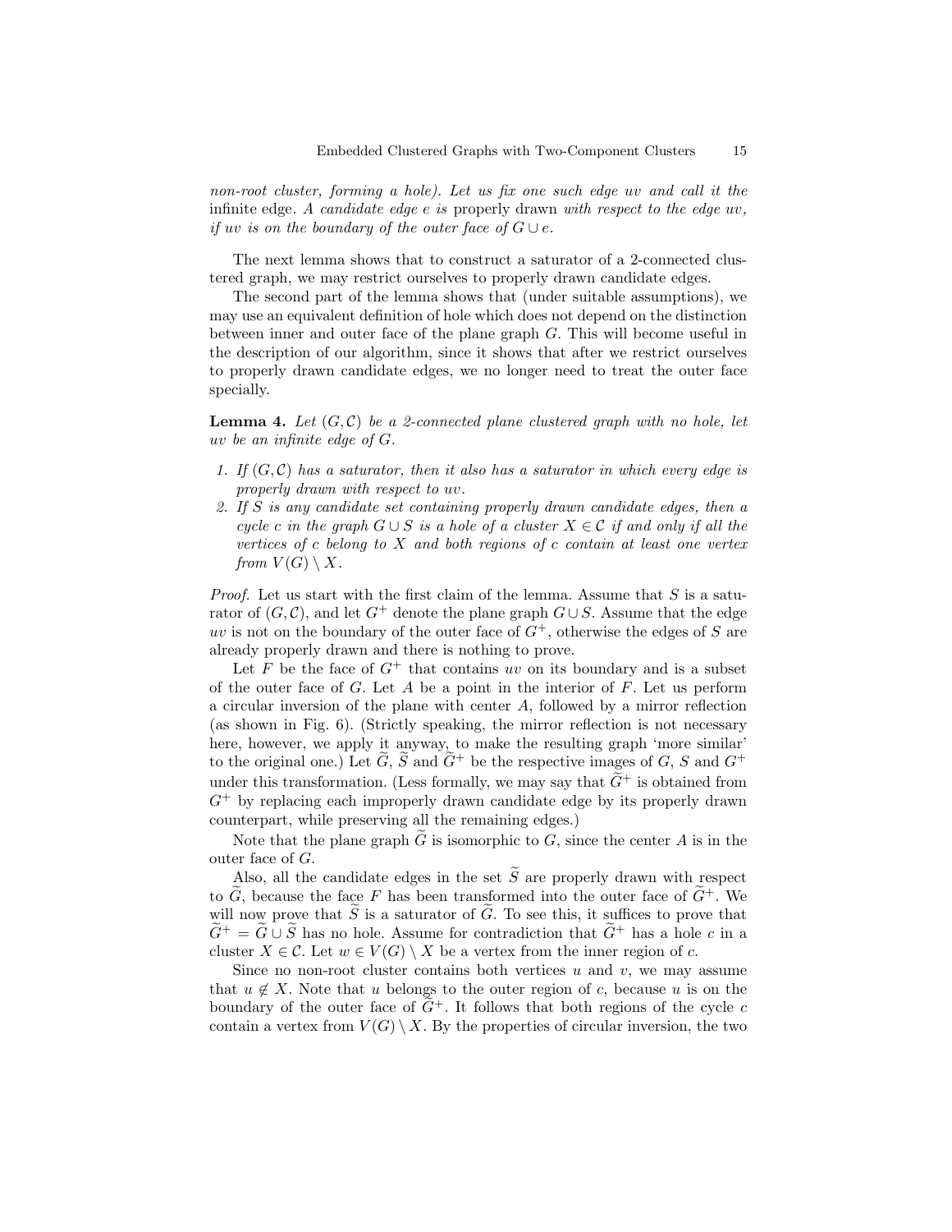*non-root cluster, forming a hole). Let us fix one such edge $uv$ and call it the* infinite edge*. A candidate edge $e$ is* properly drawn *with respect to the edge $uv$, if $uv$ is on the boundary of the outer face of $G \cup e$.*

The next lemma shows that to construct a saturator of a 2-connected clustered graph, we may restrict ourselves to properly drawn candidate edges.

The second part of the lemma shows that (under suitable assumptions), we may use an equivalent definition of hole which does not depend on the distinction between inner and outer face of the plane graph $G$. This will become useful in the description of our algorithm, since it shows that after we restrict ourselves to properly drawn candidate edges, we no longer need to treat the outer face specially.

**Lemma 4.** *Let $(G, \mathcal{C})$ be a 2-connected plane clustered graph with no hole, let $uv$ be an infinite edge of $G$.*

1. *If $(G, \mathcal{C})$ has a saturator, then it also has a saturator in which every edge is properly drawn with respect to $uv$.*
2. *If $S$ is any candidate set containing properly drawn candidate edges, then a cycle $c$ in the graph $G \cup S$ is a hole of a cluster $X \in \mathcal{C}$ if and only if all the vertices of $c$ belong to $X$ and both regions of $c$ contain at least one vertex from $V(G) \setminus X$.*

*Proof.* Let us start with the first claim of the lemma. Assume that $S$ is a saturator of $(G, \mathcal{C})$, and let $G^+$ denote the plane graph $G \cup S$. Assume that the edge $uv$ is not on the boundary of the outer face of $G^+$, otherwise the edges of $S$ are already properly drawn and there is nothing to prove.

Let $F$ be the face of $G^+$ that contains $uv$ on its boundary and is a subset of the outer face of $G$. Let $A$ be a point in the interior of $F$. Let us perform a circular inversion of the plane with center $A$, followed by a mirror reflection (as shown in Fig. 6). (Strictly speaking, the mirror reflection is not necessary here, however, we apply it anyway, to make the resulting graph 'more similar' to the original one.) Let $\widetilde{G}$, $\widetilde{S}$ and $\widetilde{G}^+$ be the respective images of $G$, $S$ and $G^+$ under this transformation. (Less formally, we may say that $\widetilde{G}^+$ is obtained from $G^+$ by replacing each improperly drawn candidate edge by its properly drawn counterpart, while preserving all the remaining edges.)

Note that the plane graph $\widetilde{G}$ is isomorphic to $G$, since the center $A$ is in the outer face of $G$.

Also, all the candidate edges in the set $\widetilde{S}$ are properly drawn with respect to $\widetilde{G}$, because the face $F$ has been transformed into the outer face of $\widetilde{G}^+$. We will now prove that $\widetilde{S}$ is a saturator of $\widetilde{G}$. To see this, it suffices to prove that $\widetilde{G}^+ = \widetilde{G} \cup \widetilde{S}$ has no hole. Assume for contradiction that $\widetilde{G}^+$ has a hole $c$ in a cluster $X \in \mathcal{C}$. Let $w \in V(G) \setminus X$ be a vertex from the inner region of $c$.

Since no non-root cluster contains both vertices $u$ and $v$, we may assume that $u \notin X$. Note that $u$ belongs to the outer region of $c$, because $u$ is on the boundary of the outer face of $\widetilde{G}^+$. It follows that both regions of the cycle $c$ contain a vertex from $V(G) \setminus X$. By the properties of circular inversion, the two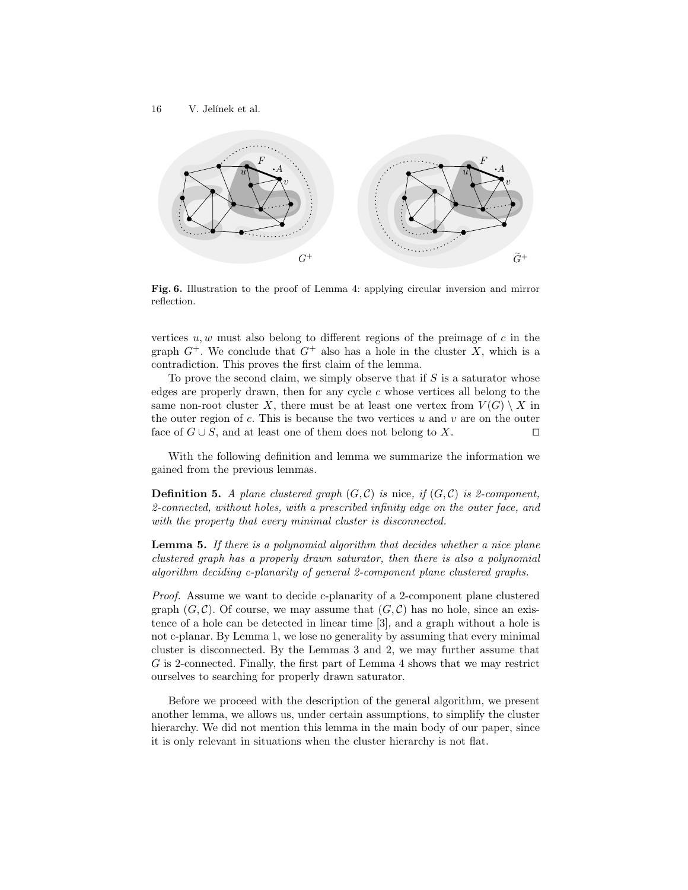**Fig. 6.** Illustration to the proof of Lemma 4: applying circular inversion and mirror reflection.

vertices $u, w$ must also belong to different regions of the preimage of $c$ in the graph $G^+$. We conclude that $G^+$ also has a hole in the cluster $X$, which is a contradiction. This proves the first claim of the lemma.

To prove the second claim, we simply observe that if $S$ is a saturator whose edges are properly drawn, then for any cycle $c$ whose vertices all belong to the same non-root cluster $X$, there must be at least one vertex from $V(G) \setminus X$ in the outer region of $c$. This is because the two vertices $u$ and $v$ are on the outer face of $G \cup S$, and at least one of them does not belong to $X$. ◻

With the following definition and lemma we summarize the information we gained from the previous lemmas.

**Definition 5.** *A plane clustered graph $(G, \mathcal{C})$ is* nice*, if $(G, \mathcal{C})$ is 2-component, 2-connected, without holes, with a prescribed infinity edge on the outer face, and with the property that every minimal cluster is disconnected.*

**Lemma 5.** *If there is a polynomial algorithm that decides whether a nice plane clustered graph has a properly drawn saturator, then there is also a polynomial algorithm deciding c-planarity of general 2-component plane clustered graphs.*

*Proof.* Assume we want to decide c-planarity of a 2-component plane clustered graph $(G, \mathcal{C})$. Of course, we may assume that $(G, \mathcal{C})$ has no hole, since an existence of a hole can be detected in linear time [3], and a graph without a hole is not c-planar. By Lemma 1, we lose no generality by assuming that every minimal cluster is disconnected. By the Lemmas 3 and 2, we may further assume that $G$ is 2-connected. Finally, the first part of Lemma 4 shows that we may restrict ourselves to searching for properly drawn saturator.

Before we proceed with the description of the general algorithm, we present another lemma, we allows us, under certain assumptions, to simplify the cluster hierarchy. We did not mention this lemma in the main body of our paper, since it is only relevant in situations when the cluster hierarchy is not flat.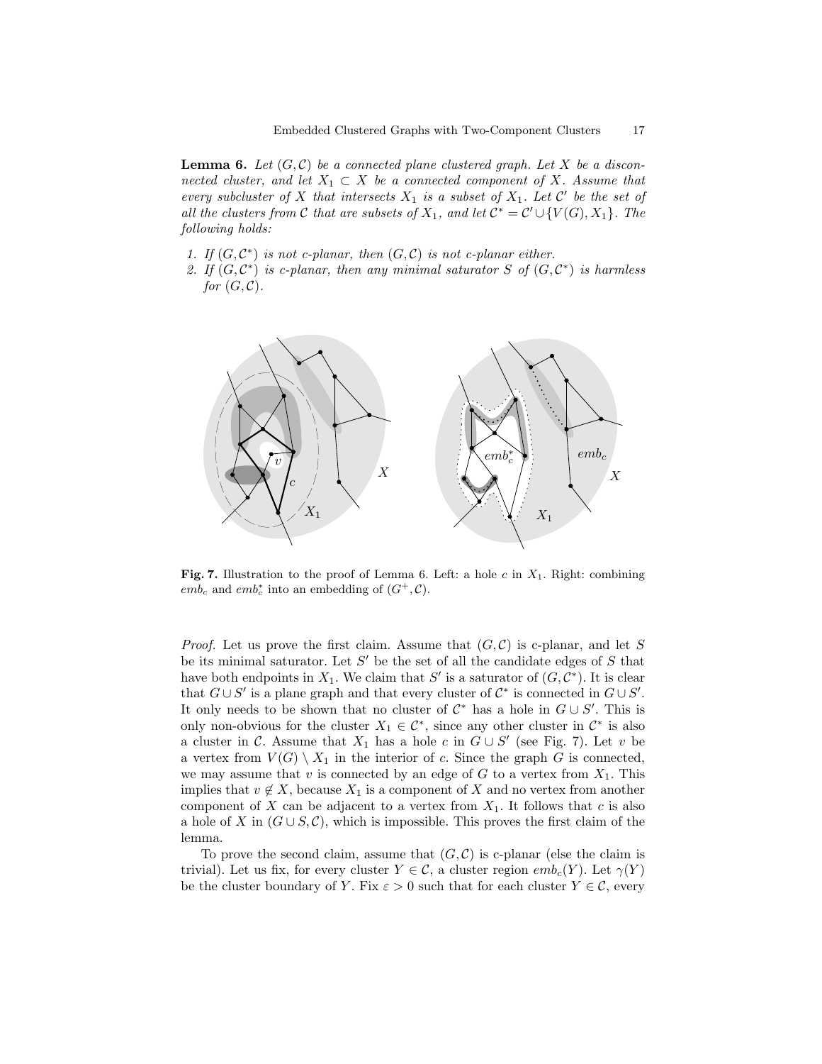**Lemma 6.** *Let $(G, \mathcal{C})$ be a connected plane clustered graph. Let $X$ be a disconnected cluster, and let $X_1 \subset X$ be a connected component of $X$. Assume that every subcluster of $X$ that intersects $X_1$ is a subset of $X_1$. Let $\mathcal{C}'$ be the set of all the clusters from $\mathcal{C}$ that are subsets of $X_1$, and let $\mathcal{C}^* = \mathcal{C}' \cup \{V(G), X_1\}$. The following holds:*

1. *If $(G, \mathcal{C}^*)$ is not c-planar, then $(G, \mathcal{C})$ is not c-planar either.*
2. *If $(G, \mathcal{C}^*)$ is c-planar, then any minimal saturator $S$ of $(G, \mathcal{C}^*)$ is harmless for $(G, \mathcal{C})$.*

**Fig. 7.** Illustration to the proof of Lemma 6. Left: a hole $c$ in $X_1$. Right: combining $emb_c$ and $emb_c^*$ into an embedding of $(G^+, \mathcal{C})$.

*Proof.* Let us prove the first claim. Assume that $(G, \mathcal{C})$ is c-planar, and let $S$ be its minimal saturator. Let $S'$ be the set of all the candidate edges of $S$ that have both endpoints in $X_1$. We claim that $S'$ is a saturator of $(G, \mathcal{C}^*)$. It is clear that $G \cup S'$ is a plane graph and that every cluster of $\mathcal{C}^*$ is connected in $G \cup S'$. It only needs to be shown that no cluster of $\mathcal{C}^*$ has a hole in $G \cup S'$. This is only non-obvious for the cluster $X_1 \in \mathcal{C}^*$, since any other cluster in $\mathcal{C}^*$ is also a cluster in $\mathcal{C}$. Assume that $X_1$ has a hole $c$ in $G \cup S'$ (see Fig. 7). Let $v$ be a vertex from $V(G) \setminus X_1$ in the interior of $c$. Since the graph $G$ is connected, we may assume that $v$ is connected by an edge of $G$ to a vertex from $X_1$. This implies that $v \notin X$, because $X_1$ is a component of $X$ and no vertex from another component of $X$ can be adjacent to a vertex from $X_1$. It follows that $c$ is also a hole of $X$ in $(G \cup S, \mathcal{C})$, which is impossible. This proves the first claim of the lemma.

To prove the second claim, assume that $(G, \mathcal{C})$ is c-planar (else the claim is trivial). Let us fix, for every cluster $Y \in \mathcal{C}$, a cluster region $emb_c(Y)$. Let $\gamma(Y)$ be the cluster boundary of $Y$. Fix $\varepsilon > 0$ such that for each cluster $Y \in \mathcal{C}$, every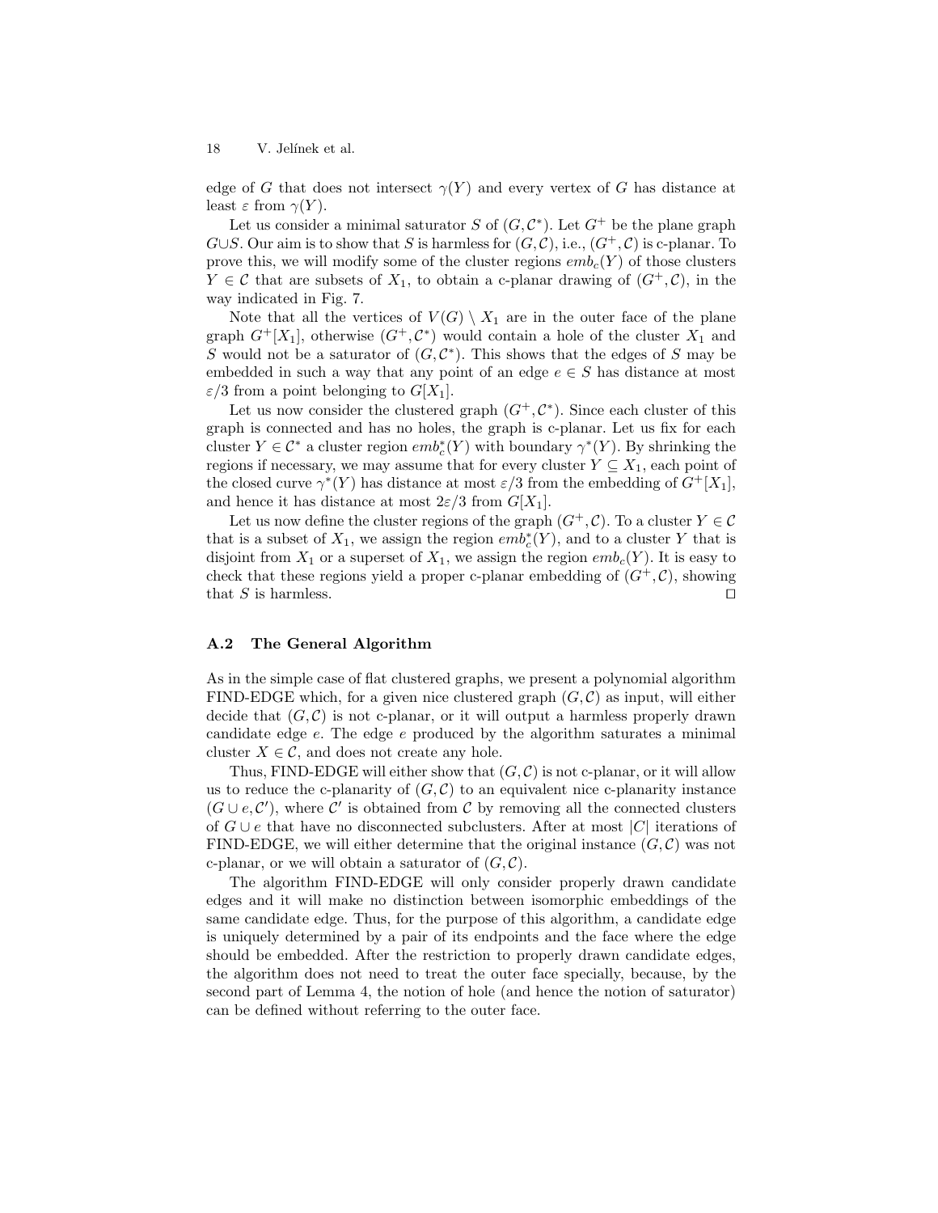edge of $G$ that does not intersect $\gamma(Y)$ and every vertex of $G$ has distance at least $\varepsilon$ from $\gamma(Y)$.

Let us consider a minimal saturator $S$ of $(G, \mathcal{C}^*)$. Let $G^+$ be the plane graph $G \cup S$. Our aim is to show that $S$ is harmless for $(G, \mathcal{C})$, i.e., $(G^+, \mathcal{C})$ is c-planar. To prove this, we will modify some of the cluster regions $emb_c(Y)$ of those clusters $Y \in \mathcal{C}$ that are subsets of $X_1$, to obtain a c-planar drawing of $(G^+, \mathcal{C})$, in the way indicated in Fig. 7.

Note that all the vertices of $V(G) \setminus X_1$ are in the outer face of the plane graph $G^+[X_1]$, otherwise $(G^+, \mathcal{C}^*)$ would contain a hole of the cluster $X_1$ and $S$ would not be a saturator of $(G, \mathcal{C}^*)$. This shows that the edges of $S$ may be embedded in such a way that any point of an edge $e \in S$ has distance at most $\varepsilon/3$ from a point belonging to $G[X_1]$.

Let us now consider the clustered graph $(G^+, \mathcal{C}^*)$. Since each cluster of this graph is connected and has no holes, the graph is c-planar. Let us fix for each cluster $Y \in \mathcal{C}^*$ a cluster region $emb_c^*(Y)$ with boundary $\gamma^*(Y)$. By shrinking the regions if necessary, we may assume that for every cluster $Y \subseteq X_1$, each point of the closed curve $\gamma^*(Y)$ has distance at most $\varepsilon/3$ from the embedding of $G^+[X_1]$, and hence it has distance at most $2\varepsilon/3$ from $G[X_1]$.

Let us now define the cluster regions of the graph $(G^+, \mathcal{C})$. To a cluster $Y \in \mathcal{C}$ that is a subset of $X_1$, we assign the region $emb_c^*(Y)$, and to a cluster $Y$ that is disjoint from $X_1$ or a superset of $X_1$, we assign the region $emb_c(Y)$. It is easy to check that these regions yield a proper c-planar embedding of $(G^+, \mathcal{C})$, showing that $S$ is harmless. ◻

### A.2 The General Algorithm

As in the simple case of flat clustered graphs, we present a polynomial algorithm FIND-EDGE which, for a given nice clustered graph $(G, \mathcal{C})$ as input, will either decide that $(G, \mathcal{C})$ is not c-planar, or it will output a harmless properly drawn candidate edge $e$. The edge $e$ produced by the algorithm saturates a minimal cluster $X \in \mathcal{C}$, and does not create any hole.

Thus, FIND-EDGE will either show that $(G, \mathcal{C})$ is not c-planar, or it will allow us to reduce the c-planarity of $(G, \mathcal{C})$ to an equivalent nice c-planarity instance $(G \cup e, \mathcal{C}')$, where $\mathcal{C}'$ is obtained from $\mathcal{C}$ by removing all the connected clusters of $G \cup e$ that have no disconnected subclusters. After at most $|C|$ iterations of FIND-EDGE, we will either determine that the original instance $(G, \mathcal{C})$ was not c-planar, or we will obtain a saturator of $(G, \mathcal{C})$.

The algorithm FIND-EDGE will only consider properly drawn candidate edges and it will make no distinction between isomorphic embeddings of the same candidate edge. Thus, for the purpose of this algorithm, a candidate edge is uniquely determined by a pair of its endpoints and the face where the edge should be embedded. After the restriction to properly drawn candidate edges, the algorithm does not need to treat the outer face specially, because, by the second part of Lemma 4, the notion of hole (and hence the notion of saturator) can be defined without referring to the outer face.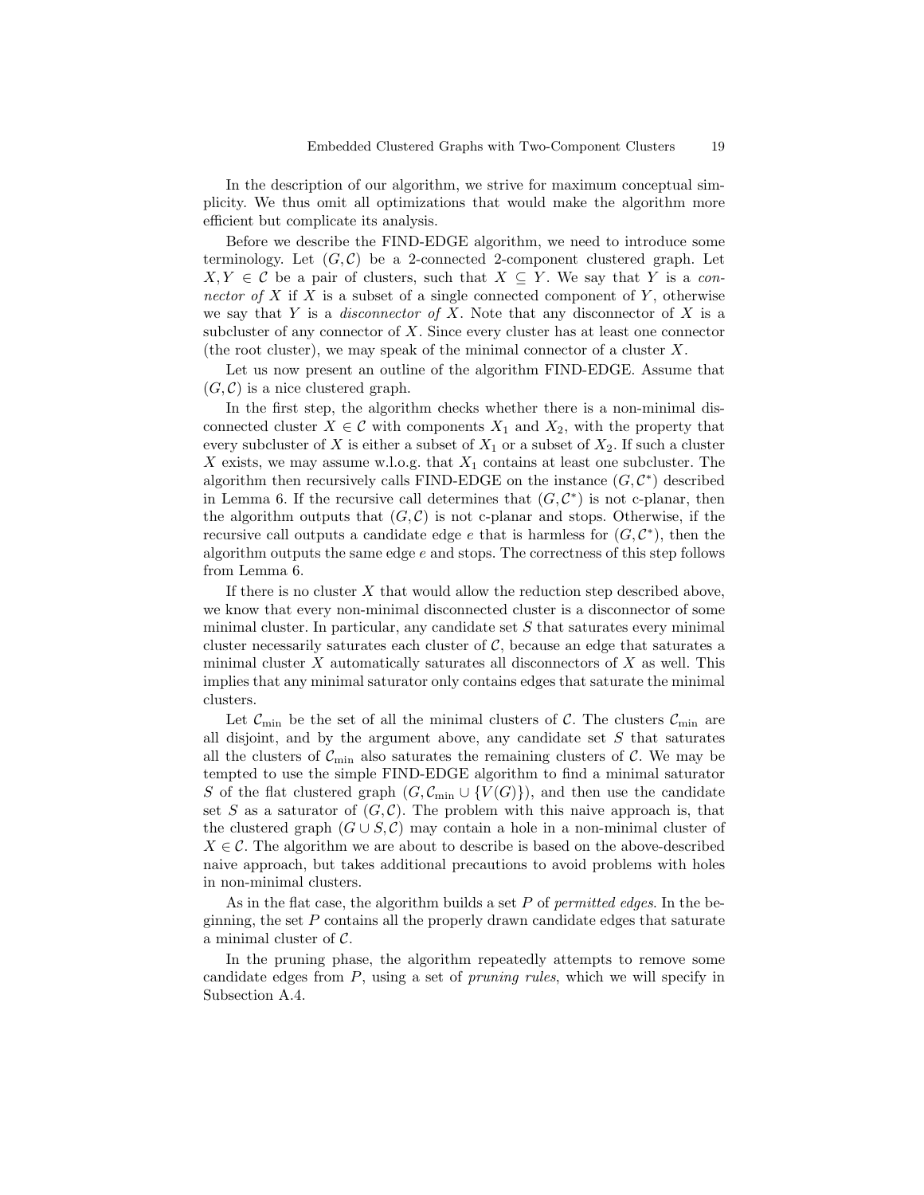In the description of our algorithm, we strive for maximum conceptual simplicity. We thus omit all optimizations that would make the algorithm more efficient but complicate its analysis.

Before we describe the FIND-EDGE algorithm, we need to introduce some terminology. Let $(G, \mathcal{C})$ be a 2-connected 2-component clustered graph. Let $X, Y \in \mathcal{C}$ be a pair of clusters, such that $X \subseteq Y$. We say that $Y$ is a *connector of* $X$ if $X$ is a subset of a single connected component of $Y$, otherwise we say that $Y$ is a *disconnector of* $X$. Note that any disconnector of $X$ is a subcluster of any connector of $X$. Since every cluster has at least one connector (the root cluster), we may speak of the minimal connector of a cluster $X$.

Let us now present an outline of the algorithm FIND-EDGE. Assume that $(G, \mathcal{C})$ is a nice clustered graph.

In the first step, the algorithm checks whether there is a non-minimal disconnected cluster $X \in \mathcal{C}$ with components $X_1$ and $X_2$, with the property that every subcluster of $X$ is either a subset of $X_1$ or a subset of $X_2$. If such a cluster $X$ exists, we may assume w.l.o.g. that $X_1$ contains at least one subcluster. The algorithm then recursively calls FIND-EDGE on the instance $(G, \mathcal{C}^*)$ described in Lemma 6. If the recursive call determines that $(G, \mathcal{C}^*)$ is not c-planar, then the algorithm outputs that $(G, \mathcal{C})$ is not c-planar and stops. Otherwise, if the recursive call outputs a candidate edge $e$ that is harmless for $(G, \mathcal{C}^*)$, then the algorithm outputs the same edge $e$ and stops. The correctness of this step follows from Lemma 6.

If there is no cluster $X$ that would allow the reduction step described above, we know that every non-minimal disconnected cluster is a disconnector of some minimal cluster. In particular, any candidate set $S$ that saturates every minimal cluster necessarily saturates each cluster of $\mathcal{C}$, because an edge that saturates a minimal cluster $X$ automatically saturates all disconnectors of $X$ as well. This implies that any minimal saturator only contains edges that saturate the minimal clusters.

Let $\mathcal{C}_{\min}$ be the set of all the minimal clusters of $\mathcal{C}$. The clusters $\mathcal{C}_{\min}$ are all disjoint, and by the argument above, any candidate set $S$ that saturates all the clusters of $\mathcal{C}_{\min}$ also saturates the remaining clusters of $\mathcal{C}$. We may be tempted to use the simple FIND-EDGE algorithm to find a minimal saturator $S$ of the flat clustered graph $(G, \mathcal{C}_{\min} \cup \{V(G)\})$, and then use the candidate set $S$ as a saturator of $(G, \mathcal{C})$. The problem with this naive approach is, that the clustered graph $(G \cup S, \mathcal{C})$ may contain a hole in a non-minimal cluster of $X \in \mathcal{C}$. The algorithm we are about to describe is based on the above-described naive approach, but takes additional precautions to avoid problems with holes in non-minimal clusters.

As in the flat case, the algorithm builds a set $P$ of *permitted edges*. In the beginning, the set $P$ contains all the properly drawn candidate edges that saturate a minimal cluster of $\mathcal{C}$.

In the pruning phase, the algorithm repeatedly attempts to remove some candidate edges from $P$, using a set of *pruning rules*, which we will specify in Subsection A.4.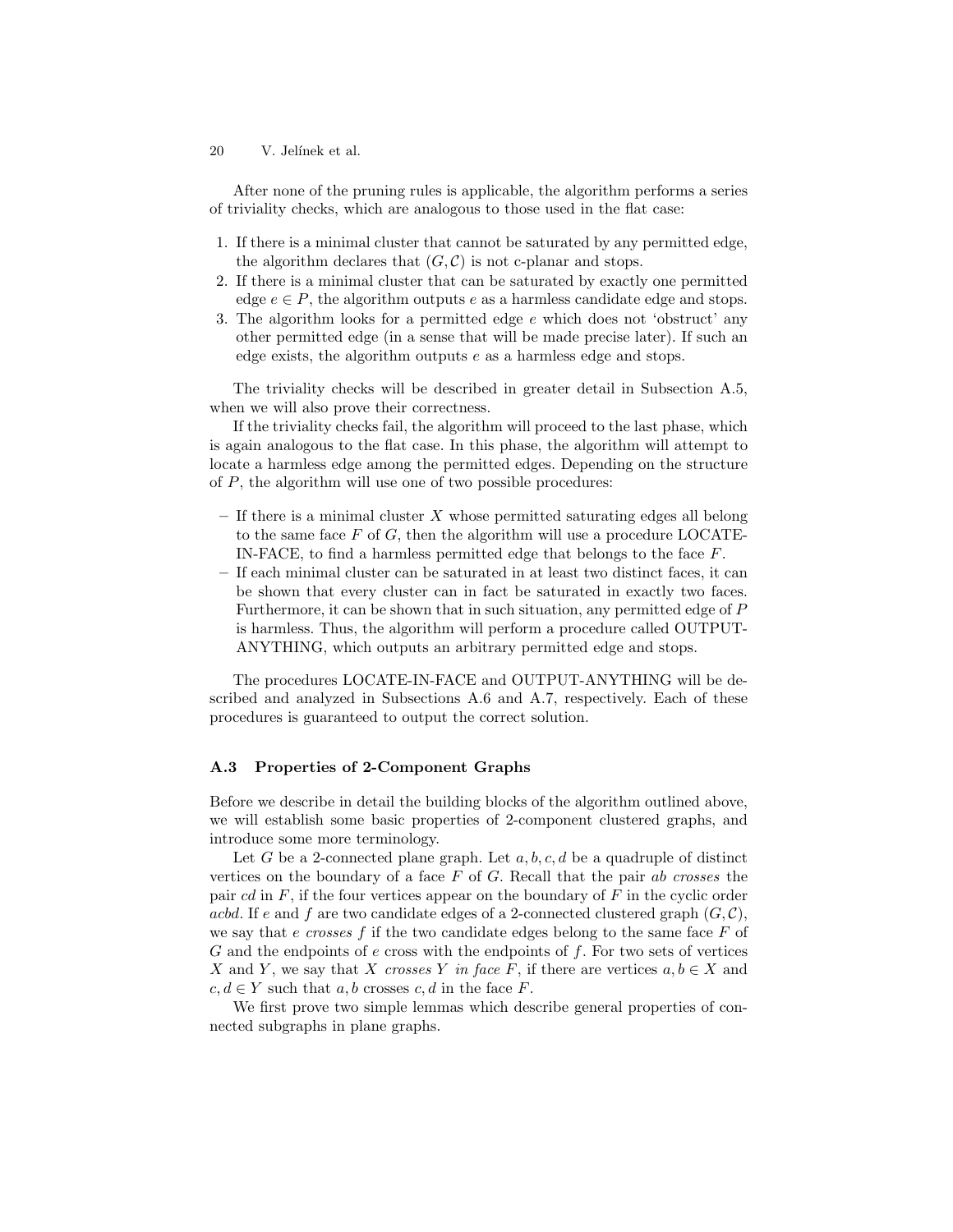After none of the pruning rules is applicable, the algorithm performs a series of triviality checks, which are analogous to those used in the flat case:

1. If there is a minimal cluster that cannot be saturated by any permitted edge, the algorithm declares that $(G, \mathcal{C})$ is not c-planar and stops.
2. If there is a minimal cluster that can be saturated by exactly one permitted edge $e \in P$, the algorithm outputs $e$ as a harmless candidate edge and stops.
3. The algorithm looks for a permitted edge $e$ which does not 'obstruct' any other permitted edge (in a sense that will be made precise later). If such an edge exists, the algorithm outputs $e$ as a harmless edge and stops.

The triviality checks will be described in greater detail in Subsection A.5, when we will also prove their correctness.

If the triviality checks fail, the algorithm will proceed to the last phase, which is again analogous to the flat case. In this phase, the algorithm will attempt to locate a harmless edge among the permitted edges. Depending on the structure of $P$, the algorithm will use one of two possible procedures:

- If there is a minimal cluster $X$ whose permitted saturating edges all belong to the same face $F$ of $G$, then the algorithm will use a procedure LOCATE-IN-FACE, to find a harmless permitted edge that belongs to the face $F$.
- If each minimal cluster can be saturated in at least two distinct faces, it can be shown that every cluster can in fact be saturated in exactly two faces. Furthermore, it can be shown that in such situation, any permitted edge of $P$ is harmless. Thus, the algorithm will perform a procedure called OUTPUT-ANYTHING, which outputs an arbitrary permitted edge and stops.

The procedures LOCATE-IN-FACE and OUTPUT-ANYTHING will be described and analyzed in Subsections A.6 and A.7, respectively. Each of these procedures is guaranteed to output the correct solution.

### A.3 Properties of 2-Component Graphs

Before we describe in detail the building blocks of the algorithm outlined above, we will establish some basic properties of 2-component clustered graphs, and introduce some more terminology.

Let $G$ be a 2-connected plane graph. Let $a, b, c, d$ be a quadruple of distinct vertices on the boundary of a face $F$ of $G$. Recall that the pair $ab$ *crosses* the pair $cd$ in $F$, if the four vertices appear on the boundary of $F$ in the cyclic order $acbd$. If $e$ and $f$ are two candidate edges of a 2-connected clustered graph $(G, \mathcal{C})$, we say that $e$ *crosses* $f$ if the two candidate edges belong to the same face $F$ of $G$ and the endpoints of $e$ cross with the endpoints of $f$. For two sets of vertices $X$ and $Y$, we say that $X$ *crosses* $Y$ *in face* $F$, if there are vertices $a, b \in X$ and $c, d \in Y$ such that $a, b$ crosses $c, d$ in the face $F$.

We first prove two simple lemmas which describe general properties of connected subgraphs in plane graphs.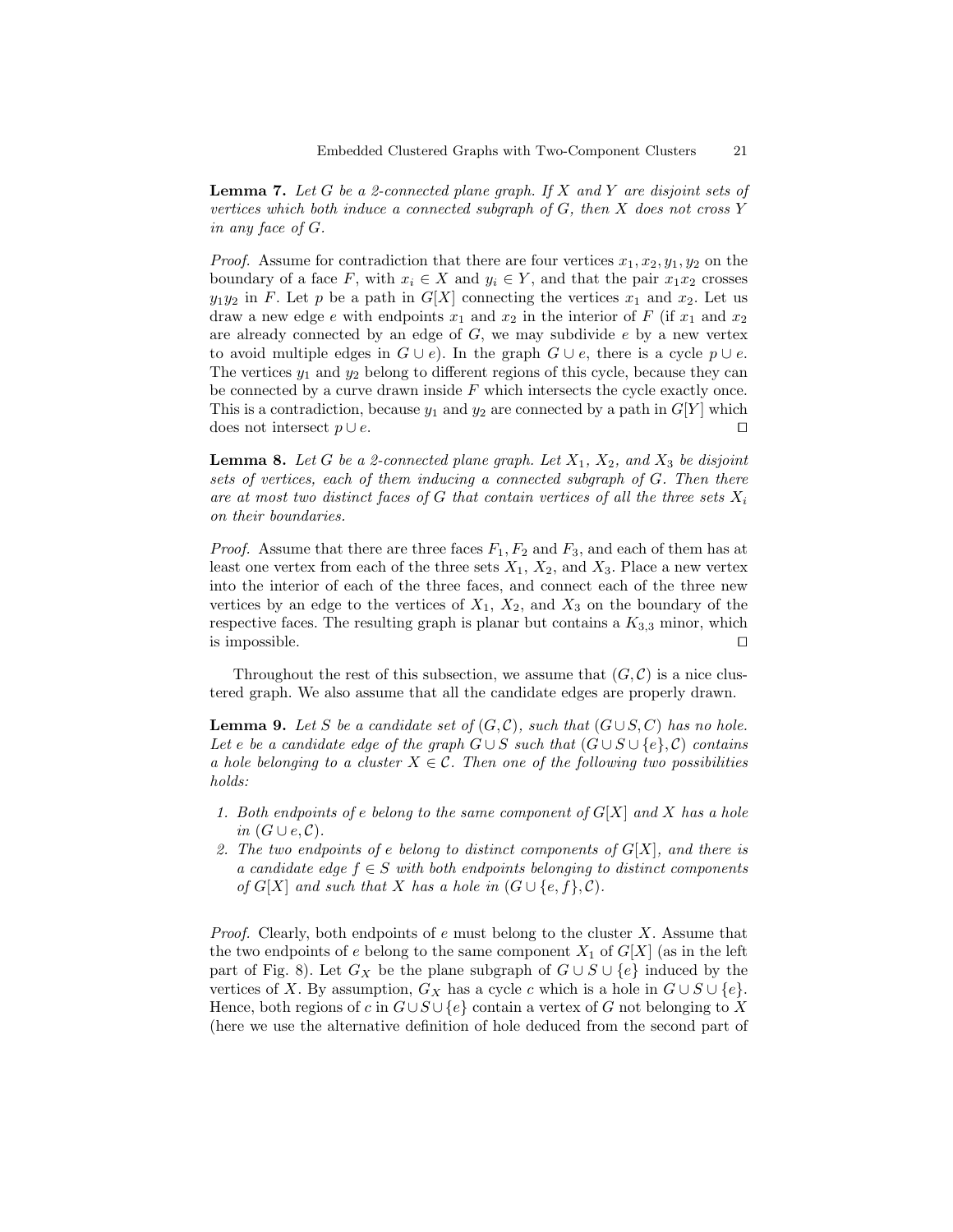**Lemma 7.** *Let $G$ be a 2-connected plane graph. If $X$ and $Y$ are disjoint sets of vertices which both induce a connected subgraph of $G$, then $X$ does not cross $Y$ in any face of $G$.*

*Proof.* Assume for contradiction that there are four vertices $x_1, x_2, y_1, y_2$ on the boundary of a face $F$, with $x_i \in X$ and $y_i \in Y$, and that the pair $x_1x_2$ crosses $y_1y_2$ in $F$. Let $p$ be a path in $G[X]$ connecting the vertices $x_1$ and $x_2$. Let us draw a new edge $e$ with endpoints $x_1$ and $x_2$ in the interior of $F$ (if $x_1$ and $x_2$ are already connected by an edge of $G$, we may subdivide $e$ by a new vertex to avoid multiple edges in $G \cup e$). In the graph $G \cup e$, there is a cycle $p \cup e$. The vertices $y_1$ and $y_2$ belong to different regions of this cycle, because they can be connected by a curve drawn inside $F$ which intersects the cycle exactly once. This is a contradiction, because $y_1$ and $y_2$ are connected by a path in $G[Y]$ which does not intersect $p \cup e$. ⊓⊔

**Lemma 8.** *Let $G$ be a 2-connected plane graph. Let $X_1$, $X_2$, and $X_3$ be disjoint sets of vertices, each of them inducing a connected subgraph of $G$. Then there are at most two distinct faces of $G$ that contain vertices of all the three sets $X_i$ on their boundaries.*

*Proof.* Assume that there are three faces $F_1, F_2$ and $F_3$, and each of them has at least one vertex from each of the three sets $X_1$, $X_2$, and $X_3$. Place a new vertex into the interior of each of the three faces, and connect each of the three new vertices by an edge to the vertices of $X_1$, $X_2$, and $X_3$ on the boundary of the respective faces. The resulting graph is planar but contains a $K_{3,3}$ minor, which is impossible. ⊓⊔

Throughout the rest of this subsection, we assume that $(G, \mathcal{C})$ is a nice clustered graph. We also assume that all the candidate edges are properly drawn.

**Lemma 9.** *Let $S$ be a candidate set of $(G, \mathcal{C})$, such that $(G \cup S, C)$ has no hole. Let $e$ be a candidate edge of the graph $G \cup S$ such that $(G \cup S \cup \{e\}, \mathcal{C})$ contains a hole belonging to a cluster $X \in \mathcal{C}$. Then one of the following two possibilities holds:*

1. *Both endpoints of $e$ belong to the same component of $G[X]$ and $X$ has a hole in $(G \cup e, \mathcal{C})$.*
2. *The two endpoints of $e$ belong to distinct components of $G[X]$, and there is a candidate edge $f \in S$ with both endpoints belonging to distinct components of $G[X]$ and such that $X$ has a hole in $(G \cup \{e, f\}, \mathcal{C})$.*

*Proof.* Clearly, both endpoints of $e$ must belong to the cluster $X$. Assume that the two endpoints of $e$ belong to the same component $X_1$ of $G[X]$ (as in the left part of Fig. 8). Let $G_X$ be the plane subgraph of $G \cup S \cup \{e\}$ induced by the vertices of $X$. By assumption, $G_X$ has a cycle $c$ which is a hole in $G \cup S \cup \{e\}$. Hence, both regions of $c$ in $G \cup S \cup \{e\}$ contain a vertex of $G$ not belonging to $X$ (here we use the alternative definition of hole deduced from the second part of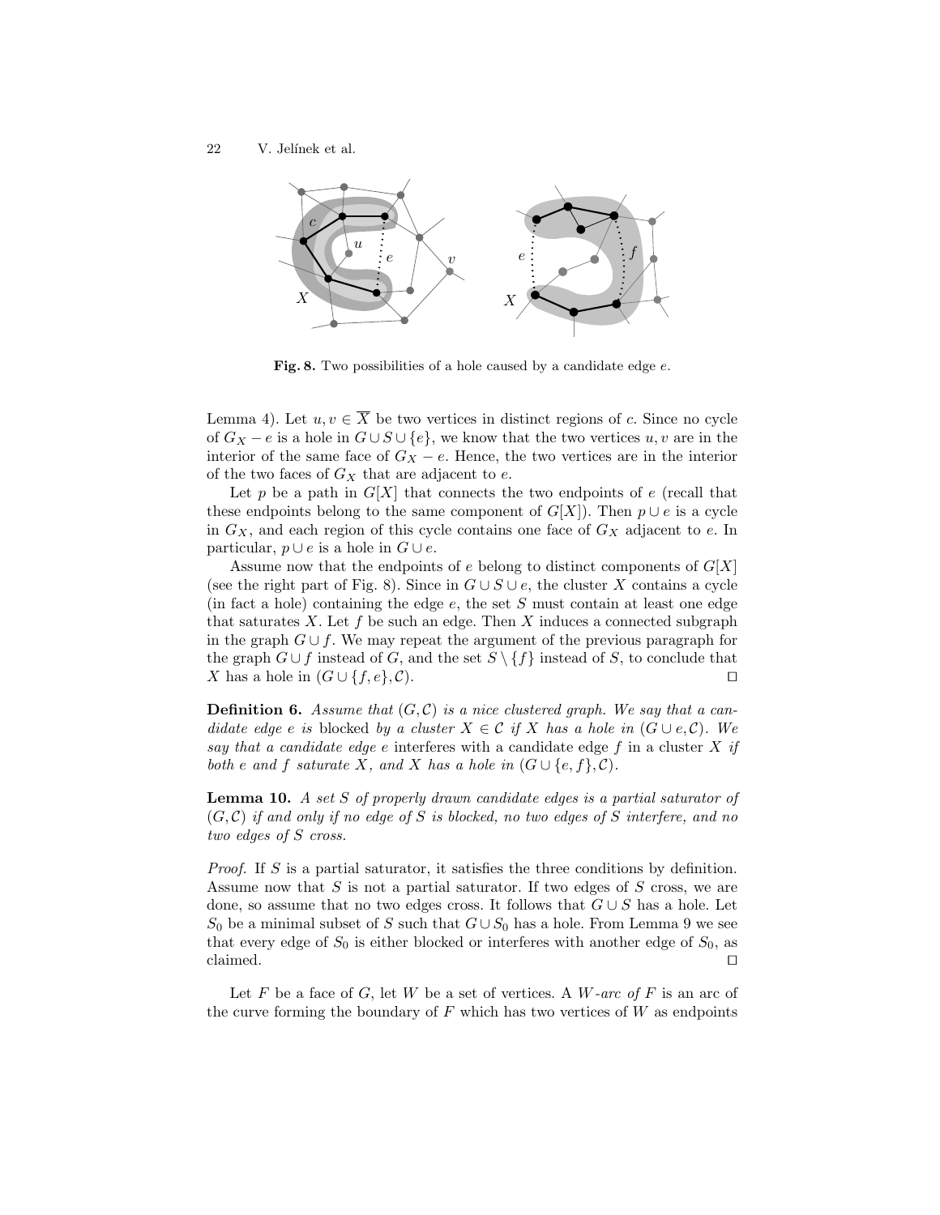Fig. 8. Two possibilities of a hole caused by a candidate edge $e$.

Lemma 4). Let $u, v \in \overline{X}$ be two vertices in distinct regions of $c$. Since no cycle of $G_X - e$ is a hole in $G \cup S \cup \{e\}$, we know that the two vertices $u, v$ are in the interior of the same face of $G_X - e$. Hence, the two vertices are in the interior of the two faces of $G_X$ that are adjacent to $e$.

Let $p$ be a path in $G[X]$ that connects the two endpoints of $e$ (recall that these endpoints belong to the same component of $G[X]$). Then $p \cup e$ is a cycle in $G_X$, and each region of this cycle contains one face of $G_X$ adjacent to $e$. In particular, $p \cup e$ is a hole in $G \cup e$.

Assume now that the endpoints of $e$ belong to distinct components of $G[X]$ (see the right part of Fig. 8). Since in $G \cup S \cup e$, the cluster $X$ contains a cycle (in fact a hole) containing the edge $e$, the set $S$ must contain at least one edge that saturates $X$. Let $f$ be such an edge. Then $X$ induces a connected subgraph in the graph $G \cup f$. We may repeat the argument of the previous paragraph for the graph $G \cup f$ instead of $G$, and the set $S \setminus \{f\}$ instead of $S$, to conclude that $X$ has a hole in $(G \cup \{f, e\}, \mathcal{C})$. ◻

**Definition 6.** *Assume that $(G, \mathcal{C})$ is a nice clustered graph. We say that a candidate edge $e$ is* blocked *by a cluster $X \in \mathcal{C}$ if $X$ has a hole in $(G \cup e, \mathcal{C})$. We say that a candidate edge $e$* interferes *with a candidate edge $f$ in a cluster $X$ if both $e$ and $f$ saturate $X$, and $X$ has a hole in $(G \cup \{e, f\}, \mathcal{C})$.*

**Lemma 10.** *A set $S$ of properly drawn candidate edges is a partial saturator of $(G, \mathcal{C})$ if and only if no edge of $S$ is blocked, no two edges of $S$ interfere, and no two edges of $S$ cross.*

*Proof.* If $S$ is a partial saturator, it satisfies the three conditions by definition. Assume now that $S$ is not a partial saturator. If two edges of $S$ cross, we are done, so assume that no two edges cross. It follows that $G \cup S$ has a hole. Let $S_0$ be a minimal subset of $S$ such that $G \cup S_0$ has a hole. From Lemma 9 we see that every edge of $S_0$ is either blocked or interferes with another edge of $S_0$, as claimed. ◻

Let $F$ be a face of $G$, let $W$ be a set of vertices. A *$W$-arc of $F$* is an arc of the curve forming the boundary of $F$ which has two vertices of $W$ as endpoints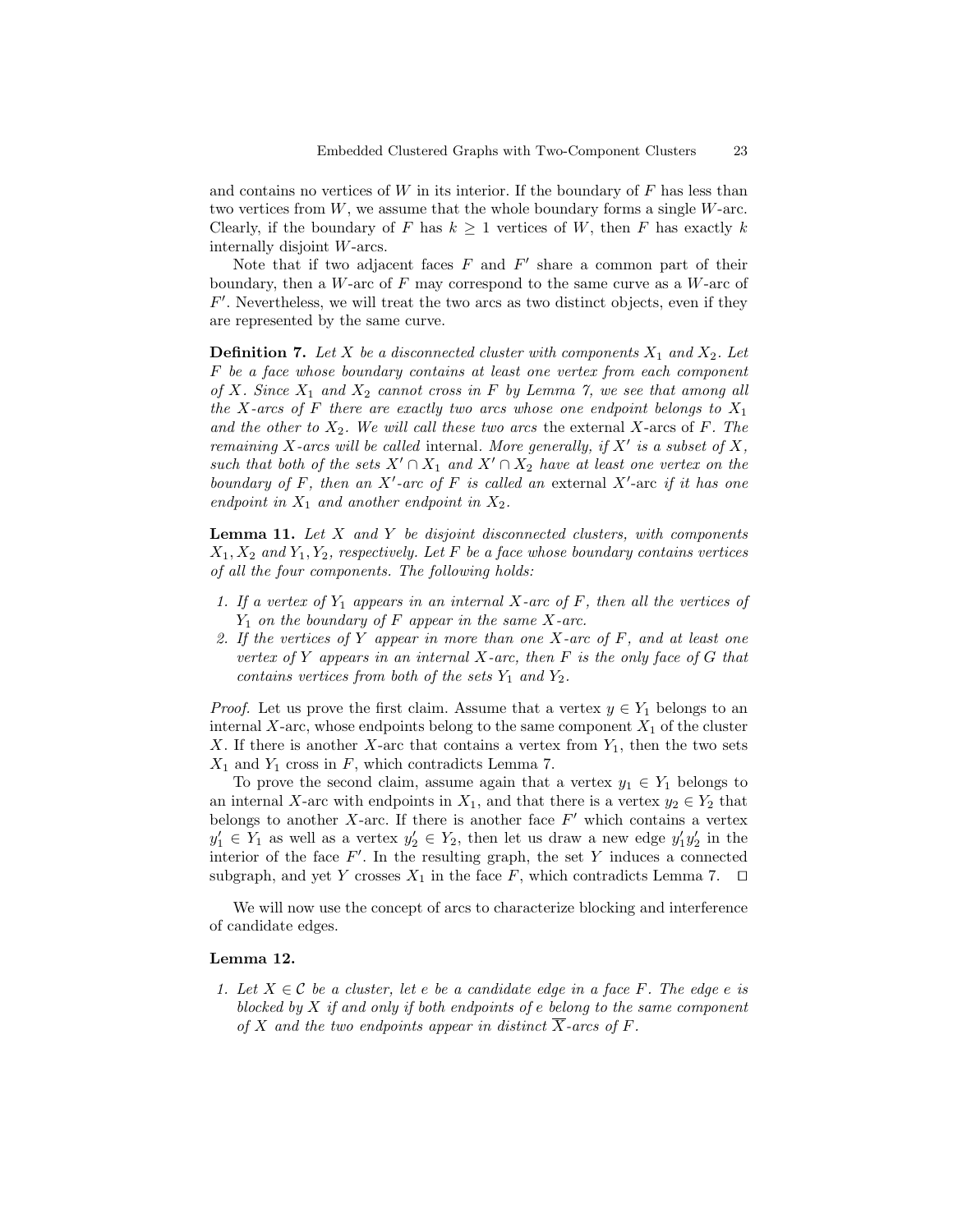and contains no vertices of $W$ in its interior. If the boundary of $F$ has less than two vertices from $W$, we assume that the whole boundary forms a single $W$-arc. Clearly, if the boundary of $F$ has $k \geq 1$ vertices of $W$, then $F$ has exactly $k$ internally disjoint $W$-arcs.

Note that if two adjacent faces $F$ and $F'$ share a common part of their boundary, then a $W$-arc of $F$ may correspond to the same curve as a $W$-arc of $F'$. Nevertheless, we will treat the two arcs as two distinct objects, even if they are represented by the same curve.

**Definition 7.** *Let $X$ be a disconnected cluster with components $X_1$ and $X_2$. Let $F$ be a face whose boundary contains at least one vertex from each component of $X$. Since $X_1$ and $X_2$ cannot cross in $F$ by Lemma 7, we see that among all the $X$-arcs of $F$ there are exactly two arcs whose one endpoint belongs to $X_1$ and the other to $X_2$. We will call these two arcs* the external $X$-arcs of $F$. *The remaining $X$-arcs will be called* internal. *More generally, if $X'$ is a subset of $X$, such that both of the sets $X' \cap X_1$ and $X' \cap X_2$ have at least one vertex on the boundary of $F$, then an $X'$-arc of $F$ is called an* external $X'$-arc *if it has one endpoint in $X_1$ and another endpoint in $X_2$.*

**Lemma 11.** *Let $X$ and $Y$ be disjoint disconnected clusters, with components $X_1, X_2$ and $Y_1, Y_2$, respectively. Let $F$ be a face whose boundary contains vertices of all the four components. The following holds:*

1. *If a vertex of $Y_1$ appears in an internal $X$-arc of $F$, then all the vertices of $Y_1$ on the boundary of $F$ appear in the same $X$-arc.*
2. *If the vertices of $Y$ appear in more than one $X$-arc of $F$, and at least one vertex of $Y$ appears in an internal $X$-arc, then $F$ is the only face of $G$ that contains vertices from both of the sets $Y_1$ and $Y_2$.*

*Proof.* Let us prove the first claim. Assume that a vertex $y \in Y_1$ belongs to an internal $X$-arc, whose endpoints belong to the same component $X_1$ of the cluster $X$. If there is another $X$-arc that contains a vertex from $Y_1$, then the two sets $X_1$ and $Y_1$ cross in $F$, which contradicts Lemma 7.

To prove the second claim, assume again that a vertex $y_1 \in Y_1$ belongs to an internal $X$-arc with endpoints in $X_1$, and that there is a vertex $y_2 \in Y_2$ that belongs to another $X$-arc. If there is another face $F'$ which contains a vertex $y_1' \in Y_1$ as well as a vertex $y_2' \in Y_2$, then let us draw a new edge $y_1'y_2'$ in the interior of the face $F'$. In the resulting graph, the set $Y$ induces a connected subgraph, and yet $Y$ crosses $X_1$ in the face $F$, which contradicts Lemma 7. $\square$

We will now use the concept of arcs to characterize blocking and interference of candidate edges.

**Lemma 12.**

1. *Let $X \in \mathcal{C}$ be a cluster, let $e$ be a candidate edge in a face $F$. The edge $e$ is blocked by $X$ if and only if both endpoints of $e$ belong to the same component of $X$ and the two endpoints appear in distinct $\overline{X}$-arcs of $F$.*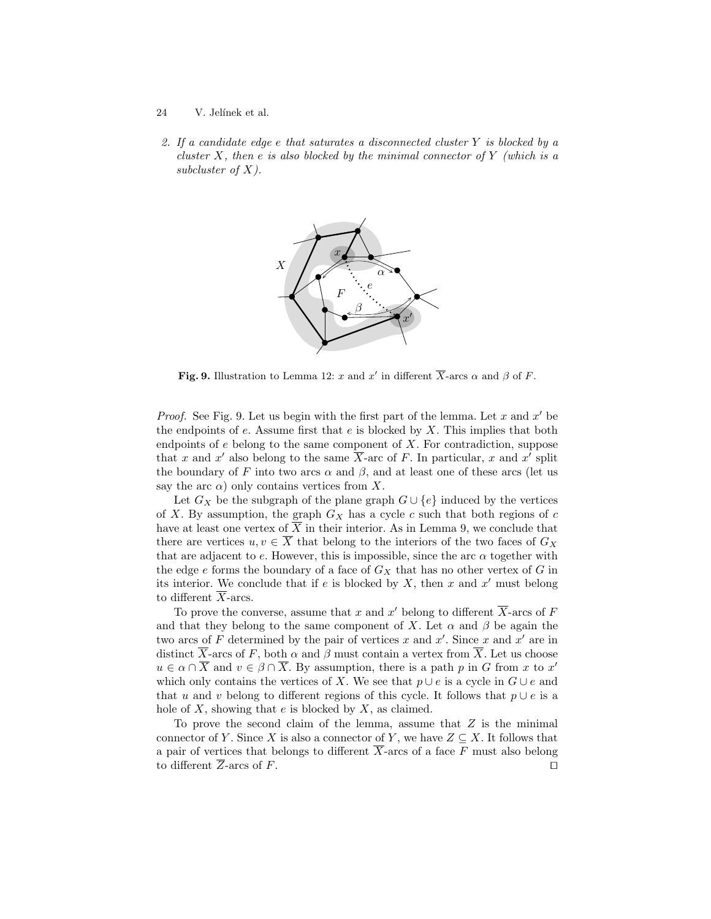2. *If a candidate edge $e$ that saturates a disconnected cluster $Y$ is blocked by a cluster $X$, then $e$ is also blocked by the minimal connector of $Y$ (which is a subcluster of $X$).*

**Fig. 9.** Illustration to Lemma 12: $x$ and $x'$ in different $\overline{X}$-arcs $\alpha$ and $\beta$ of $F$.

*Proof.* See Fig. 9. Let us begin with the first part of the lemma. Let $x$ and $x'$ be the endpoints of $e$. Assume first that $e$ is blocked by $X$. This implies that both endpoints of $e$ belong to the same component of $X$. For contradiction, suppose that $x$ and $x'$ also belong to the same $\overline{X}$-arc of $F$. In particular, $x$ and $x'$ split the boundary of $F$ into two arcs $\alpha$ and $\beta$, and at least one of these arcs (let us say the arc $\alpha$) only contains vertices from $X$.

Let $G_X$ be the subgraph of the plane graph $G \cup \{e\}$ induced by the vertices of $X$. By assumption, the graph $G_X$ has a cycle $c$ such that both regions of $c$ have at least one vertex of $\overline{X}$ in their interior. As in Lemma 9, we conclude that there are vertices $u, v \in \overline{X}$ that belong to the interiors of the two faces of $G_X$ that are adjacent to $e$. However, this is impossible, since the arc $\alpha$ together with the edge $e$ forms the boundary of a face of $G_X$ that has no other vertex of $G$ in its interior. We conclude that if $e$ is blocked by $X$, then $x$ and $x'$ must belong to different $\overline{X}$-arcs.

To prove the converse, assume that $x$ and $x'$ belong to different $\overline{X}$-arcs of $F$ and that they belong to the same component of $X$. Let $\alpha$ and $\beta$ be again the two arcs of $F$ determined by the pair of vertices $x$ and $x'$. Since $x$ and $x'$ are in distinct $\overline{X}$-arcs of $F$, both $\alpha$ and $\beta$ must contain a vertex from $\overline{X}$. Let us choose $u \in \alpha \cap \overline{X}$ and $v \in \beta \cap \overline{X}$. By assumption, there is a path $p$ in $G$ from $x$ to $x'$ which only contains the vertices of $X$. We see that $p \cup e$ is a cycle in $G \cup e$ and that $u$ and $v$ belong to different regions of this cycle. It follows that $p \cup e$ is a hole of $X$, showing that $e$ is blocked by $X$, as claimed.

To prove the second claim of the lemma, assume that $Z$ is the minimal connector of $Y$. Since $X$ is also a connector of $Y$, we have $Z \subseteq X$. It follows that a pair of vertices that belongs to different $\overline{X}$-arcs of a face $F$ must also belong to different $\overline{Z}$-arcs of $F$. □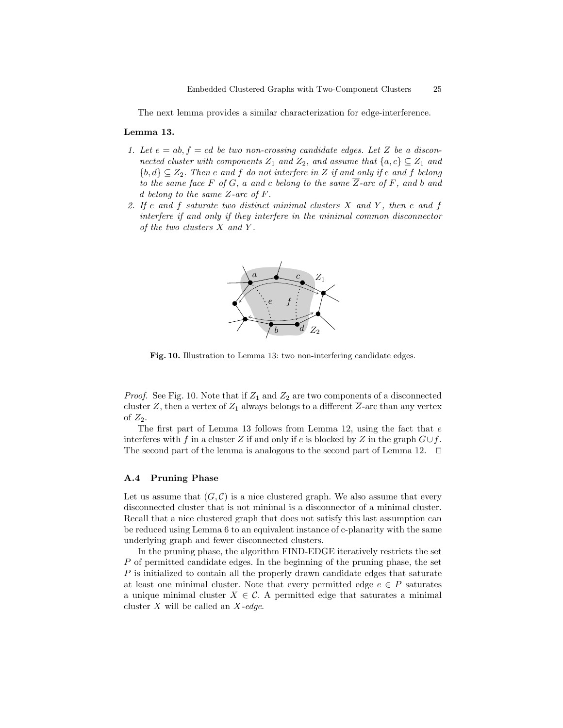The next lemma provides a similar characterization for edge-interference.

**Lemma 13.**

1. *Let $e = ab, f = cd$ be two non-crossing candidate edges. Let $Z$ be a disconnected cluster with components $Z_1$ and $Z_2$, and assume that $\{a, c\} \subseteq Z_1$ and $\{b, d\} \subseteq Z_2$. Then $e$ and $f$ do not interfere in $Z$ if and only if $e$ and $f$ belong to the same face $F$ of $G$, $a$ and $c$ belong to the same $\overline{Z}$-arc of $F$, and $b$ and $d$ belong to the same $\overline{Z}$-arc of $F$.*
2. *If $e$ and $f$ saturate two distinct minimal clusters $X$ and $Y$, then $e$ and $f$ interfere if and only if they interfere in the minimal common disconnector of the two clusters $X$ and $Y$.*

**Fig. 10.** Illustration to Lemma 13: two non-interfering candidate edges.

*Proof.* See Fig. 10. Note that if $Z_1$ and $Z_2$ are two components of a disconnected cluster $Z$, then a vertex of $Z_1$ always belongs to a different $\overline{Z}$-arc than any vertex of $Z_2$.

The first part of Lemma 13 follows from Lemma 12, using the fact that $e$ interferes with $f$ in a cluster $Z$ if and only if $e$ is blocked by $Z$ in the graph $G \cup f$. The second part of the lemma is analogous to the second part of Lemma 12. $\square$

### A.4 Pruning Phase

Let us assume that $(G, \mathcal{C})$ is a nice clustered graph. We also assume that every disconnected cluster that is not minimal is a disconnector of a minimal cluster. Recall that a nice clustered graph that does not satisfy this last assumption can be reduced using Lemma 6 to an equivalent instance of c-planarity with the same underlying graph and fewer disconnected clusters.

In the pruning phase, the algorithm FIND-EDGE iteratively restricts the set $P$ of permitted candidate edges. In the beginning of the pruning phase, the set $P$ is initialized to contain all the properly drawn candidate edges that saturate at least one minimal cluster. Note that every permitted edge $e \in P$ saturates a unique minimal cluster $X \in \mathcal{C}$. A permitted edge that saturates a minimal cluster $X$ will be called an *$X$-edge*.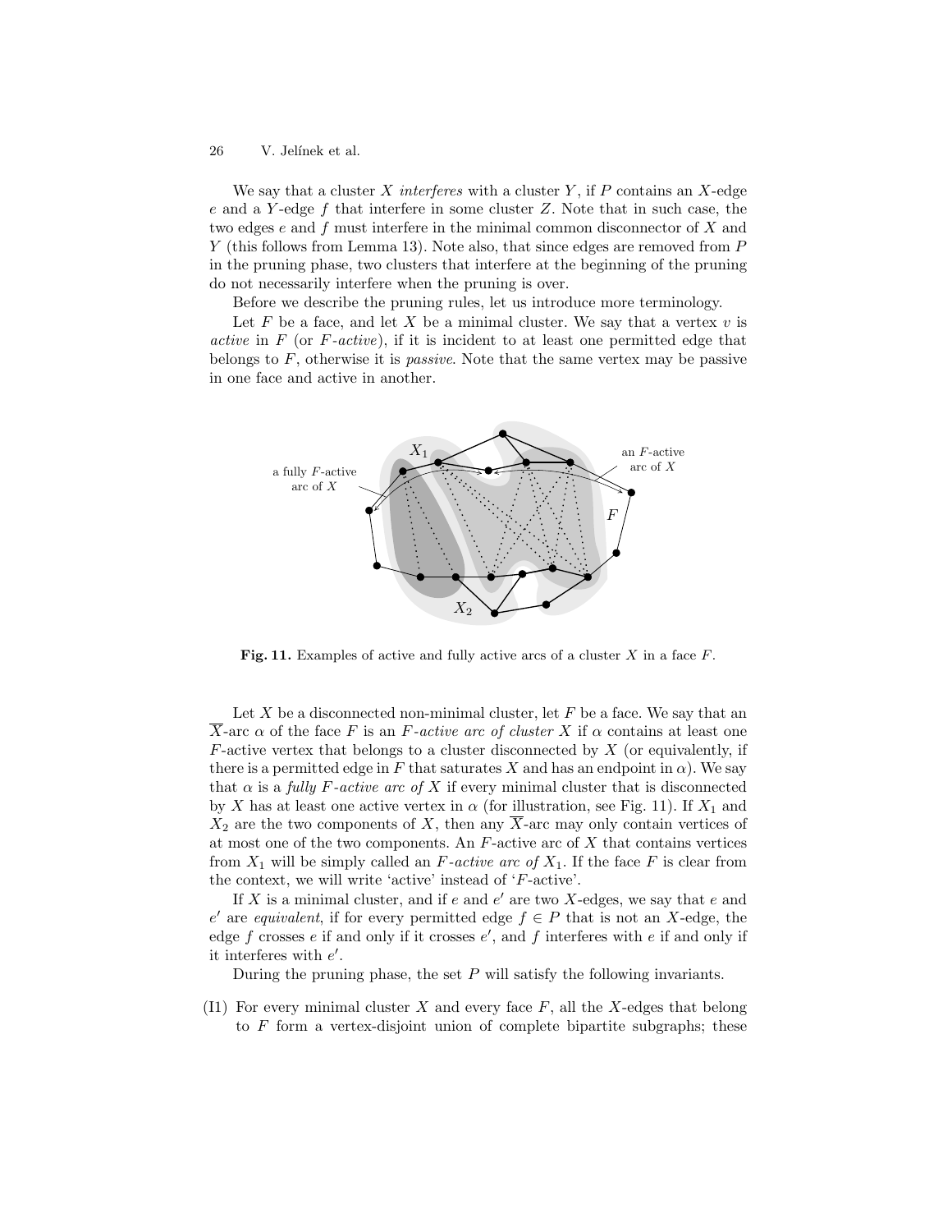We say that a cluster $X$ *interferes* with a cluster $Y$, if $P$ contains an $X$-edge $e$ and a $Y$-edge $f$ that interfere in some cluster $Z$. Note that in such case, the two edges $e$ and $f$ must interfere in the minimal common disconnector of $X$ and $Y$ (this follows from Lemma 13). Note also, that since edges are removed from $P$ in the pruning phase, two clusters that interfere at the beginning of the pruning do not necessarily interfere when the pruning is over.

Before we describe the pruning rules, let us introduce more terminology.

Let $F$ be a face, and let $X$ be a minimal cluster. We say that a vertex $v$ is *active* in $F$ (or $F$*-active*), if it is incident to at least one permitted edge that belongs to $F$, otherwise it is *passive*. Note that the same vertex may be passive in one face and active in another.

**Fig. 11.** Examples of active and fully active arcs of a cluster $X$ in a face $F$.

Let $X$ be a disconnected non-minimal cluster, let $F$ be a face. We say that an $\overline{X}$-arc $\alpha$ of the face $F$ is an $F$*-active arc of cluster* $X$ if $\alpha$ contains at least one $F$-active vertex that belongs to a cluster disconnected by $X$ (or equivalently, if there is a permitted edge in $F$ that saturates $X$ and has an endpoint in $\alpha$). We say that $\alpha$ is a *fully* $F$*-active arc of* $X$ if every minimal cluster that is disconnected by $X$ has at least one active vertex in $\alpha$ (for illustration, see Fig. 11). If $X_1$ and $X_2$ are the two components of $X$, then any $\overline{X}$-arc may only contain vertices of at most one of the two components. An $F$-active arc of $X$ that contains vertices from $X_1$ will be simply called an $F$*-active arc of* $X_1$. If the face $F$ is clear from the context, we will write 'active' instead of '$F$-active'.

If $X$ is a minimal cluster, and if $e$ and $e'$ are two $X$-edges, we say that $e$ and $e'$ are *equivalent*, if for every permitted edge $f \in P$ that is not an $X$-edge, the edge $f$ crosses $e$ if and only if it crosses $e'$, and $f$ interferes with $e$ if and only if it interferes with $e'$.

During the pruning phase, the set $P$ will satisfy the following invariants.

(I1) For every minimal cluster $X$ and every face $F$, all the $X$-edges that belong to $F$ form a vertex-disjoint union of complete bipartite subgraphs; these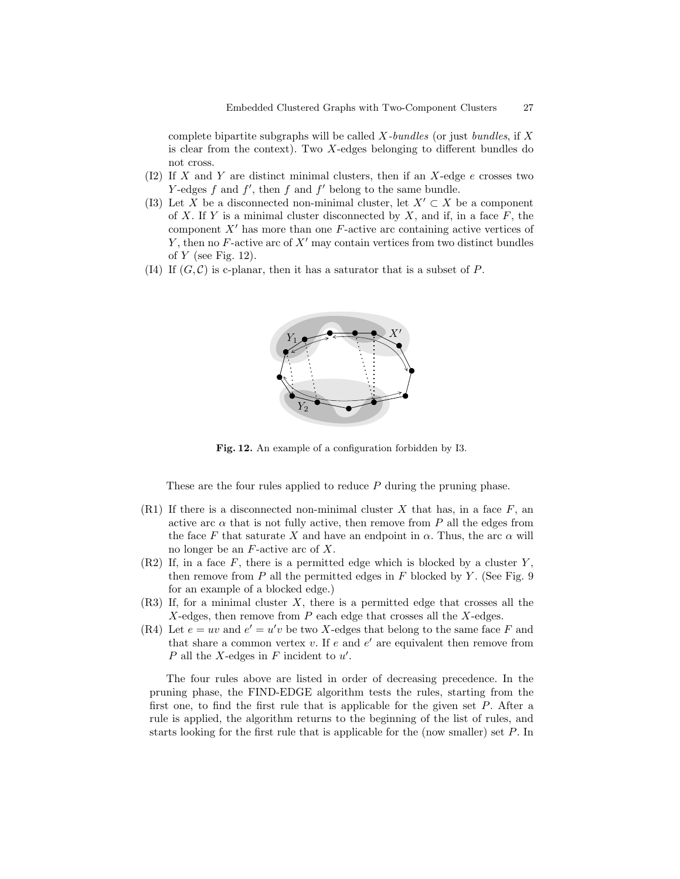complete bipartite subgraphs will be called $X$-*bundles* (or just *bundles*, if $X$ is clear from the context). Two $X$-edges belonging to different bundles do not cross.

(I2) If $X$ and $Y$ are distinct minimal clusters, then if an $X$-edge $e$ crosses two $Y$-edges $f$ and $f'$, then $f$ and $f'$ belong to the same bundle.

(I3) Let $X$ be a disconnected non-minimal cluster, let $X' \subset X$ be a component of $X$. If $Y$ is a minimal cluster disconnected by $X$, and if, in a face $F$, the component $X'$ has more than one $F$-active arc containing active vertices of $Y$, then no $F$-active arc of $X'$ may contain vertices from two distinct bundles of $Y$ (see Fig. 12).

(I4) If $(G, \mathcal{C})$ is c-planar, then it has a saturator that is a subset of $P$.

**Fig. 12.** An example of a configuration forbidden by I3.

These are the four rules applied to reduce $P$ during the pruning phase.

(R1) If there is a disconnected non-minimal cluster $X$ that has, in a face $F$, an active arc $\alpha$ that is not fully active, then remove from $P$ all the edges from the face $F$ that saturate $X$ and have an endpoint in $\alpha$. Thus, the arc $\alpha$ will no longer be an $F$-active arc of $X$.

(R2) If, in a face $F$, there is a permitted edge which is blocked by a cluster $Y$, then remove from $P$ all the permitted edges in $F$ blocked by $Y$. (See Fig. 9 for an example of a blocked edge.)

(R3) If, for a minimal cluster $X$, there is a permitted edge that crosses all the $X$-edges, then remove from $P$ each edge that crosses all the $X$-edges.

(R4) Let $e = uv$ and $e' = u'v$ be two $X$-edges that belong to the same face $F$ and that share a common vertex $v$. If $e$ and $e'$ are equivalent then remove from $P$ all the $X$-edges in $F$ incident to $u'$.

The four rules above are listed in order of decreasing precedence. In the pruning phase, the FIND-EDGE algorithm tests the rules, starting from the first one, to find the first rule that is applicable for the given set $P$. After a rule is applied, the algorithm returns to the beginning of the list of rules, and starts looking for the first rule that is applicable for the (now smaller) set $P$. In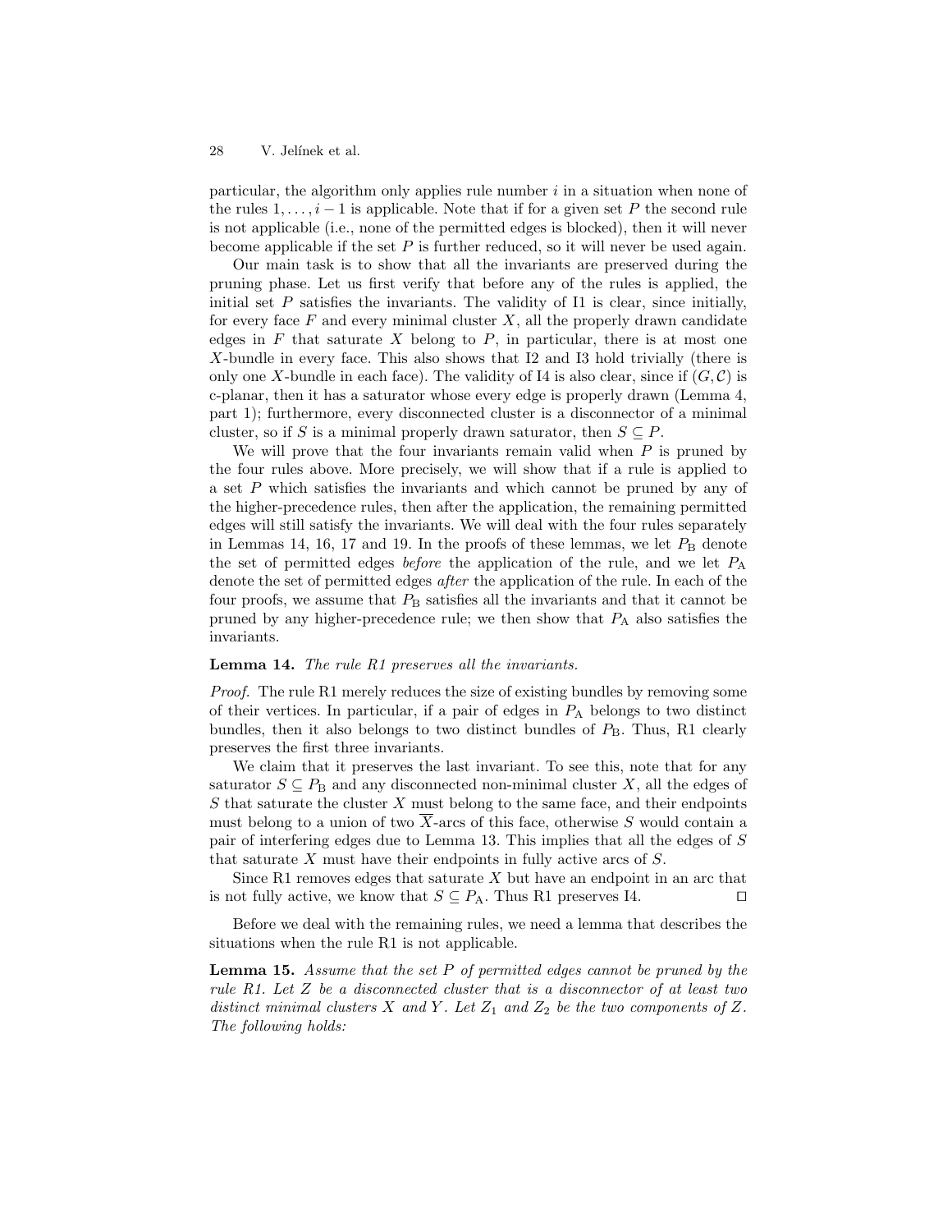particular, the algorithm only applies rule number $i$ in a situation when none of the rules $1, \ldots, i-1$ is applicable. Note that if for a given set $P$ the second rule is not applicable (i.e., none of the permitted edges is blocked), then it will never become applicable if the set $P$ is further reduced, so it will never be used again.

Our main task is to show that all the invariants are preserved during the pruning phase. Let us first verify that before any of the rules is applied, the initial set $P$ satisfies the invariants. The validity of I1 is clear, since initially, for every face $F$ and every minimal cluster $X$, all the properly drawn candidate edges in $F$ that saturate $X$ belong to $P$, in particular, there is at most one $X$-bundle in every face. This also shows that I2 and I3 hold trivially (there is only one $X$-bundle in each face). The validity of I4 is also clear, since if $(G, \mathcal{C})$ is c-planar, then it has a saturator whose every edge is properly drawn (Lemma 4, part 1); furthermore, every disconnected cluster is a disconnector of a minimal cluster, so if $S$ is a minimal properly drawn saturator, then $S \subseteq P$.

We will prove that the four invariants remain valid when $P$ is pruned by the four rules above. More precisely, we will show that if a rule is applied to a set $P$ which satisfies the invariants and which cannot be pruned by any of the higher-precedence rules, then after the application, the remaining permitted edges will still satisfy the invariants. We will deal with the four rules separately in Lemmas 14, 16, 17 and 19. In the proofs of these lemmas, we let $P_{\mathrm{B}}$ denote the set of permitted edges *before* the application of the rule, and we let $P_{\mathrm{A}}$ denote the set of permitted edges *after* the application of the rule. In each of the four proofs, we assume that $P_{\mathrm{B}}$ satisfies all the invariants and that it cannot be pruned by any higher-precedence rule; we then show that $P_{\mathrm{A}}$ also satisfies the invariants.

**Lemma 14.** *The rule R1 preserves all the invariants.*

*Proof.* The rule R1 merely reduces the size of existing bundles by removing some of their vertices. In particular, if a pair of edges in $P_{\mathrm{A}}$ belongs to two distinct bundles, then it also belongs to two distinct bundles of $P_{\mathrm{B}}$. Thus, R1 clearly preserves the first three invariants.

We claim that it preserves the last invariant. To see this, note that for any saturator $S \subseteq P_{\mathrm{B}}$ and any disconnected non-minimal cluster $X$, all the edges of $S$ that saturate the cluster $X$ must belong to the same face, and their endpoints must belong to a union of two $\overline{X}$-arcs of this face, otherwise $S$ would contain a pair of interfering edges due to Lemma 13. This implies that all the edges of $S$ that saturate $X$ must have their endpoints in fully active arcs of $S$.

Since R1 removes edges that saturate $X$ but have an endpoint in an arc that is not fully active, we know that $S \subseteq P_{\mathrm{A}}$. Thus R1 preserves I4. ⊓⊔

Before we deal with the remaining rules, we need a lemma that describes the situations when the rule R1 is not applicable.

**Lemma 15.** *Assume that the set $P$ of permitted edges cannot be pruned by the rule R1. Let $Z$ be a disconnected cluster that is a disconnector of at least two distinct minimal clusters $X$ and $Y$. Let $Z_1$ and $Z_2$ be the two components of $Z$. The following holds:*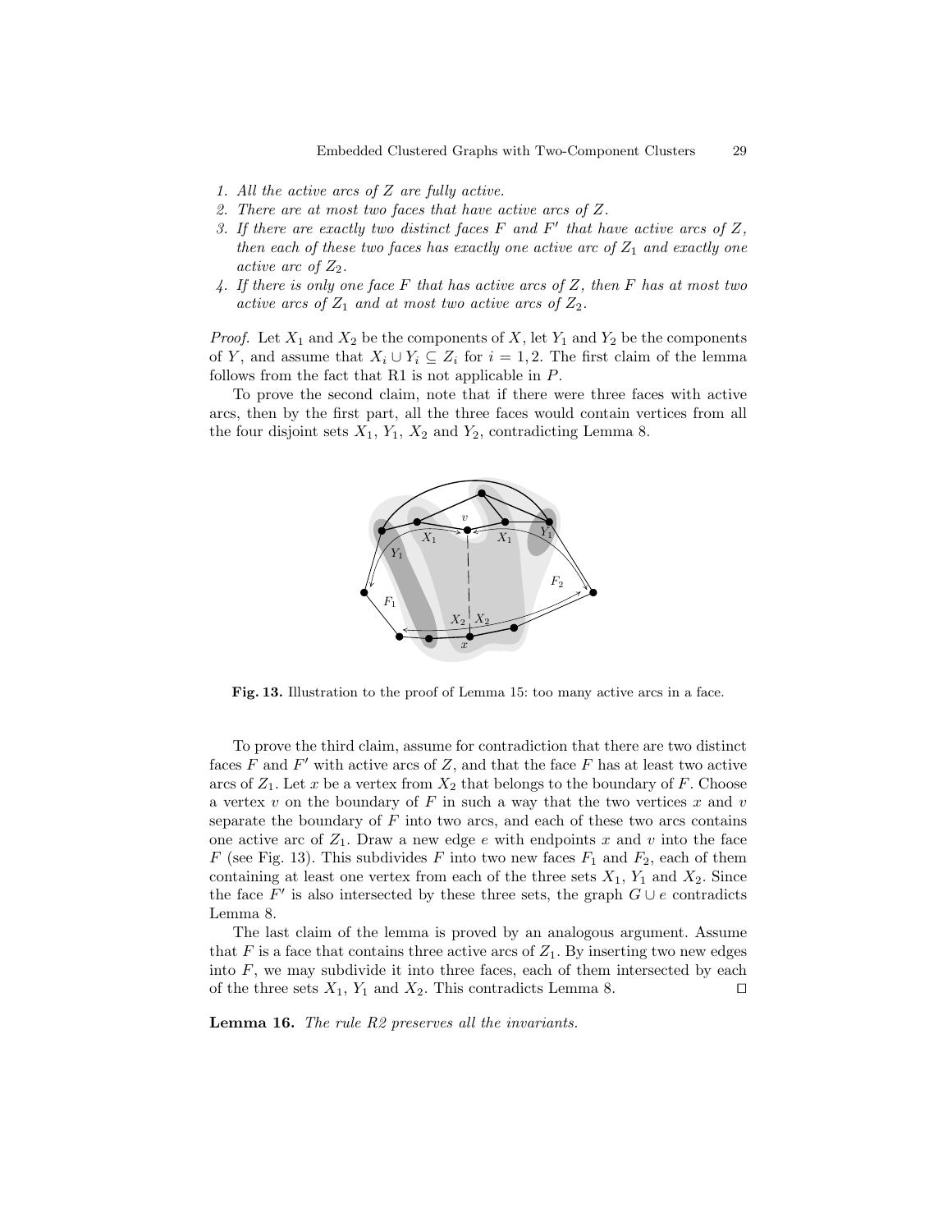1. *All the active arcs of $Z$ are fully active.*
2. *There are at most two faces that have active arcs of $Z$.*
3. *If there are exactly two distinct faces $F$ and $F'$ that have active arcs of $Z$, then each of these two faces has exactly one active arc of $Z_1$ and exactly one active arc of $Z_2$.*
4. *If there is only one face $F$ that has active arcs of $Z$, then $F$ has at most two active arcs of $Z_1$ and at most two active arcs of $Z_2$.*

*Proof.* Let $X_1$ and $X_2$ be the components of $X$, let $Y_1$ and $Y_2$ be the components of $Y$, and assume that $X_i \cup Y_i \subseteq Z_i$ for $i = 1, 2$. The first claim of the lemma follows from the fact that R1 is not applicable in $P$.

To prove the second claim, note that if there were three faces with active arcs, then by the first part, all the three faces would contain vertices from all the four disjoint sets $X_1$, $Y_1$, $X_2$ and $Y_2$, contradicting Lemma 8.

**Fig. 13.** Illustration to the proof of Lemma 15: too many active arcs in a face.

To prove the third claim, assume for contradiction that there are two distinct faces $F$ and $F'$ with active arcs of $Z$, and that the face $F$ has at least two active arcs of $Z_1$. Let $x$ be a vertex from $X_2$ that belongs to the boundary of $F$. Choose a vertex $v$ on the boundary of $F$ in such a way that the two vertices $x$ and $v$ separate the boundary of $F$ into two arcs, and each of these two arcs contains one active arc of $Z_1$. Draw a new edge $e$ with endpoints $x$ and $v$ into the face $F$ (see Fig. 13). This subdivides $F$ into two new faces $F_1$ and $F_2$, each of them containing at least one vertex from each of the three sets $X_1$, $Y_1$ and $X_2$. Since the face $F'$ is also intersected by these three sets, the graph $G \cup e$ contradicts Lemma 8.

The last claim of the lemma is proved by an analogous argument. Assume that $F$ is a face that contains three active arcs of $Z_1$. By inserting two new edges into $F$, we may subdivide it into three faces, each of them intersected by each of the three sets $X_1$, $Y_1$ and $X_2$. This contradicts Lemma 8. ◻

**Lemma 16.** *The rule R2 preserves all the invariants.*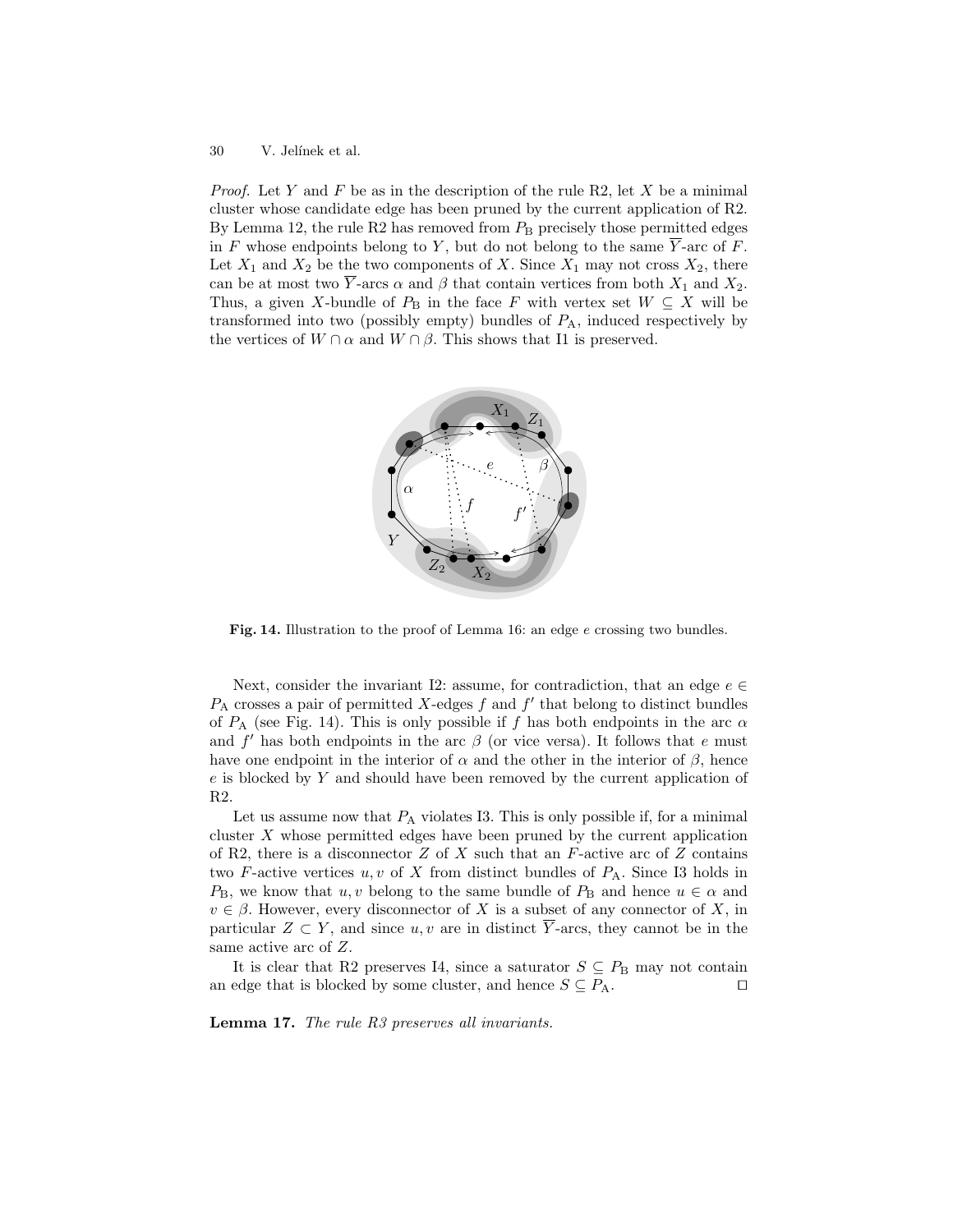*Proof.* Let $Y$ and $F$ be as in the description of the rule R2, let $X$ be a minimal cluster whose candidate edge has been pruned by the current application of R2. By Lemma 12, the rule R2 has removed from $P_\mathrm{B}$ precisely those permitted edges in $F$ whose endpoints belong to $Y$, but do not belong to the same $\overline{Y}$-arc of $F$. Let $X_1$ and $X_2$ be the two components of $X$. Since $X_1$ may not cross $X_2$, there can be at most two $\overline{Y}$-arcs $\alpha$ and $\beta$ that contain vertices from both $X_1$ and $X_2$. Thus, a given $X$-bundle of $P_\mathrm{B}$ in the face $F$ with vertex set $W \subseteq X$ will be transformed into two (possibly empty) bundles of $P_\mathrm{A}$, induced respectively by the vertices of $W \cap \alpha$ and $W \cap \beta$. This shows that I1 is preserved.

**Fig. 14.** Illustration to the proof of Lemma 16: an edge $e$ crossing two bundles.

Next, consider the invariant I2: assume, for contradiction, that an edge $e \in P_\mathrm{A}$ crosses a pair of permitted $X$-edges $f$ and $f'$ that belong to distinct bundles of $P_\mathrm{A}$ (see Fig. 14). This is only possible if $f$ has both endpoints in the arc $\alpha$ and $f'$ has both endpoints in the arc $\beta$ (or vice versa). It follows that $e$ must have one endpoint in the interior of $\alpha$ and the other in the interior of $\beta$, hence $e$ is blocked by $Y$ and should have been removed by the current application of R2.

Let us assume now that $P_\mathrm{A}$ violates I3. This is only possible if, for a minimal cluster $X$ whose permitted edges have been pruned by the current application of R2, there is a disconnector $Z$ of $X$ such that an $F$-active arc of $Z$ contains two $F$-active vertices $u, v$ of $X$ from distinct bundles of $P_\mathrm{A}$. Since I3 holds in $P_\mathrm{B}$, we know that $u, v$ belong to the same bundle of $P_\mathrm{B}$ and hence $u \in \alpha$ and $v \in \beta$. However, every disconnector of $X$ is a subset of any connector of $X$, in particular $Z \subset Y$, and since $u, v$ are in distinct $\overline{Y}$-arcs, they cannot be in the same active arc of $Z$.

It is clear that R2 preserves I4, since a saturator $S \subseteq P_\mathrm{B}$ may not contain an edge that is blocked by some cluster, and hence $S \subseteq P_\mathrm{A}$. $\square$

**Lemma 17.** *The rule R3 preserves all invariants.*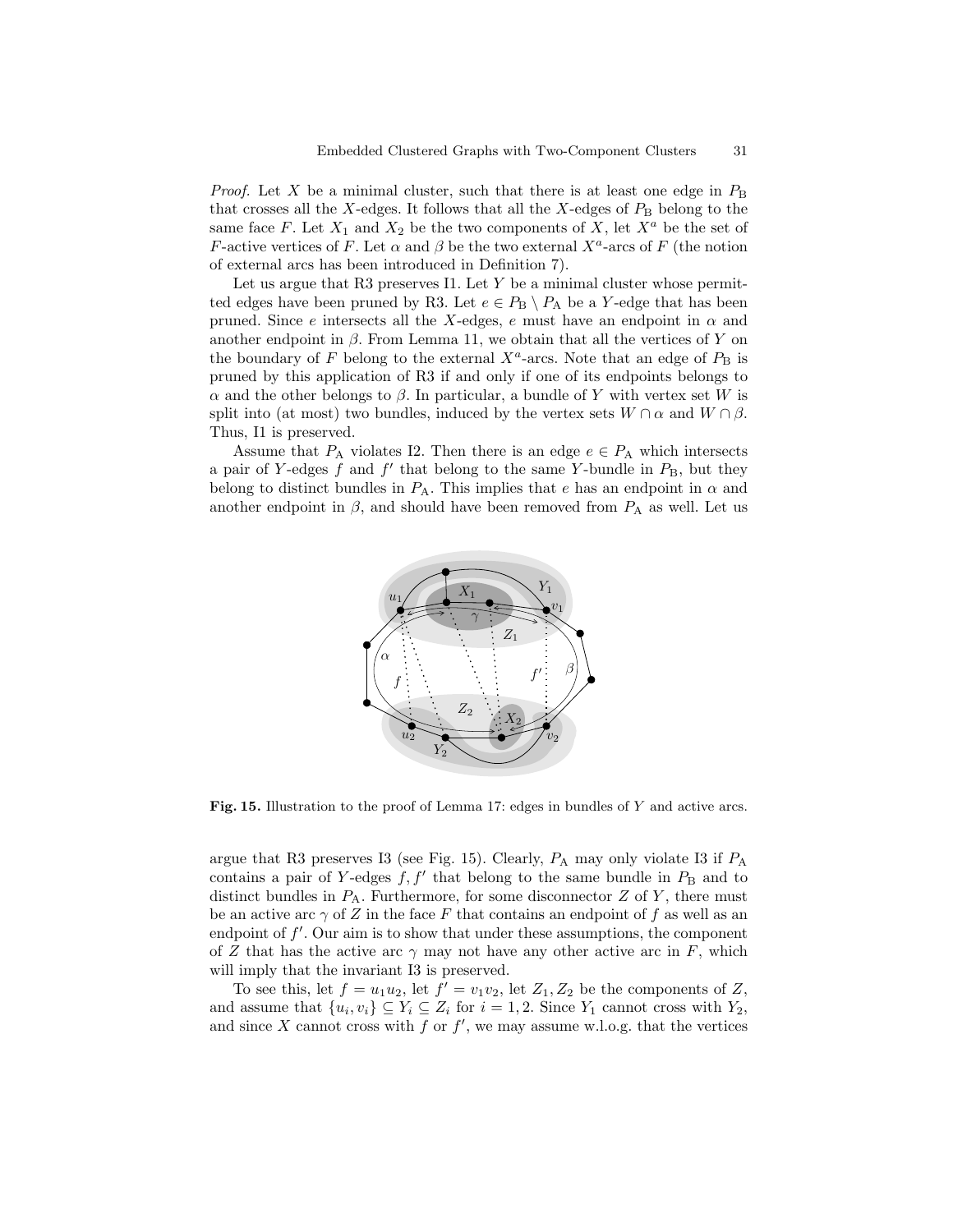*Proof.* Let $X$ be a minimal cluster, such that there is at least one edge in $P_{\mathrm{B}}$ that crosses all the $X$-edges. It follows that all the $X$-edges of $P_{\mathrm{B}}$ belong to the same face $F$. Let $X_1$ and $X_2$ be the two components of $X$, let $X^a$ be the set of $F$-active vertices of $F$. Let $\alpha$ and $\beta$ be the two external $X^a$-arcs of $F$ (the notion of external arcs has been introduced in Definition 7).

Let us argue that R3 preserves I1. Let $Y$ be a minimal cluster whose permitted edges have been pruned by R3. Let $e \in P_{\mathrm{B}} \setminus P_{\mathrm{A}}$ be a $Y$-edge that has been pruned. Since $e$ intersects all the $X$-edges, $e$ must have an endpoint in $\alpha$ and another endpoint in $\beta$. From Lemma 11, we obtain that all the vertices of $Y$ on the boundary of $F$ belong to the external $X^a$-arcs. Note that an edge of $P_{\mathrm{B}}$ is pruned by this application of R3 if and only if one of its endpoints belongs to $\alpha$ and the other belongs to $\beta$. In particular, a bundle of $Y$ with vertex set $W$ is split into (at most) two bundles, induced by the vertex sets $W \cap \alpha$ and $W \cap \beta$. Thus, I1 is preserved.

Assume that $P_{\mathrm{A}}$ violates I2. Then there is an edge $e \in P_{\mathrm{A}}$ which intersects a pair of $Y$-edges $f$ and $f'$ that belong to the same $Y$-bundle in $P_{\mathrm{B}}$, but they belong to distinct bundles in $P_{\mathrm{A}}$. This implies that $e$ has an endpoint in $\alpha$ and another endpoint in $\beta$, and should have been removed from $P_{\mathrm{A}}$ as well. Let us argue that R3 preserves I3 (see Fig. 15). Clearly, $P_{\mathrm{A}}$ may only violate I3 if $P_{\mathrm{A}}$ contains a pair of $Y$-edges $f, f'$ that belong to the same bundle in $P_{\mathrm{B}}$ and to distinct bundles in $P_{\mathrm{A}}$. Furthermore, for some disconnector $Z$ of $Y$, there must be an active arc $\gamma$ of $Z$ in the face $F$ that contains an endpoint of $f$ as well as an endpoint of $f'$. Our aim is to show that under these assumptions, the component of $Z$ that has the active arc $\gamma$ may not have any other active arc in $F$, which will imply that the invariant I3 is preserved.

**Fig. 15.** Illustration to the proof of Lemma 17: edges in bundles of $Y$ and active arcs.

To see this, let $f = u_1u_2$, let $f' = v_1v_2$, let $Z_1, Z_2$ be the components of $Z$, and assume that $\{u_i, v_i\} \subseteq Y_i \subseteq Z_i$ for $i = 1, 2$. Since $Y_1$ cannot cross with $Y_2$, and since $X$ cannot cross with $f$ or $f'$, we may assume w.l.o.g. that the vertices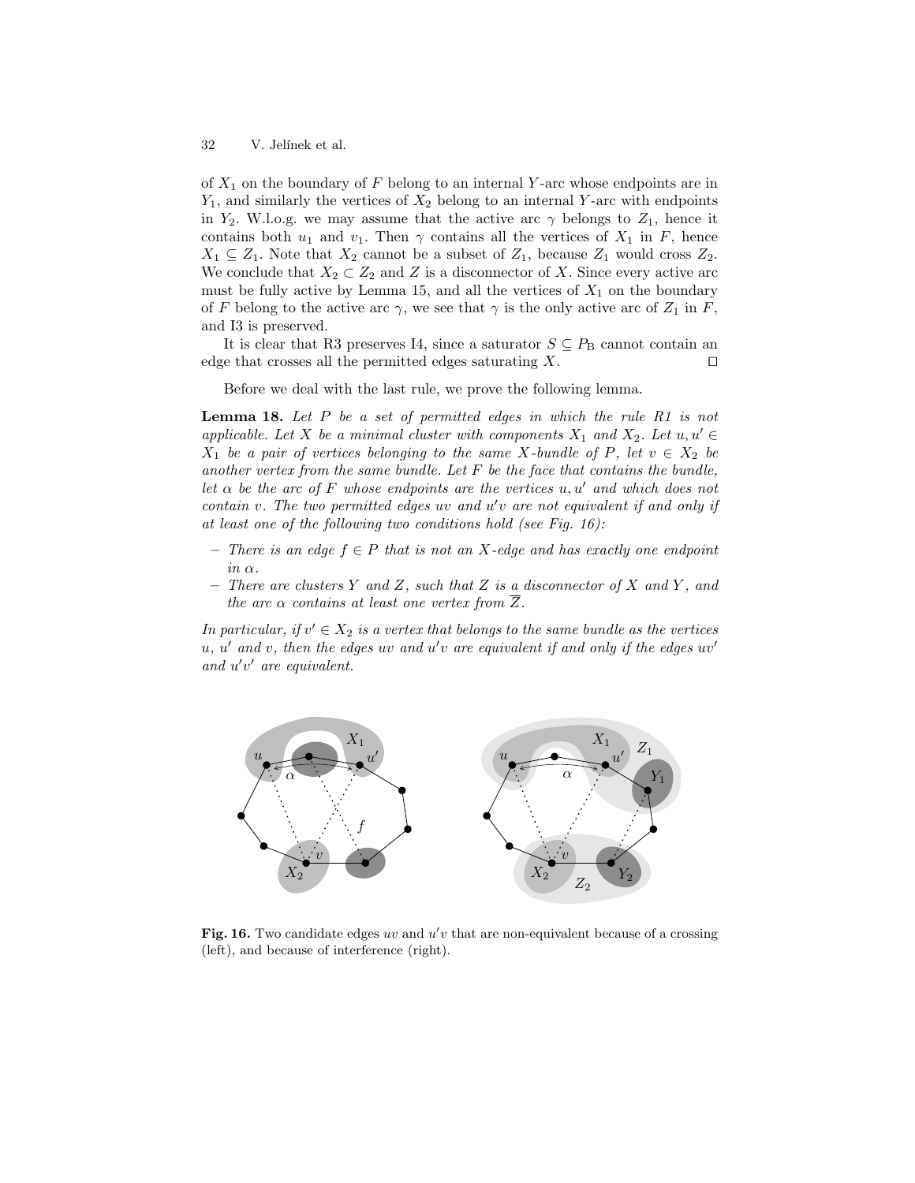of $X_1$ on the boundary of $F$ belong to an internal $Y$-arc whose endpoints are in $Y_1$, and similarly the vertices of $X_2$ belong to an internal $Y$-arc with endpoints in $Y_2$. W.l.o.g. we may assume that the active arc $\gamma$ belongs to $Z_1$, hence it contains both $u_1$ and $v_1$. Then $\gamma$ contains all the vertices of $X_1$ in $F$, hence $X_1 \subseteq Z_1$. Note that $X_2$ cannot be a subset of $Z_1$, because $Z_1$ would cross $Z_2$. We conclude that $X_2 \subset Z_2$ and $Z$ is a disconnector of $X$. Since every active arc must be fully active by Lemma 15, and all the vertices of $X_1$ on the boundary of $F$ belong to the active arc $\gamma$, we see that $\gamma$ is the only active arc of $Z_1$ in $F$, and I3 is preserved.

It is clear that R3 preserves I4, since a saturator $S \subseteq P_{\rm B}$ cannot contain an edge that crosses all the permitted edges saturating $X$. $\square$

Before we deal with the last rule, we prove the following lemma.

**Lemma 18.** *Let $P$ be a set of permitted edges in which the rule R1 is not applicable. Let $X$ be a minimal cluster with components $X_1$ and $X_2$. Let $u, u' \in X_1$ be a pair of vertices belonging to the same $X$-bundle of $P$, let $v \in X_2$ be another vertex from the same bundle. Let $F$ be the face that contains the bundle, let $\alpha$ be the arc of $F$ whose endpoints are the vertices $u, u'$ and which does not contain $v$. The two permitted edges $uv$ and $u'v$ are not equivalent if and only if at least one of the following two conditions hold (see Fig. 16):*

- *There is an edge $f \in P$ that is not an $X$-edge and has exactly one endpoint in $\alpha$.*
- *There are clusters $Y$ and $Z$, such that $Z$ is a disconnector of $X$ and $Y$, and the arc $\alpha$ contains at least one vertex from $\overline{Z}$.*

*In particular, if $v' \in X_2$ is a vertex that belongs to the same bundle as the vertices $u$, $u'$ and $v$, then the edges $uv$ and $u'v$ are equivalent if and only if the edges $uv'$ and $u'v'$ are equivalent.*

**Fig. 16.** Two candidate edges $uv$ and $u'v$ that are non-equivalent because of a crossing (left), and because of interference (right).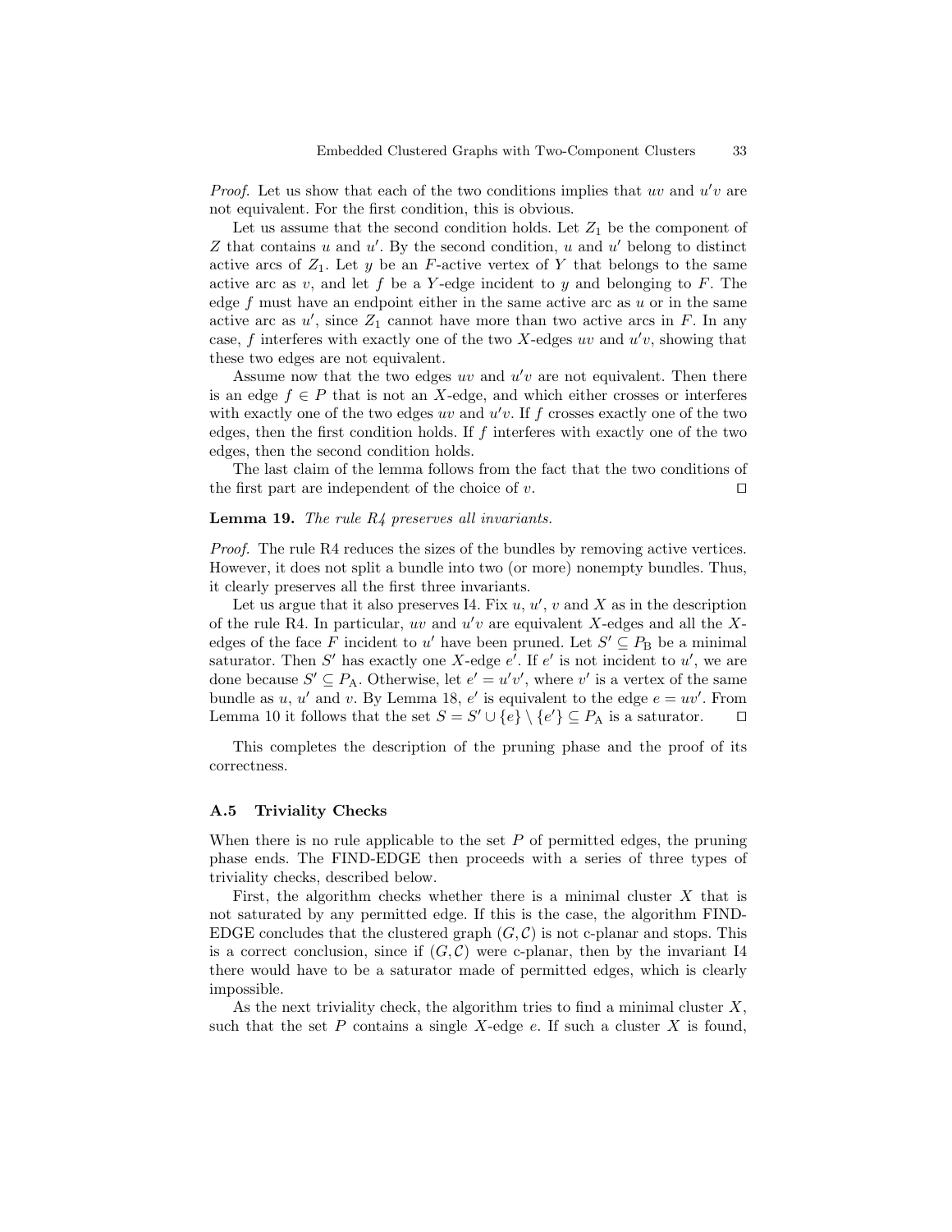*Proof.* Let us show that each of the two conditions implies that $uv$ and $u'v$ are not equivalent. For the first condition, this is obvious.

Let us assume that the second condition holds. Let $Z_1$ be the component of $Z$ that contains $u$ and $u'$. By the second condition, $u$ and $u'$ belong to distinct active arcs of $Z_1$. Let $y$ be an $F$-active vertex of $Y$ that belongs to the same active arc as $v$, and let $f$ be a $Y$-edge incident to $y$ and belonging to $F$. The edge $f$ must have an endpoint either in the same active arc as $u$ or in the same active arc as $u'$, since $Z_1$ cannot have more than two active arcs in $F$. In any case, $f$ interferes with exactly one of the two $X$-edges $uv$ and $u'v$, showing that these two edges are not equivalent.

Assume now that the two edges $uv$ and $u'v$ are not equivalent. Then there is an edge $f \in P$ that is not an $X$-edge, and which either crosses or interferes with exactly one of the two edges $uv$ and $u'v$. If $f$ crosses exactly one of the two edges, then the first condition holds. If $f$ interferes with exactly one of the two edges, then the second condition holds.

The last claim of the lemma follows from the fact that the two conditions of the first part are independent of the choice of $v$. ◻

**Lemma 19.** *The rule R4 preserves all invariants.*

*Proof.* The rule R4 reduces the sizes of the bundles by removing active vertices. However, it does not split a bundle into two (or more) nonempty bundles. Thus, it clearly preserves all the first three invariants.

Let us argue that it also preserves I4. Fix $u$, $u'$, $v$ and $X$ as in the description of the rule R4. In particular, $uv$ and $u'v$ are equivalent $X$-edges and all the $X$-edges of the face $F$ incident to $u'$ have been pruned. Let $S' \subseteq P_{\mathrm{B}}$ be a minimal saturator. Then $S'$ has exactly one $X$-edge $e'$. If $e'$ is not incident to $u'$, we are done because $S' \subseteq P_{\mathrm{A}}$. Otherwise, let $e' = u'v'$, where $v'$ is a vertex of the same bundle as $u$, $u'$ and $v$. By Lemma 18, $e'$ is equivalent to the edge $e = uv'$. From Lemma 10 it follows that the set $S = S' \cup \{e\} \setminus \{e'\} \subseteq P_{\mathrm{A}}$ is a saturator. ◻

This completes the description of the pruning phase and the proof of its correctness.

### A.5 Triviality Checks

When there is no rule applicable to the set $P$ of permitted edges, the pruning phase ends. The FIND-EDGE then proceeds with a series of three types of triviality checks, described below.

First, the algorithm checks whether there is a minimal cluster $X$ that is not saturated by any permitted edge. If this is the case, the algorithm FIND-EDGE concludes that the clustered graph $(G, \mathcal{C})$ is not c-planar and stops. This is a correct conclusion, since if $(G, \mathcal{C})$ were c-planar, then by the invariant I4 there would have to be a saturator made of permitted edges, which is clearly impossible.

As the next triviality check, the algorithm tries to find a minimal cluster $X$, such that the set $P$ contains a single $X$-edge $e$. If such a cluster $X$ is found,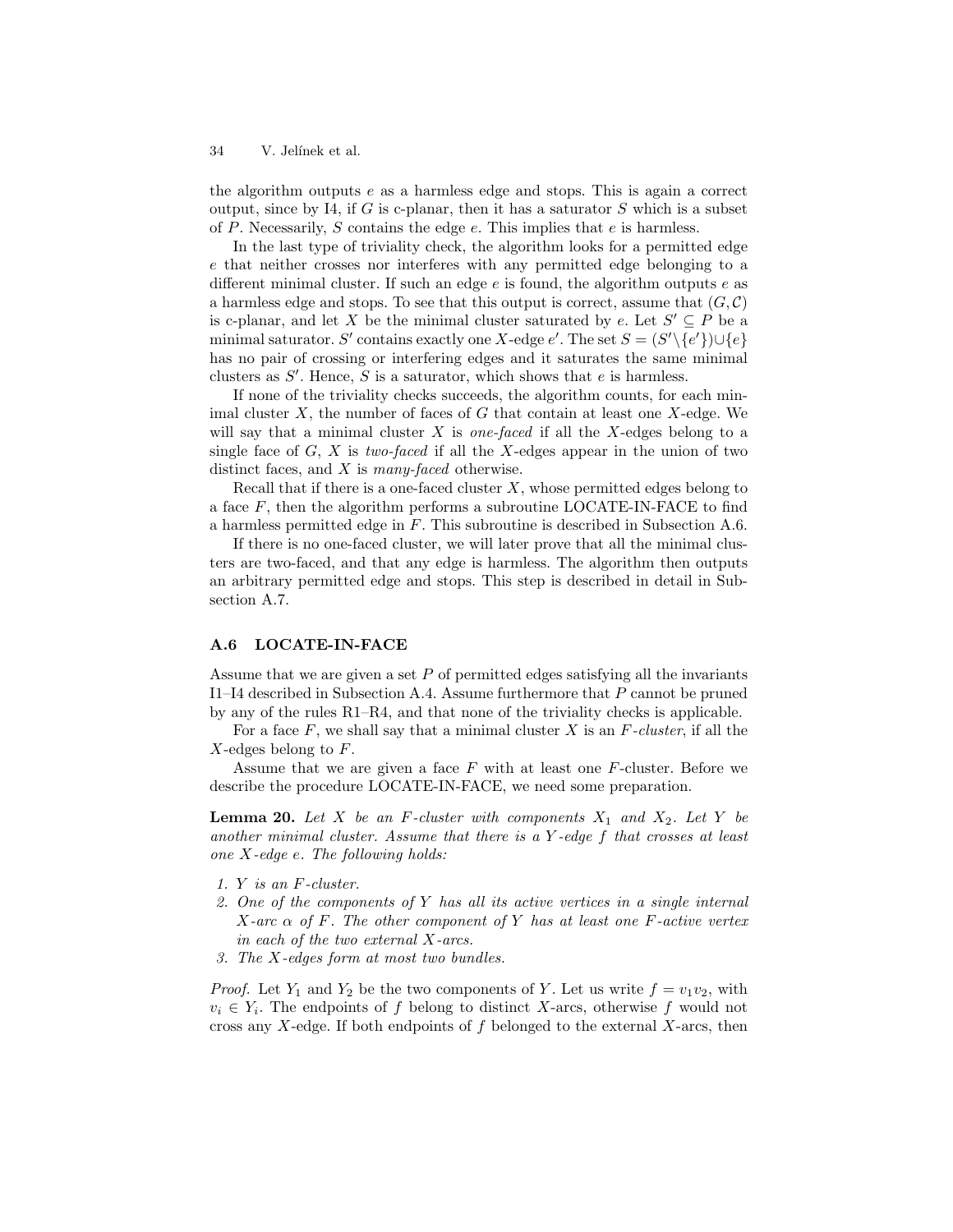the algorithm outputs $e$ as a harmless edge and stops. This is again a correct output, since by I4, if $G$ is c-planar, then it has a saturator $S$ which is a subset of $P$. Necessarily, $S$ contains the edge $e$. This implies that $e$ is harmless.

In the last type of triviality check, the algorithm looks for a permitted edge $e$ that neither crosses nor interferes with any permitted edge belonging to a different minimal cluster. If such an edge $e$ is found, the algorithm outputs $e$ as a harmless edge and stops. To see that this output is correct, assume that $(G, \mathcal{C})$ is c-planar, and let $X$ be the minimal cluster saturated by $e$. Let $S' \subseteq P$ be a minimal saturator. $S'$ contains exactly one $X$-edge $e'$. The set $S = (S' \setminus \{e'\}) \cup \{e\}$ has no pair of crossing or interfering edges and it saturates the same minimal clusters as $S'$. Hence, $S$ is a saturator, which shows that $e$ is harmless.

If none of the triviality checks succeeds, the algorithm counts, for each minimal cluster $X$, the number of faces of $G$ that contain at least one $X$-edge. We will say that a minimal cluster $X$ is *one-faced* if all the $X$-edges belong to a single face of $G$, $X$ is *two-faced* if all the $X$-edges appear in the union of two distinct faces, and $X$ is *many-faced* otherwise.

Recall that if there is a one-faced cluster $X$, whose permitted edges belong to a face $F$, then the algorithm performs a subroutine LOCATE-IN-FACE to find a harmless permitted edge in $F$. This subroutine is described in Subsection A.6.

If there is no one-faced cluster, we will later prove that all the minimal clusters are two-faced, and that any edge is harmless. The algorithm then outputs an arbitrary permitted edge and stops. This step is described in detail in Subsection A.7.

## A.6 LOCATE-IN-FACE

Assume that we are given a set $P$ of permitted edges satisfying all the invariants I1–I4 described in Subsection A.4. Assume furthermore that $P$ cannot be pruned by any of the rules R1–R4, and that none of the triviality checks is applicable.

For a face $F$, we shall say that a minimal cluster $X$ is an *$F$-cluster*, if all the $X$-edges belong to $F$.

Assume that we are given a face $F$ with at least one $F$-cluster. Before we describe the procedure LOCATE-IN-FACE, we need some preparation.

**Lemma 20.** *Let $X$ be an $F$-cluster with components $X_1$ and $X_2$. Let $Y$ be another minimal cluster. Assume that there is a $Y$-edge $f$ that crosses at least one $X$-edge $e$. The following holds:*

1. *$Y$ is an $F$-cluster.*
2. *One of the components of $Y$ has all its active vertices in a single internal $X$-arc $\alpha$ of $F$. The other component of $Y$ has at least one $F$-active vertex in each of the two external $X$-arcs.*
3. *The $X$-edges form at most two bundles.*

*Proof.* Let $Y_1$ and $Y_2$ be the two components of $Y$. Let us write $f = v_1 v_2$, with $v_i \in Y_i$. The endpoints of $f$ belong to distinct $X$-arcs, otherwise $f$ would not cross any $X$-edge. If both endpoints of $f$ belonged to the external $X$-arcs, then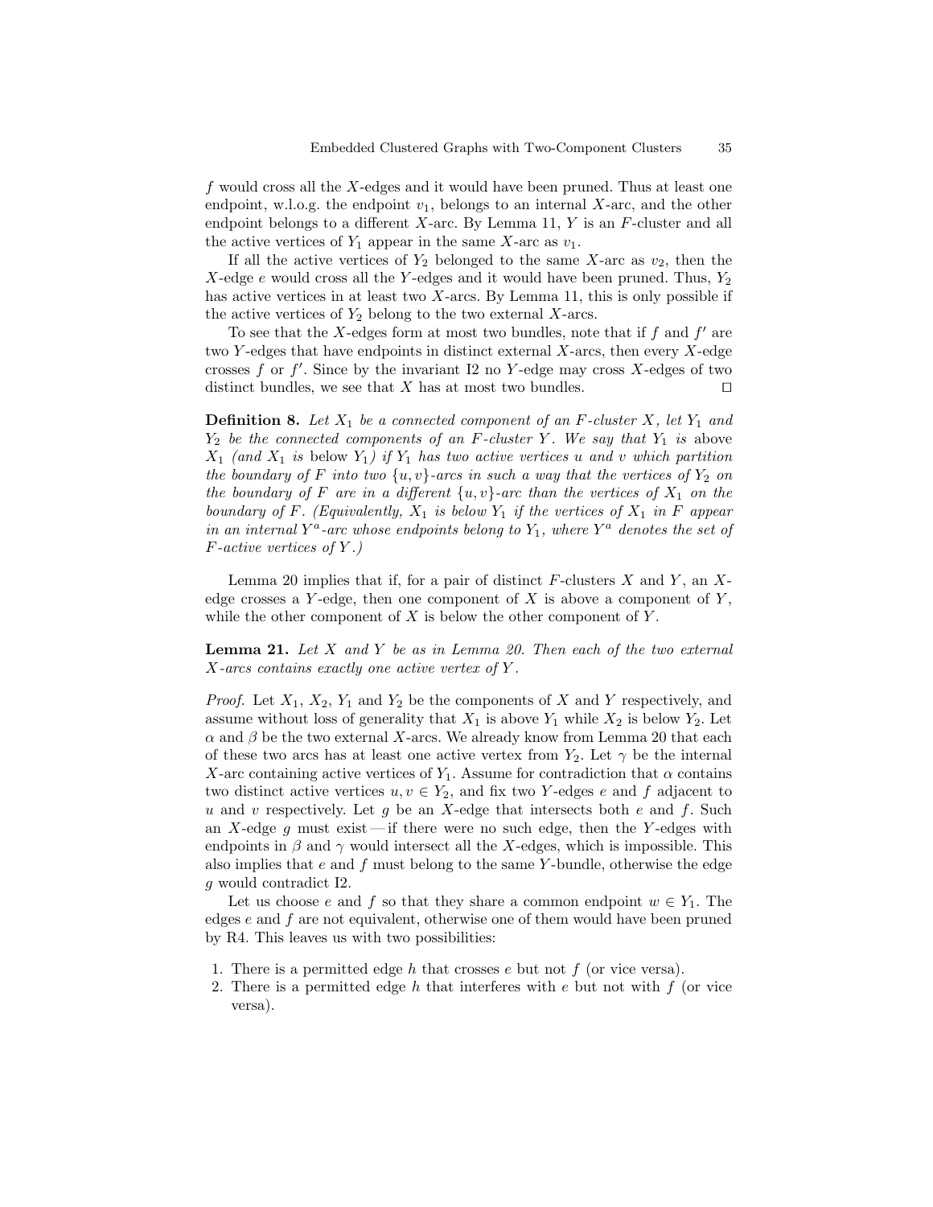$f$ would cross all the $X$-edges and it would have been pruned. Thus at least one endpoint, w.l.o.g. the endpoint $v_1$, belongs to an internal $X$-arc, and the other endpoint belongs to a different $X$-arc. By Lemma 11, $Y$ is an $F$-cluster and all the active vertices of $Y_1$ appear in the same $X$-arc as $v_1$.

If all the active vertices of $Y_2$ belonged to the same $X$-arc as $v_2$, then the $X$-edge $e$ would cross all the $Y$-edges and it would have been pruned. Thus, $Y_2$ has active vertices in at least two $X$-arcs. By Lemma 11, this is only possible if the active vertices of $Y_2$ belong to the two external $X$-arcs.

To see that the $X$-edges form at most two bundles, note that if $f$ and $f'$ are two $Y$-edges that have endpoints in distinct external $X$-arcs, then every $X$-edge crosses $f$ or $f'$. Since by the invariant I2 no $Y$-edge may cross $X$-edges of two distinct bundles, we see that $X$ has at most two bundles. ◻

**Definition 8.** *Let $X_1$ be a connected component of an $F$-cluster $X$, let $Y_1$ and $Y_2$ be the connected components of an $F$-cluster $Y$. We say that $Y_1$ is* above *$X_1$ (and $X_1$ is* below *$Y_1$) if $Y_1$ has two active vertices $u$ and $v$ which partition the boundary of $F$ into two $\{u, v\}$-arcs in such a way that the vertices of $Y_2$ on the boundary of $F$ are in a different $\{u, v\}$-arc than the vertices of $X_1$ on the boundary of $F$. (Equivalently, $X_1$ is below $Y_1$ if the vertices of $X_1$ in $F$ appear in an internal $Y^a$-arc whose endpoints belong to $Y_1$, where $Y^a$ denotes the set of $F$-active vertices of $Y$.)*

Lemma 20 implies that if, for a pair of distinct $F$-clusters $X$ and $Y$, an $X$-edge crosses a $Y$-edge, then one component of $X$ is above a component of $Y$, while the other component of $X$ is below the other component of $Y$.

**Lemma 21.** *Let $X$ and $Y$ be as in Lemma 20. Then each of the two external $X$-arcs contains exactly one active vertex of $Y$.*

*Proof.* Let $X_1$, $X_2$, $Y_1$ and $Y_2$ be the components of $X$ and $Y$ respectively, and assume without loss of generality that $X_1$ is above $Y_1$ while $X_2$ is below $Y_2$. Let $\alpha$ and $\beta$ be the two external $X$-arcs. We already know from Lemma 20 that each of these two arcs has at least one active vertex from $Y_2$. Let $\gamma$ be the internal $X$-arc containing active vertices of $Y_1$. Assume for contradiction that $\alpha$ contains two distinct active vertices $u, v \in Y_2$, and fix two $Y$-edges $e$ and $f$ adjacent to $u$ and $v$ respectively. Let $g$ be an $X$-edge that intersects both $e$ and $f$. Such an $X$-edge $g$ must exist — if there were no such edge, then the $Y$-edges with endpoints in $\beta$ and $\gamma$ would intersect all the $X$-edges, which is impossible. This also implies that $e$ and $f$ must belong to the same $Y$-bundle, otherwise the edge $g$ would contradict I2.

Let us choose $e$ and $f$ so that they share a common endpoint $w \in Y_1$. The edges $e$ and $f$ are not equivalent, otherwise one of them would have been pruned by R4. This leaves us with two possibilities:

1. There is a permitted edge $h$ that crosses $e$ but not $f$ (or vice versa).
2. There is a permitted edge $h$ that interferes with $e$ but not with $f$ (or vice versa).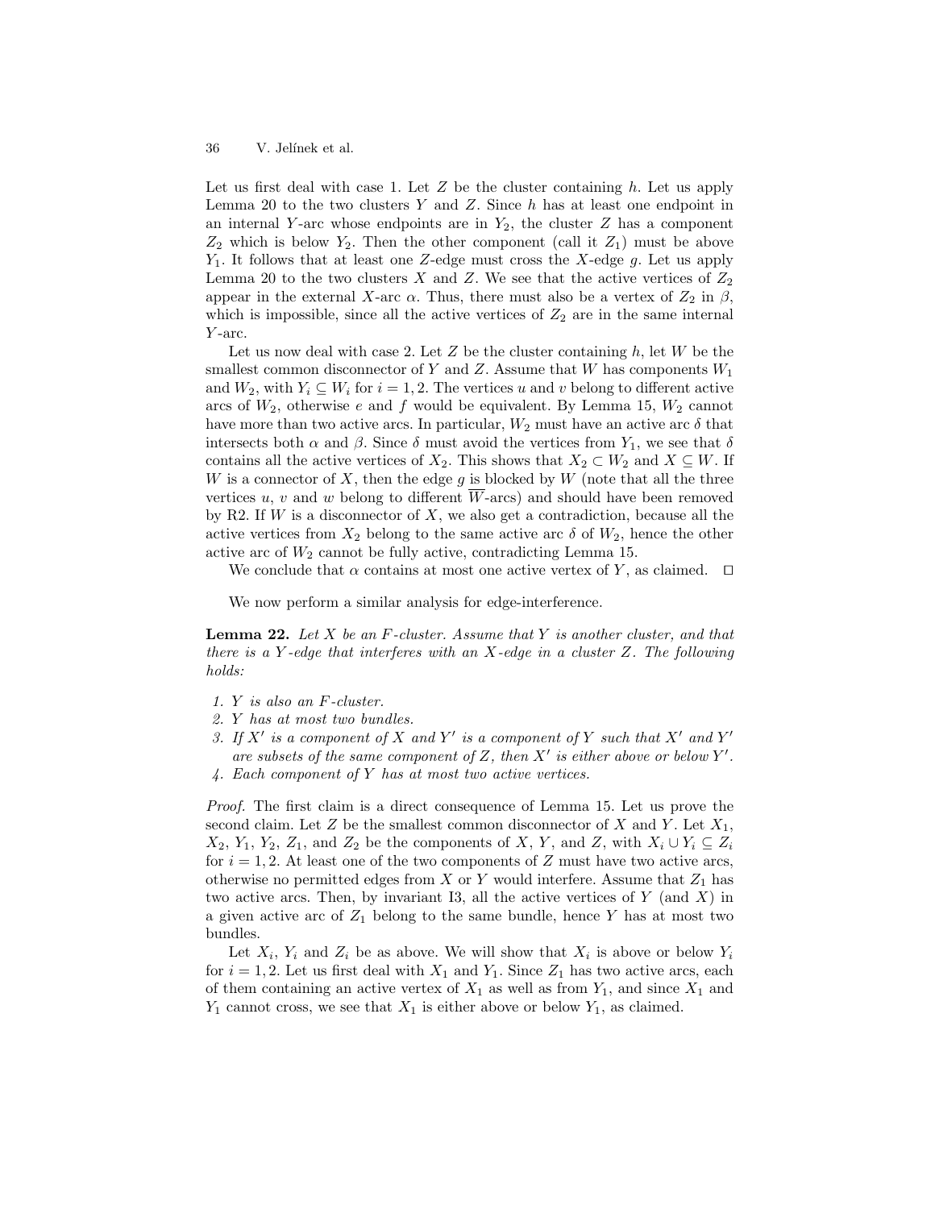Let us first deal with case 1. Let $Z$ be the cluster containing $h$. Let us apply Lemma 20 to the two clusters $Y$ and $Z$. Since $h$ has at least one endpoint in an internal $Y$-arc whose endpoints are in $Y_2$, the cluster $Z$ has a component $Z_2$ which is below $Y_2$. Then the other component (call it $Z_1$) must be above $Y_1$. It follows that at least one $Z$-edge must cross the $X$-edge $g$. Let us apply Lemma 20 to the two clusters $X$ and $Z$. We see that the active vertices of $Z_2$ appear in the external $X$-arc $\alpha$. Thus, there must also be a vertex of $Z_2$ in $\beta$, which is impossible, since all the active vertices of $Z_2$ are in the same internal $Y$-arc.

Let us now deal with case 2. Let $Z$ be the cluster containing $h$, let $W$ be the smallest common disconnector of $Y$ and $Z$. Assume that $W$ has components $W_1$ and $W_2$, with $Y_i \subseteq W_i$ for $i = 1, 2$. The vertices $u$ and $v$ belong to different active arcs of $W_2$, otherwise $e$ and $f$ would be equivalent. By Lemma 15, $W_2$ cannot have more than two active arcs. In particular, $W_2$ must have an active arc $\delta$ that intersects both $\alpha$ and $\beta$. Since $\delta$ must avoid the vertices from $Y_1$, we see that $\delta$ contains all the active vertices of $X_2$. This shows that $X_2 \subset W_2$ and $X \subseteq W$. If $W$ is a connector of $X$, then the edge $g$ is blocked by $W$ (note that all the three vertices $u$, $v$ and $w$ belong to different $\overline{W}$-arcs) and should have been removed by R2. If $W$ is a disconnector of $X$, we also get a contradiction, because all the active vertices from $X_2$ belong to the same active arc $\delta$ of $W_2$, hence the other active arc of $W_2$ cannot be fully active, contradicting Lemma 15.

We conclude that $\alpha$ contains at most one active vertex of $Y$, as claimed. $\square$

We now perform a similar analysis for edge-interference.

**Lemma 22.** *Let $X$ be an $F$-cluster. Assume that $Y$ is another cluster, and that there is a $Y$-edge that interferes with an $X$-edge in a cluster $Z$. The following holds:*

1. *$Y$ is also an $F$-cluster.*
2. *$Y$ has at most two bundles.*
3. *If $X'$ is a component of $X$ and $Y'$ is a component of $Y$ such that $X'$ and $Y'$ are subsets of the same component of $Z$, then $X'$ is either above or below $Y'$.*
4. *Each component of $Y$ has at most two active vertices.*

*Proof.* The first claim is a direct consequence of Lemma 15. Let us prove the second claim. Let $Z$ be the smallest common disconnector of $X$ and $Y$. Let $X_1$, $X_2$, $Y_1$, $Y_2$, $Z_1$, and $Z_2$ be the components of $X$, $Y$, and $Z$, with $X_i \cup Y_i \subseteq Z_i$ for $i = 1, 2$. At least one of the two components of $Z$ must have two active arcs, otherwise no permitted edges from $X$ or $Y$ would interfere. Assume that $Z_1$ has two active arcs. Then, by invariant I3, all the active vertices of $Y$ (and $X$) in a given active arc of $Z_1$ belong to the same bundle, hence $Y$ has at most two bundles.

Let $X_i$, $Y_i$ and $Z_i$ be as above. We will show that $X_i$ is above or below $Y_i$ for $i = 1, 2$. Let us first deal with $X_1$ and $Y_1$. Since $Z_1$ has two active arcs, each of them containing an active vertex of $X_1$ as well as from $Y_1$, and since $X_1$ and $Y_1$ cannot cross, we see that $X_1$ is either above or below $Y_1$, as claimed.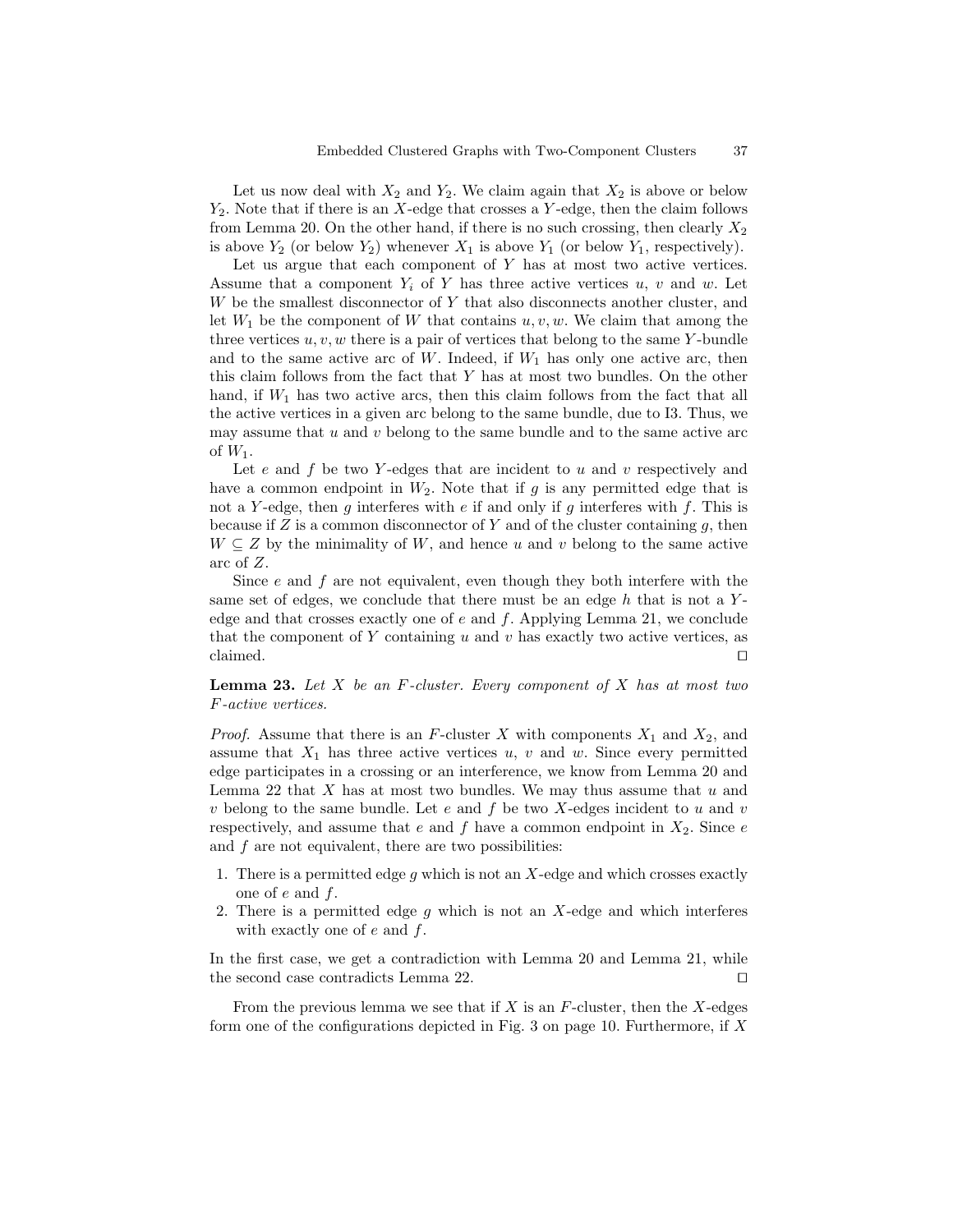Let us now deal with $X_2$ and $Y_2$. We claim again that $X_2$ is above or below $Y_2$. Note that if there is an $X$-edge that crosses a $Y$-edge, then the claim follows from Lemma 20. On the other hand, if there is no such crossing, then clearly $X_2$ is above $Y_2$ (or below $Y_2$) whenever $X_1$ is above $Y_1$ (or below $Y_1$, respectively).

Let us argue that each component of $Y$ has at most two active vertices. Assume that a component $Y_i$ of $Y$ has three active vertices $u$, $v$ and $w$. Let $W$ be the smallest disconnector of $Y$ that also disconnects another cluster, and let $W_1$ be the component of $W$ that contains $u, v, w$. We claim that among the three vertices $u, v, w$ there is a pair of vertices that belong to the same $Y$-bundle and to the same active arc of $W$. Indeed, if $W_1$ has only one active arc, then this claim follows from the fact that $Y$ has at most two bundles. On the other hand, if $W_1$ has two active arcs, then this claim follows from the fact that all the active vertices in a given arc belong to the same bundle, due to I3. Thus, we may assume that $u$ and $v$ belong to the same bundle and to the same active arc of $W_1$.

Let $e$ and $f$ be two $Y$-edges that are incident to $u$ and $v$ respectively and have a common endpoint in $W_2$. Note that if $g$ is any permitted edge that is not a $Y$-edge, then $g$ interferes with $e$ if and only if $g$ interferes with $f$. This is because if $Z$ is a common disconnector of $Y$ and of the cluster containing $g$, then $W \subseteq Z$ by the minimality of $W$, and hence $u$ and $v$ belong to the same active arc of $Z$.

Since $e$ and $f$ are not equivalent, even though they both interfere with the same set of edges, we conclude that there must be an edge $h$ that is not a $Y$-edge and that crosses exactly one of $e$ and $f$. Applying Lemma 21, we conclude that the component of $Y$ containing $u$ and $v$ has exactly two active vertices, as claimed. ◻

**Lemma 23.** *Let $X$ be an $F$-cluster. Every component of $X$ has at most two $F$-active vertices.*

*Proof.* Assume that there is an $F$-cluster $X$ with components $X_1$ and $X_2$, and assume that $X_1$ has three active vertices $u$, $v$ and $w$. Since every permitted edge participates in a crossing or an interference, we know from Lemma 20 and Lemma 22 that $X$ has at most two bundles. We may thus assume that $u$ and $v$ belong to the same bundle. Let $e$ and $f$ be two $X$-edges incident to $u$ and $v$ respectively, and assume that $e$ and $f$ have a common endpoint in $X_2$. Since $e$ and $f$ are not equivalent, there are two possibilities:

1. There is a permitted edge $g$ which is not an $X$-edge and which crosses exactly one of $e$ and $f$.
2. There is a permitted edge $g$ which is not an $X$-edge and which interferes with exactly one of $e$ and $f$.

In the first case, we get a contradiction with Lemma 20 and Lemma 21, while the second case contradicts Lemma 22. ◻

From the previous lemma we see that if $X$ is an $F$-cluster, then the $X$-edges form one of the configurations depicted in Fig. 3 on page 10. Furthermore, if $X$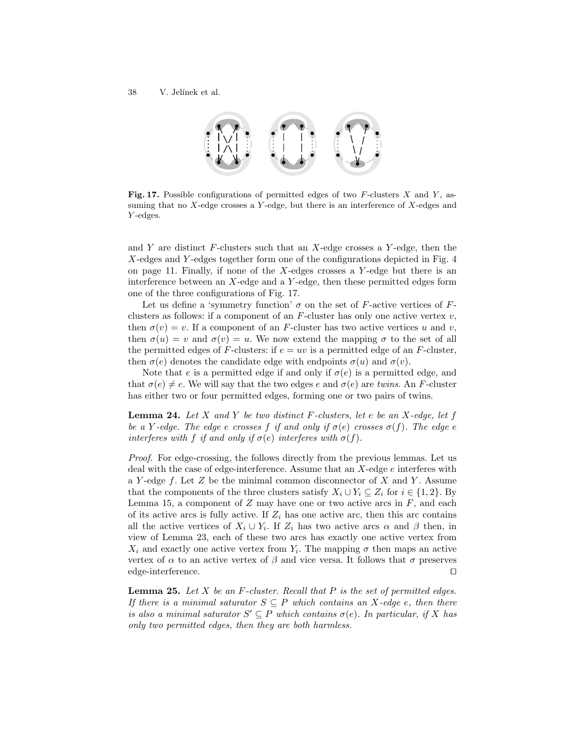**Fig. 17.** Possible configurations of permitted edges of two $F$-clusters $X$ and $Y$, assuming that no $X$-edge crosses a $Y$-edge, but there is an interference of $X$-edges and $Y$-edges.

and $Y$ are distinct $F$-clusters such that an $X$-edge crosses a $Y$-edge, then the $X$-edges and $Y$-edges together form one of the configurations depicted in Fig. 4 on page 11. Finally, if none of the $X$-edges crosses a $Y$-edge but there is an interference between an $X$-edge and a $Y$-edge, then these permitted edges form one of the three configurations of Fig. 17.

Let us define a 'symmetry function' $\sigma$ on the set of $F$-active vertices of $F$-clusters as follows: if a component of an $F$-cluster has only one active vertex $v$, then $\sigma(v) = v$. If a component of an $F$-cluster has two active vertices $u$ and $v$, then $\sigma(u) = v$ and $\sigma(v) = u$. We now extend the mapping $\sigma$ to the set of all the permitted edges of $F$-clusters: if $e = uv$ is a permitted edge of an $F$-cluster, then $\sigma(e)$ denotes the candidate edge with endpoints $\sigma(u)$ and $\sigma(v)$.

Note that $e$ is a permitted edge if and only if $\sigma(e)$ is a permitted edge, and that $\sigma(e) \neq e$. We will say that the two edges $e$ and $\sigma(e)$ are *twins*. An $F$-cluster has either two or four permitted edges, forming one or two pairs of twins.

**Lemma 24.** *Let $X$ and $Y$ be two distinct $F$-clusters, let $e$ be an $X$-edge, let $f$ be a $Y$-edge. The edge $e$ crosses $f$ if and only if $\sigma(e)$ crosses $\sigma(f)$. The edge $e$ interferes with $f$ if and only if $\sigma(e)$ interferes with $\sigma(f)$.*

*Proof.* For edge-crossing, the follows directly from the previous lemmas. Let us deal with the case of edge-interference. Assume that an $X$-edge $e$ interferes with a $Y$-edge $f$. Let $Z$ be the minimal common disconnector of $X$ and $Y$. Assume that the components of the three clusters satisfy $X_i \cup Y_i \subseteq Z_i$ for $i \in \{1, 2\}$. By Lemma 15, a component of $Z$ may have one or two active arcs in $F$, and each of its active arcs is fully active. If $Z_i$ has one active arc, then this arc contains all the active vertices of $X_i \cup Y_i$. If $Z_i$ has two active arcs $\alpha$ and $\beta$ then, in view of Lemma 23, each of these two arcs has exactly one active vertex from $X_i$ and exactly one active vertex from $Y_i$. The mapping $\sigma$ then maps an active vertex of $\alpha$ to an active vertex of $\beta$ and vice versa. It follows that $\sigma$ preserves edge-interference. ☐

**Lemma 25.** *Let $X$ be an $F$-cluster. Recall that $P$ is the set of permitted edges. If there is a minimal saturator $S \subseteq P$ which contains an $X$-edge $e$, then there is also a minimal saturator $S' \subseteq P$ which contains $\sigma(e)$. In particular, if $X$ has only two permitted edges, then they are both harmless.*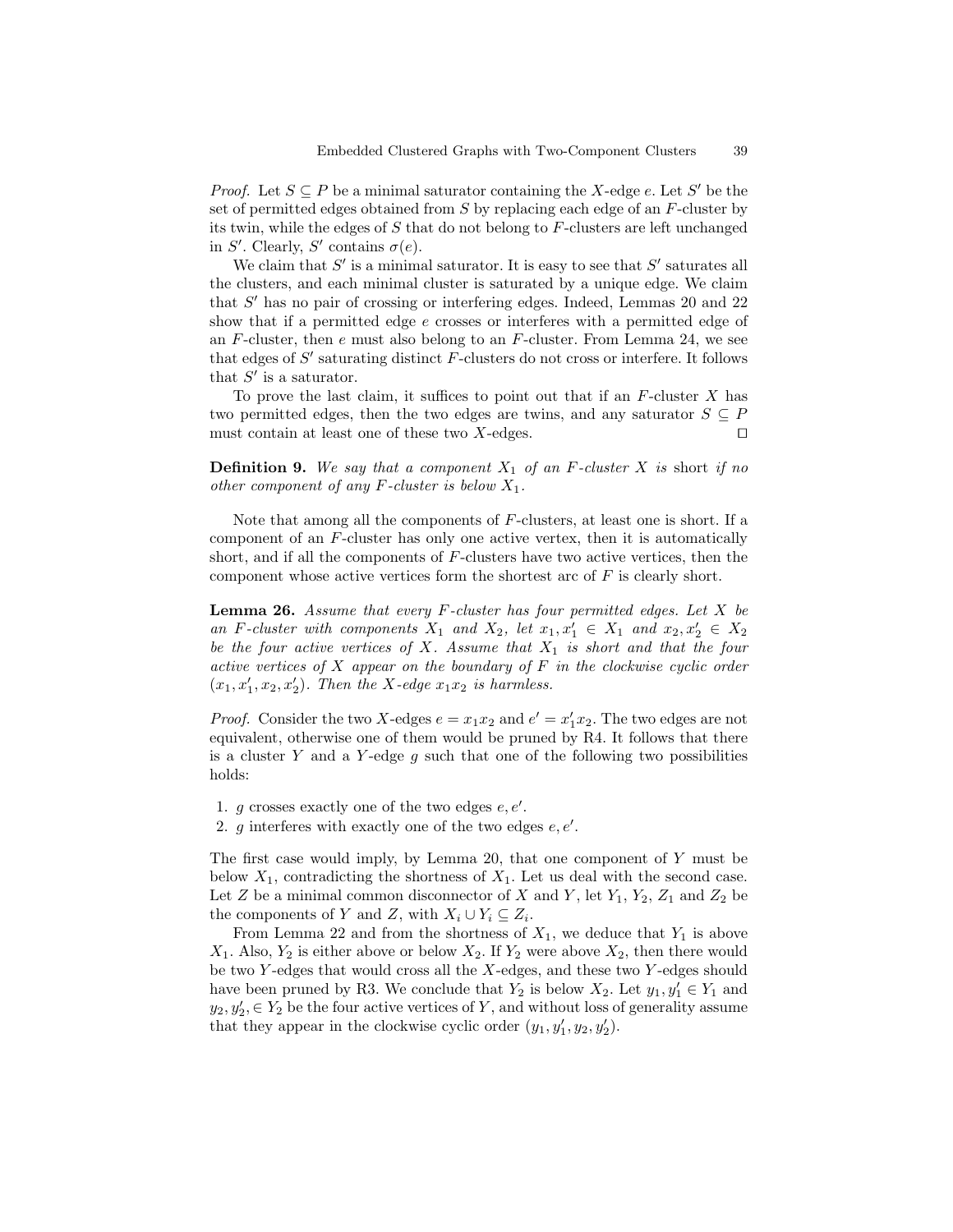*Proof.* Let $S \subseteq P$ be a minimal saturator containing the $X$-edge $e$. Let $S'$ be the set of permitted edges obtained from $S$ by replacing each edge of an $F$-cluster by its twin, while the edges of $S$ that do not belong to $F$-clusters are left unchanged in $S'$. Clearly, $S'$ contains $\sigma(e)$.

We claim that $S'$ is a minimal saturator. It is easy to see that $S'$ saturates all the clusters, and each minimal cluster is saturated by a unique edge. We claim that $S'$ has no pair of crossing or interfering edges. Indeed, Lemmas 20 and 22 show that if a permitted edge $e$ crosses or interferes with a permitted edge of an $F$-cluster, then $e$ must also belong to an $F$-cluster. From Lemma 24, we see that edges of $S'$ saturating distinct $F$-clusters do not cross or interfere. It follows that $S'$ is a saturator.

To prove the last claim, it suffices to point out that if an $F$-cluster $X$ has two permitted edges, then the two edges are twins, and any saturator $S \subseteq P$ must contain at least one of these two $X$-edges. ⊓⊔

**Definition 9.** *We say that a component $X_1$ of an $F$-cluster $X$ is* short *if no other component of any $F$-cluster is below $X_1$.*

Note that among all the components of $F$-clusters, at least one is short. If a component of an $F$-cluster has only one active vertex, then it is automatically short, and if all the components of $F$-clusters have two active vertices, then the component whose active vertices form the shortest arc of $F$ is clearly short.

**Lemma 26.** *Assume that every $F$-cluster has four permitted edges. Let $X$ be an $F$-cluster with components $X_1$ and $X_2$, let $x_1, x_1' \in X_1$ and $x_2, x_2' \in X_2$ be the four active vertices of $X$. Assume that $X_1$ is short and that the four active vertices of $X$ appear on the boundary of $F$ in the clockwise cyclic order $(x_1, x_1', x_2, x_2')$. Then the $X$-edge $x_1x_2$ is harmless.*

*Proof.* Consider the two $X$-edges $e = x_1x_2$ and $e' = x_1'x_2$. The two edges are not equivalent, otherwise one of them would be pruned by R4. It follows that there is a cluster $Y$ and a $Y$-edge $g$ such that one of the following two possibilities holds:

1. $g$ crosses exactly one of the two edges $e, e'$.
2. $g$ interferes with exactly one of the two edges $e, e'$.

The first case would imply, by Lemma 20, that one component of $Y$ must be below $X_1$, contradicting the shortness of $X_1$. Let us deal with the second case. Let $Z$ be a minimal common disconnector of $X$ and $Y$, let $Y_1$, $Y_2$, $Z_1$ and $Z_2$ be the components of $Y$ and $Z$, with $X_i \cup Y_i \subseteq Z_i$.

From Lemma 22 and from the shortness of $X_1$, we deduce that $Y_1$ is above $X_1$. Also, $Y_2$ is either above or below $X_2$. If $Y_2$ were above $X_2$, then there would be two $Y$-edges that would cross all the $X$-edges, and these two $Y$-edges should have been pruned by R3. We conclude that $Y_2$ is below $X_2$. Let $y_1, y_1' \in Y_1$ and $y_2, y_2', \in Y_2$ be the four active vertices of $Y$, and without loss of generality assume that they appear in the clockwise cyclic order $(y_1, y_1', y_2, y_2')$.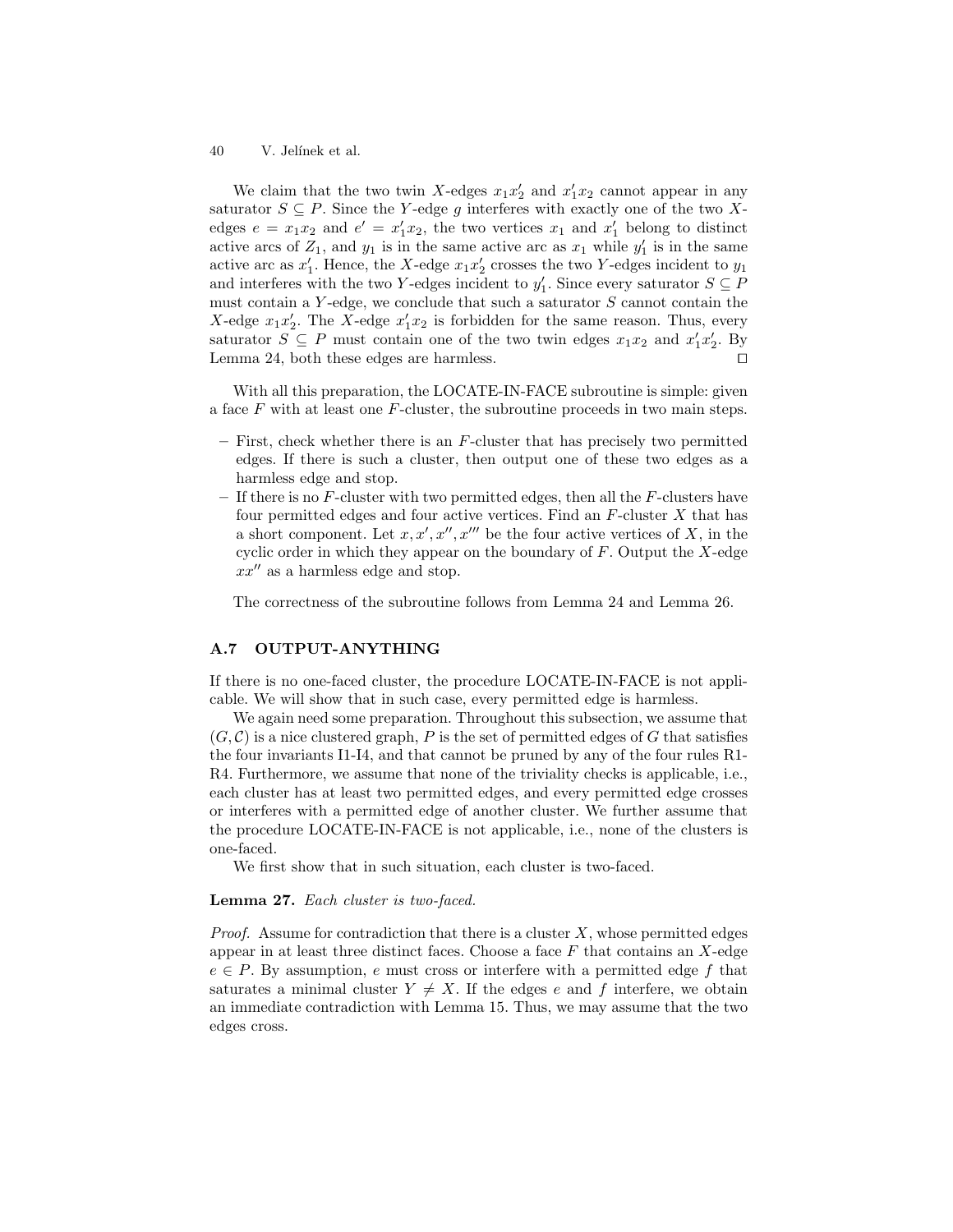We claim that the two twin $X$-edges $x_1x_2'$ and $x_1'x_2$ cannot appear in any saturator $S \subseteq P$. Since the $Y$-edge $g$ interferes with exactly one of the two $X$-edges $e = x_1x_2$ and $e' = x_1'x_2$, the two vertices $x_1$ and $x_1'$ belong to distinct active arcs of $Z_1$, and $y_1$ is in the same active arc as $x_1$ while $y_1'$ is in the same active arc as $x_1'$. Hence, the $X$-edge $x_1x_2'$ crosses the two $Y$-edges incident to $y_1$ and interferes with the two $Y$-edges incident to $y_1'$. Since every saturator $S \subseteq P$ must contain a $Y$-edge, we conclude that such a saturator $S$ cannot contain the $X$-edge $x_1x_2'$. The $X$-edge $x_1'x_2$ is forbidden for the same reason. Thus, every saturator $S \subseteq P$ must contain one of the two twin edges $x_1x_2$ and $x_1'x_2'$. By Lemma 24, both these edges are harmless. ◻

With all this preparation, the LOCATE-IN-FACE subroutine is simple: given a face $F$ with at least one $F$-cluster, the subroutine proceeds in two main steps.

- First, check whether there is an $F$-cluster that has precisely two permitted edges. If there is such a cluster, then output one of these two edges as a harmless edge and stop.
- If there is no $F$-cluster with two permitted edges, then all the $F$-clusters have four permitted edges and four active vertices. Find an $F$-cluster $X$ that has a short component. Let $x, x', x'', x'''$ be the four active vertices of $X$, in the cyclic order in which they appear on the boundary of $F$. Output the $X$-edge $xx''$ as a harmless edge and stop.

The correctness of the subroutine follows from Lemma 24 and Lemma 26.

### A.7 OUTPUT-ANYTHING

If there is no one-faced cluster, the procedure LOCATE-IN-FACE is not applicable. We will show that in such case, every permitted edge is harmless.

We again need some preparation. Throughout this subsection, we assume that $(G, \mathcal{C})$ is a nice clustered graph, $P$ is the set of permitted edges of $G$ that satisfies the four invariants I1-I4, and that cannot be pruned by any of the four rules R1-R4. Furthermore, we assume that none of the triviality checks is applicable, i.e., each cluster has at least two permitted edges, and every permitted edge crosses or interferes with a permitted edge of another cluster. We further assume that the procedure LOCATE-IN-FACE is not applicable, i.e., none of the clusters is one-faced.

We first show that in such situation, each cluster is two-faced.

**Lemma 27.** *Each cluster is two-faced.*

*Proof.* Assume for contradiction that there is a cluster $X$, whose permitted edges appear in at least three distinct faces. Choose a face $F$ that contains an $X$-edge $e \in P$. By assumption, $e$ must cross or interfere with a permitted edge $f$ that saturates a minimal cluster $Y \neq X$. If the edges $e$ and $f$ interfere, we obtain an immediate contradiction with Lemma 15. Thus, we may assume that the two edges cross.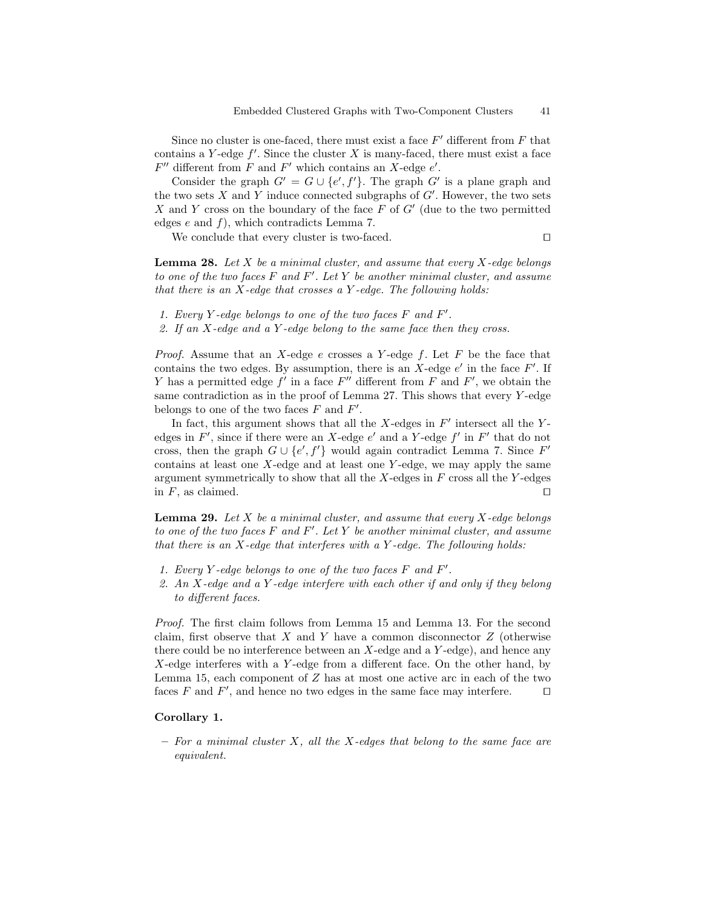Since no cluster is one-faced, there must exist a face $F'$ different from $F$ that contains a $Y$-edge $f'$. Since the cluster $X$ is many-faced, there must exist a face $F''$ different from $F$ and $F'$ which contains an $X$-edge $e'$.

Consider the graph $G' = G \cup \{e', f'\}$. The graph $G'$ is a plane graph and the two sets $X$ and $Y$ induce connected subgraphs of $G'$. However, the two sets $X$ and $Y$ cross on the boundary of the face $F$ of $G'$ (due to the two permitted edges $e$ and $f$), which contradicts Lemma 7.

We conclude that every cluster is two-faced. $\square$

**Lemma 28.** *Let $X$ be a minimal cluster, and assume that every $X$-edge belongs to one of the two faces $F$ and $F'$. Let $Y$ be another minimal cluster, and assume that there is an $X$-edge that crosses a $Y$-edge. The following holds:*

1. *Every $Y$-edge belongs to one of the two faces $F$ and $F'$.*
2. *If an $X$-edge and a $Y$-edge belong to the same face then they cross.*

*Proof.* Assume that an $X$-edge $e$ crosses a $Y$-edge $f$. Let $F$ be the face that contains the two edges. By assumption, there is an $X$-edge $e'$ in the face $F'$. If $Y$ has a permitted edge $f'$ in a face $F''$ different from $F$ and $F'$, we obtain the same contradiction as in the proof of Lemma 27. This shows that every $Y$-edge belongs to one of the two faces $F$ and $F'$.

In fact, this argument shows that all the $X$-edges in $F'$ intersect all the $Y$-edges in $F'$, since if there were an $X$-edge $e'$ and a $Y$-edge $f'$ in $F'$ that do not cross, then the graph $G \cup \{e', f'\}$ would again contradict Lemma 7. Since $F'$ contains at least one $X$-edge and at least one $Y$-edge, we may apply the same argument symmetrically to show that all the $X$-edges in $F$ cross all the $Y$-edges in $F$, as claimed. $\square$

**Lemma 29.** *Let $X$ be a minimal cluster, and assume that every $X$-edge belongs to one of the two faces $F$ and $F'$. Let $Y$ be another minimal cluster, and assume that there is an $X$-edge that interferes with a $Y$-edge. The following holds:*

1. *Every $Y$-edge belongs to one of the two faces $F$ and $F'$.*
2. *An $X$-edge and a $Y$-edge interfere with each other if and only if they belong to different faces.*

*Proof.* The first claim follows from Lemma 15 and Lemma 13. For the second claim, first observe that $X$ and $Y$ have a common disconnector $Z$ (otherwise there could be no interference between an $X$-edge and a $Y$-edge), and hence any $X$-edge interferes with a $Y$-edge from a different face. On the other hand, by Lemma 15, each component of $Z$ has at most one active arc in each of the two faces $F$ and $F'$, and hence no two edges in the same face may interfere. $\square$

**Corollary 1.**

- *For a minimal cluster $X$, all the $X$-edges that belong to the same face are equivalent.*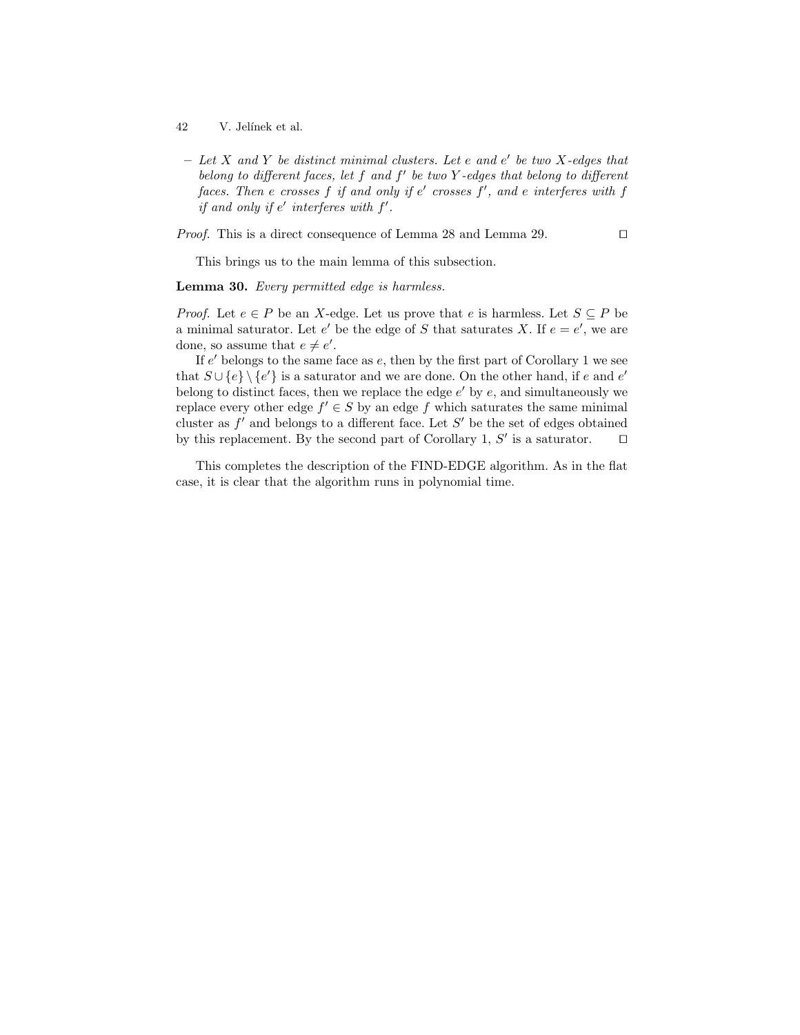– *Let $X$ and $Y$ be distinct minimal clusters. Let $e$ and $e'$ be two $X$-edges that belong to different faces, let $f$ and $f'$ be two $Y$-edges that belong to different faces. Then $e$ crosses $f$ if and only if $e'$ crosses $f'$, and $e$ interferes with $f$ if and only if $e'$ interferes with $f'$.*

*Proof.* This is a direct consequence of Lemma 28 and Lemma 29. □

This brings us to the main lemma of this subsection.

**Lemma 30.** *Every permitted edge is harmless.*

*Proof.* Let $e \in P$ be an $X$-edge. Let us prove that $e$ is harmless. Let $S \subseteq P$ be a minimal saturator. Let $e'$ be the edge of $S$ that saturates $X$. If $e = e'$, we are done, so assume that $e \neq e'$.

If $e'$ belongs to the same face as $e$, then by the first part of Corollary 1 we see that $S \cup \{e\} \setminus \{e'\}$ is a saturator and we are done. On the other hand, if $e$ and $e'$ belong to distinct faces, then we replace the edge $e'$ by $e$, and simultaneously we replace every other edge $f' \in S$ by an edge $f$ which saturates the same minimal cluster as $f'$ and belongs to a different face. Let $S'$ be the set of edges obtained by this replacement. By the second part of Corollary 1, $S'$ is a saturator. □

This completes the description of the FIND-EDGE algorithm. As in the flat case, it is clear that the algorithm runs in polynomial time.